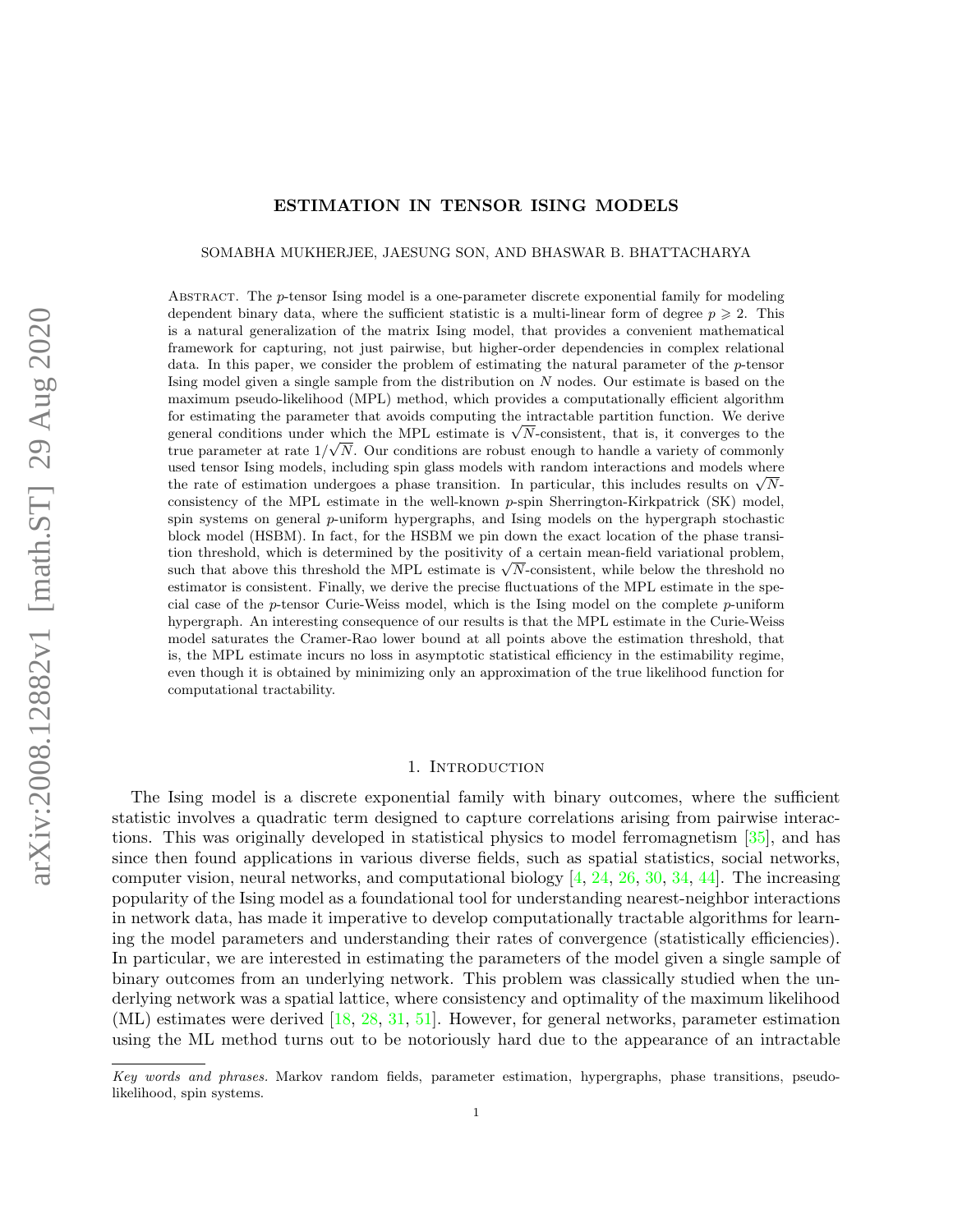# ESTIMATION IN TENSOR ISING MODELS

SOMABHA MUKHERJEE, JAESUNG SON, AND BHASWAR B. BHATTACHARYA

Abstract. The $p$-tensor Ising model is a one-parameter discrete exponential family for modeling dependent binary data, where the sufficient statistic is a multi-linear form of degree $p \geqslant 2$. This is a natural generalization of the matrix Ising model, that provides a convenient mathematical framework for capturing, not just pairwise, but higher-order dependencies in complex relational data. In this paper, we consider the problem of estimating the natural parameter of the $p$-tensor Ising model given a single sample from the distribution on $N$ nodes. Our estimate is based on the maximum pseudo-likelihood (MPL) method, which provides a computationally efficient algorithm for estimating the parameter that avoids computing the intractable partition function. We derive general conditions under which the MPL estimate is $\sqrt{N}$-consistent, that is, it converges to the true parameter at rate $1/\sqrt{N}$. Our conditions are robust enough to handle a variety of commonly used tensor Ising models, including spin glass models with random interactions and models where the rate of estimation undergoes a phase transition. In particular, this includes results on $\sqrt{N}$-consistency of the MPL estimate in the well-known $p$-spin Sherrington-Kirkpatrick (SK) model, spin systems on general $p$-uniform hypergraphs, and Ising models on the hypergraph stochastic block model (HSBM). In fact, for the HSBM we pin down the exact location of the phase transition threshold, which is determined by the positivity of a certain mean-field variational problem, such that above this threshold the MPL estimate is $\sqrt{N}$-consistent, while below the threshold no estimator is consistent. Finally, we derive the precise fluctuations of the MPL estimate in the special case of the $p$-tensor Curie-Weiss model, which is the Ising model on the complete $p$-uniform hypergraph. An interesting consequence of our results is that the MPL estimate in the Curie-Weiss model saturates the Cramer-Rao lower bound at all points above the estimation threshold, that is, the MPL estimate incurs no loss in asymptotic statistical efficiency in the estimability regime, even though it is obtained by minimizing only an approximation of the true likelihood function for computational tractability.

## 1. Introduction

The Ising model is a discrete exponential family with binary outcomes, where the sufficient statistic involves a quadratic term designed to capture correlations arising from pairwise interactions. This was originally developed in statistical physics to model ferromagnetism [35], and has since then found applications in various diverse fields, such as spatial statistics, social networks, computer vision, neural networks, and computational biology [4, 24, 26, 30, 34, 44]. The increasing popularity of the Ising model as a foundational tool for understanding nearest-neighbor interactions in network data, has made it imperative to develop computationally tractable algorithms for learning the model parameters and understanding their rates of convergence (statistically efficiencies). In particular, we are interested in estimating the parameters of the model given a single sample of binary outcomes from an underlying network. This problem was classically studied when the underlying network was a spatial lattice, where consistency and optimality of the maximum likelihood (ML) estimates were derived [18, 28, 31, 51]. However, for general networks, parameter estimation using the ML method turns out to be notoriously hard due to the appearance of an intractable

*Key words and phrases.* Markov random fields, parameter estimation, hypergraphs, phase transitions, pseudo-likelihood, spin systems.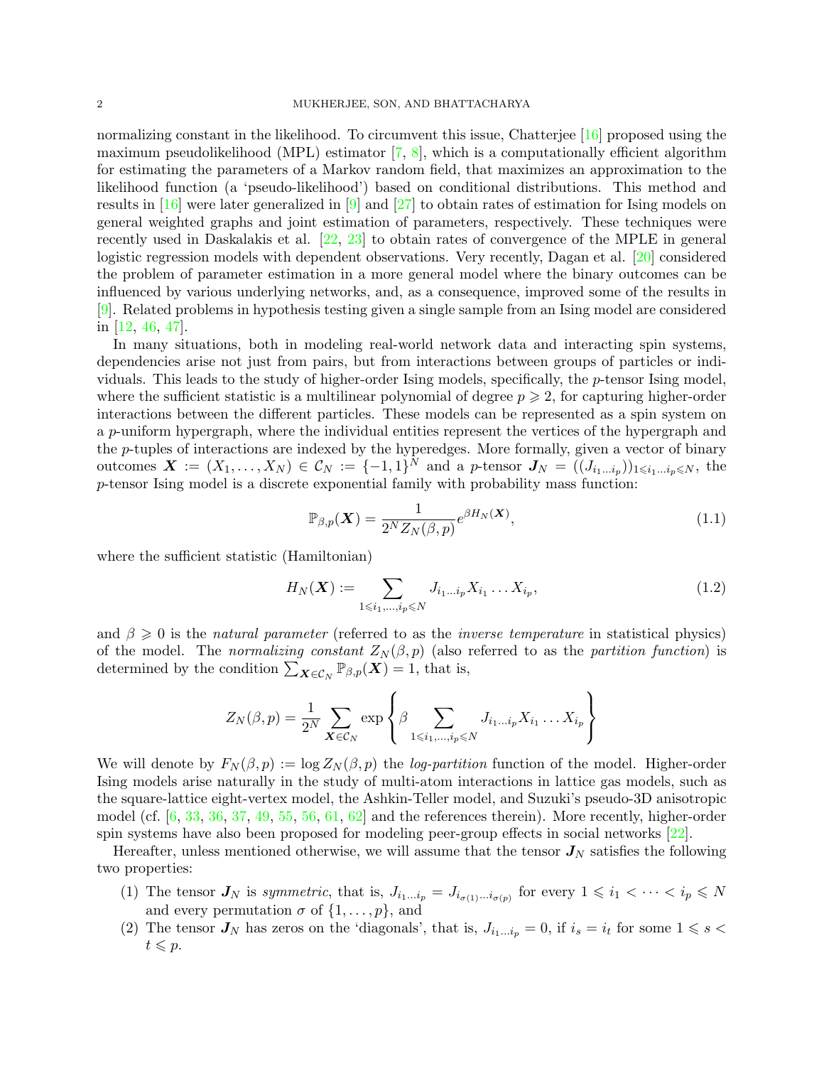normalizing constant in the likelihood. To circumvent this issue, Chatterjee [16] proposed using the maximum pseudolikelihood (MPL) estimator [7, 8], which is a computationally efficient algorithm for estimating the parameters of a Markov random field, that maximizes an approximation to the likelihood function (a 'pseudo-likelihood') based on conditional distributions. This method and results in [16] were later generalized in [9] and [27] to obtain rates of estimation for Ising models on general weighted graphs and joint estimation of parameters, respectively. These techniques were recently used in Daskalakis et al. [22, 23] to obtain rates of convergence of the MPLE in general logistic regression models with dependent observations. Very recently, Dagan et al. [20] considered the problem of parameter estimation in a more general model where the binary outcomes can be influenced by various underlying networks, and, as a consequence, improved some of the results in [9]. Related problems in hypothesis testing given a single sample from an Ising model are considered in [12, 46, 47].

In many situations, both in modeling real-world network data and interacting spin systems, dependencies arise not just from pairs, but from interactions between groups of particles or individuals. This leads to the study of higher-order Ising models, specifically, the $p$-tensor Ising model, where the sufficient statistic is a multilinear polynomial of degree $p \geqslant 2$, for capturing higher-order interactions between the different particles. These models can be represented as a spin system on a $p$-uniform hypergraph, where the individual entities represent the vertices of the hypergraph and the $p$-tuples of interactions are indexed by the hyperedges. More formally, given a vector of binary outcomes $\boldsymbol{X} := (X_1, \ldots, X_N) \in \mathcal{C}_N := \{-1, 1\}^N$ and a $p$-tensor $\boldsymbol{J}_N = ((J_{i_1 \ldots i_p}))_{1 \leqslant i_1 \ldots i_p \leqslant N}$, the $p$-tensor Ising model is a discrete exponential family with probability mass function:

$$\mathbb{P}_{\beta,p}(\boldsymbol{X}) = \frac{1}{2^N Z_N(\beta, p)} e^{\beta H_N(\boldsymbol{X})}, \tag{1.1}$$

where the sufficient statistic (Hamiltonian)

$$H_N(\boldsymbol{X}) := \sum_{1 \leqslant i_1, \ldots, i_p \leqslant N} J_{i_1 \ldots i_p} X_{i_1} \ldots X_{i_p}, \tag{1.2}$$

and $\beta \geqslant 0$ is the *natural parameter* (referred to as the *inverse temperature* in statistical physics) of the model. The *normalizing constant* $Z_N(\beta, p)$ (also referred to as the *partition function*) is determined by the condition $\sum_{\boldsymbol{X} \in \mathcal{C}_N} \mathbb{P}_{\beta,p}(\boldsymbol{X}) = 1$, that is,

$$Z_N(\beta, p) = \frac{1}{2^N} \sum_{\boldsymbol{X} \in \mathcal{C}_N} \exp\left\{ \beta \sum_{1 \leqslant i_1, \ldots, i_p \leqslant N} J_{i_1 \ldots i_p} X_{i_1} \ldots X_{i_p} \right\}$$

We will denote by $F_N(\beta, p) := \log Z_N(\beta, p)$ the *log-partition* function of the model. Higher-order Ising models arise naturally in the study of multi-atom interactions in lattice gas models, such as the square-lattice eight-vertex model, the Ashkin-Teller model, and Suzuki's pseudo-3D anisotropic model (cf. [6, 33, 36, 37, 49, 55, 56, 61, 62] and the references therein). More recently, higher-order spin systems have also been proposed for modeling peer-group effects in social networks [22].

Hereafter, unless mentioned otherwise, we will assume that the tensor $\boldsymbol{J}_N$ satisfies the following two properties:

1. The tensor $\boldsymbol{J}_N$ is *symmetric*, that is, $J_{i_1 \ldots i_p} = J_{i_{\sigma(1)} \ldots i_{\sigma(p)}}$ for every $1 \leqslant i_1 < \cdots < i_p \leqslant N$ and every permutation $\sigma$ of $\{1, \ldots, p\}$, and
2. The tensor $\boldsymbol{J}_N$ has zeros on the 'diagonals', that is, $J_{i_1 \ldots i_p} = 0$, if $i_s = i_t$ for some $1 \leqslant s < t \leqslant p$.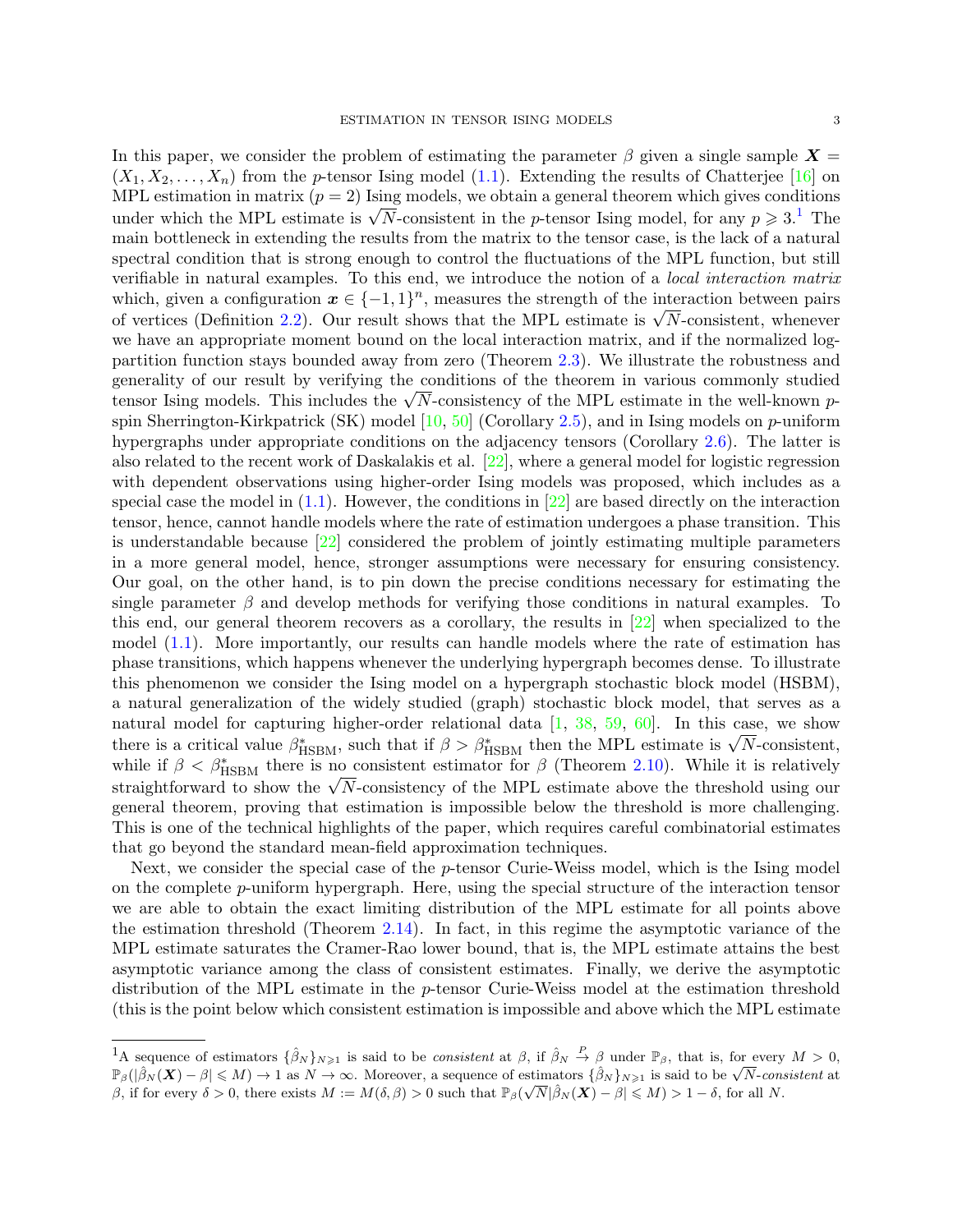In this paper, we consider the problem of estimating the parameter $\beta$ given a single sample $\boldsymbol{X} = (X_1, X_2, \ldots, X_n)$ from the $p$-tensor Ising model (1.1). Extending the results of Chatterjee [16] on MPL estimation in matrix ($p = 2$) Ising models, we obtain a general theorem which gives conditions under which the MPL estimate is $\sqrt{N}$-consistent in the $p$-tensor Ising model, for any $p \geqslant 3$.[1] The main bottleneck in extending the results from the matrix to the tensor case, is the lack of a natural spectral condition that is strong enough to control the fluctuations of the MPL function, but still verifiable in natural examples. To this end, we introduce the notion of a *local interaction matrix* which, given a configuration $\boldsymbol{x} \in \{-1, 1\}^n$, measures the strength of the interaction between pairs of vertices (Definition 2.2). Our result shows that the MPL estimate is $\sqrt{N}$-consistent, whenever we have an appropriate moment bound on the local interaction matrix, and if the normalized log-partition function stays bounded away from zero (Theorem 2.3). We illustrate the robustness and generality of our result by verifying the conditions of the theorem in various commonly studied tensor Ising models. This includes the $\sqrt{N}$-consistency of the MPL estimate in the well-known $p$-spin Sherrington-Kirkpatrick (SK) model [10, 50] (Corollary 2.5), and in Ising models on $p$-uniform hypergraphs under appropriate conditions on the adjacency tensors (Corollary 2.6). The latter is also related to the recent work of Daskalakis et al. [22], where a general model for logistic regression with dependent observations using higher-order Ising models was proposed, which includes as a special case the model in (1.1). However, the conditions in [22] are based directly on the interaction tensor, hence, cannot handle models where the rate of estimation undergoes a phase transition. This is understandable because [22] considered the problem of jointly estimating multiple parameters in a more general model, hence, stronger assumptions were necessary for ensuring consistency. Our goal, on the other hand, is to pin down the precise conditions necessary for estimating the single parameter $\beta$ and develop methods for verifying those conditions in natural examples. To this end, our general theorem recovers as a corollary, the results in [22] when specialized to the model (1.1). More importantly, our results can handle models where the rate of estimation has phase transitions, which happens whenever the underlying hypergraph becomes dense. To illustrate this phenomenon we consider the Ising model on a hypergraph stochastic block model (HSBM), a natural generalization of the widely studied (graph) stochastic block model, that serves as a natural model for capturing higher-order relational data [1, 38, 59, 60]. In this case, we show there is a critical value $\beta^*_{\mathrm{HSBM}}$, such that if $\beta > \beta^*_{\mathrm{HSBM}}$ then the MPL estimate is $\sqrt{N}$-consistent, while if $\beta < \beta^*_{\mathrm{HSBM}}$ there is no consistent estimator for $\beta$ (Theorem 2.10). While it is relatively straightforward to show the $\sqrt{N}$-consistency of the MPL estimate above the threshold using our general theorem, proving that estimation is impossible below the threshold is more challenging. This is one of the technical highlights of the paper, which requires careful combinatorial estimates that go beyond the standard mean-field approximation techniques.

Next, we consider the special case of the $p$-tensor Curie-Weiss model, which is the Ising model on the complete $p$-uniform hypergraph. Here, using the special structure of the interaction tensor we are able to obtain the exact limiting distribution of the MPL estimate for all points above the estimation threshold (Theorem 2.14). In fact, in this regime the asymptotic variance of the MPL estimate saturates the Cramer-Rao lower bound, that is, the MPL estimate attains the best asymptotic variance among the class of consistent estimates. Finally, we derive the asymptotic distribution of the MPL estimate in the $p$-tensor Curie-Weiss model at the estimation threshold (this is the point below which consistent estimation is impossible and above which the MPL estimate

---

[1] A sequence of estimators $\{\hat{\beta}_N\}_{N \geqslant 1}$ is said to be *consistent* at $\beta$, if $\hat{\beta}_N \xrightarrow{P} \beta$ under $\mathbb{P}_\beta$, that is, for every $M > 0$, $\mathbb{P}_\beta(|\hat{\beta}_N(\boldsymbol{X}) - \beta| \leqslant M) \to 1$ as $N \to \infty$. Moreover, a sequence of estimators $\{\hat{\beta}_N\}_{N \geqslant 1}$ is said to be $\sqrt{N}$-*consistent* at $\beta$, if for every $\delta > 0$, there exists $M := M(\delta, \beta) > 0$ such that $\mathbb{P}_\beta(\sqrt{N}|\hat{\beta}_N(\boldsymbol{X}) - \beta| \leqslant M) > 1 - \delta$, for all $N$.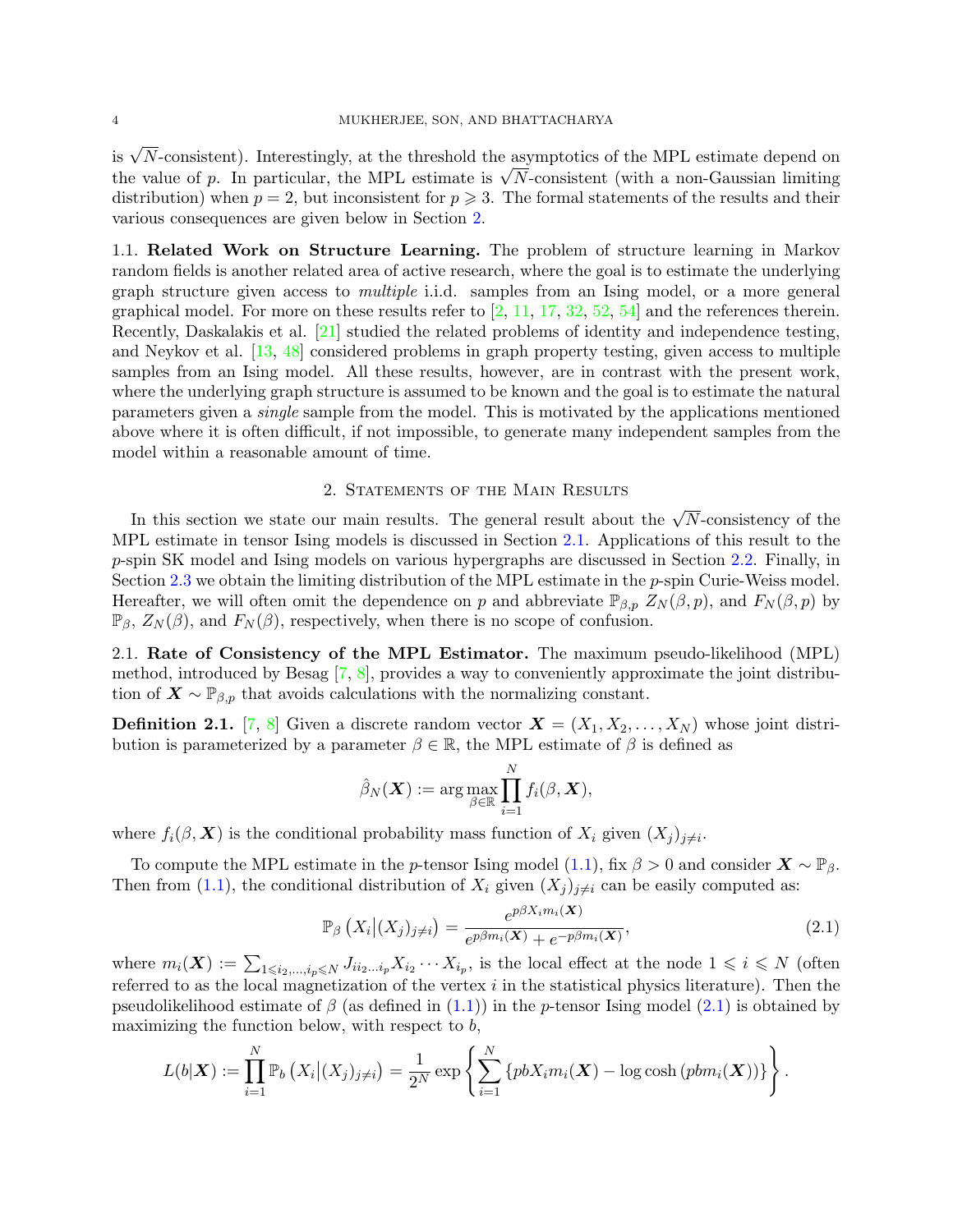is $\sqrt{N}$-consistent). Interestingly, at the threshold the asymptotics of the MPL estimate depend on the value of $p$. In particular, the MPL estimate is $\sqrt{N}$-consistent (with a non-Gaussian limiting distribution) when $p = 2$, but inconsistent for $p \geqslant 3$. The formal statements of the results and their various consequences are given below in Section 2.

1.1. **Related Work on Structure Learning.** The problem of structure learning in Markov random fields is another related area of active research, where the goal is to estimate the underlying graph structure given access to *multiple* i.i.d. samples from an Ising model, or a more general graphical model. For more on these results refer to [2, 11, 17, 32, 52, 54] and the references therein. Recently, Daskalakis et al. [21] studied the related problems of identity and independence testing, and Neykov et al. [13, 48] considered problems in graph property testing, given access to multiple samples from an Ising model. All these results, however, are in contrast with the present work, where the underlying graph structure is assumed to be known and the goal is to estimate the natural parameters given a *single* sample from the model. This is motivated by the applications mentioned above where it is often difficult, if not impossible, to generate many independent samples from the model within a reasonable amount of time.

## 2. Statements of the Main Results

In this section we state our main results. The general result about the $\sqrt{N}$-consistency of the MPL estimate in tensor Ising models is discussed in Section 2.1. Applications of this result to the $p$-spin SK model and Ising models on various hypergraphs are discussed in Section 2.2. Finally, in Section 2.3 we obtain the limiting distribution of the MPL estimate in the $p$-spin Curie-Weiss model. Hereafter, we will often omit the dependence on $p$ and abbreviate $\mathbb{P}_{\beta,p}$ $Z_N(\beta, p)$, and $F_N(\beta, p)$ by $\mathbb{P}_\beta$, $Z_N(\beta)$, and $F_N(\beta)$, respectively, when there is no scope of confusion.

2.1. **Rate of Consistency of the MPL Estimator.** The maximum pseudo-likelihood (MPL) method, introduced by Besag [7, 8], provides a way to conveniently approximate the joint distribution of $\boldsymbol{X} \sim \mathbb{P}_{\beta,p}$ that avoids calculations with the normalizing constant.

**Definition 2.1.** [7, 8] Given a discrete random vector $\boldsymbol{X} = (X_1, X_2, \ldots, X_N)$ whose joint distribution is parameterized by a parameter $\beta \in \mathbb{R}$, the MPL estimate of $\beta$ is defined as

$$\hat{\beta}_N(\boldsymbol{X}) := \arg\max_{\beta \in \mathbb{R}} \prod_{i=1}^{N} f_i(\beta, \boldsymbol{X}),$$

where $f_i(\beta, \boldsymbol{X})$ is the conditional probability mass function of $X_i$ given $(X_j)_{j \neq i}$.

To compute the MPL estimate in the $p$-tensor Ising model (1.1), fix $\beta > 0$ and consider $\boldsymbol{X} \sim \mathbb{P}_\beta$. Then from (1.1), the conditional distribution of $X_i$ given $(X_j)_{j \neq i}$ can be easily computed as:

$$\mathbb{P}_\beta\left(X_i \middle| (X_j)_{j \neq i}\right) = \frac{e^{p\beta X_i m_i(\boldsymbol{X})}}{e^{p\beta m_i(\boldsymbol{X})} + e^{-p\beta m_i(\boldsymbol{X})}}, \tag{2.1}$$

where $m_i(\boldsymbol{X}) := \sum_{1 \leqslant i_2, \ldots, i_p \leqslant N} J_{ii_2 \ldots i_p} X_{i_2} \cdots X_{i_p}$, is the local effect at the node $1 \leqslant i \leqslant N$ (often referred to as the local magnetization of the vertex $i$ in the statistical physics literature). Then the pseudolikelihood estimate of $\beta$ (as defined in (1.1)) in the $p$-tensor Ising model (2.1) is obtained by maximizing the function below, with respect to $b$,

$$L(b|\boldsymbol{X}) := \prod_{i=1}^{N} \mathbb{P}_b\left(X_i \middle| (X_j)_{j \neq i}\right) = \frac{1}{2^N} \exp\left\{\sum_{i=1}^{N} \left\{pbX_i m_i(\boldsymbol{X}) - \log\cosh\left(pbm_i(\boldsymbol{X})\right)\right\}\right\}.$$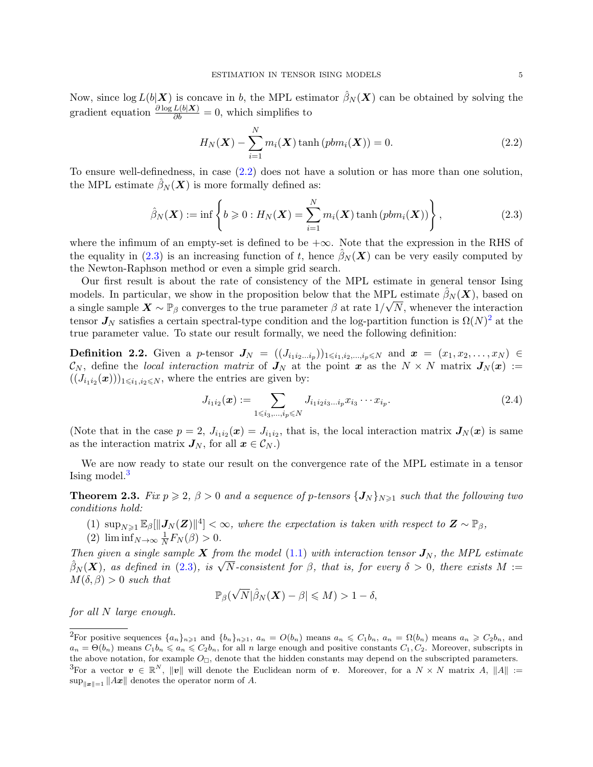Now, since $\log L(b|\boldsymbol{X})$ is concave in $b$, the MPL estimator $\hat{\beta}_N(\boldsymbol{X})$ can be obtained by solving the gradient equation $\frac{\partial \log L(b|\boldsymbol{X})}{\partial b} = 0$, which simplifies to

$$H_N(\boldsymbol{X}) - \sum_{i=1}^{N} m_i(\boldsymbol{X}) \tanh\left(pbm_i(\boldsymbol{X})\right) = 0. \tag{2.2}$$

To ensure well-definedness, in case (2.2) does not have a solution or has more than one solution, the MPL estimate $\hat{\beta}_N(\boldsymbol{X})$ is more formally defined as:

$$\hat{\beta}_N(\boldsymbol{X}) := \inf\left\{ b \geqslant 0 : H_N(\boldsymbol{X}) = \sum_{i=1}^{N} m_i(\boldsymbol{X}) \tanh\left(pbm_i(\boldsymbol{X})\right)\right\}, \tag{2.3}$$

where the infimum of an empty-set is defined to be $+\infty$. Note that the expression in the RHS of the equality in (2.3) is an increasing function of $t$, hence $\hat{\beta}_N(\boldsymbol{X})$ can be very easily computed by the Newton-Raphson method or even a simple grid search.

Our first result is about the rate of consistency of the MPL estimate in general tensor Ising models. In particular, we show in the proposition below that the MPL estimate $\hat{\beta}_N(\boldsymbol{X})$, based on a single sample $\boldsymbol{X} \sim \mathbb{P}_\beta$ converges to the true parameter $\beta$ at rate $1/\sqrt{N}$, whenever the interaction tensor $\boldsymbol{J}_N$ satisfies a certain spectral-type condition and the log-partition function is $\Omega(N)$[2] at the true parameter value. To state our result formally, we need the following definition:

**Definition 2.2.** Given a $p$-tensor $\boldsymbol{J}_N = ((J_{i_1 i_2 \ldots i_p}))_{1 \leqslant i_1, i_2, \ldots, i_p \leqslant N}$ and $\boldsymbol{x} = (x_1, x_2, \ldots, x_N) \in \mathcal{C}_N$, define the *local interaction matrix* of $\boldsymbol{J}_N$ at the point $\boldsymbol{x}$ as the $N \times N$ matrix $\boldsymbol{J}_N(\boldsymbol{x}) := ((J_{i_1 i_2}(\boldsymbol{x})))_{1 \leqslant i_1, i_2 \leqslant N}$, where the entries are given by:

$$J_{i_1 i_2}(\boldsymbol{x}) := \sum_{1 \leqslant i_3, \ldots, i_p \leqslant N} J_{i_1 i_2 i_3 \ldots i_p} x_{i_3} \cdots x_{i_p}. \tag{2.4}$$

(Note that in the case $p = 2$, $J_{i_1 i_2}(\boldsymbol{x}) = J_{i_1 i_2}$, that is, the local interaction matrix $\boldsymbol{J}_N(\boldsymbol{x})$ is same as the interaction matrix $\boldsymbol{J}_N$, for all $\boldsymbol{x} \in \mathcal{C}_N$.)

We are now ready to state our result on the convergence rate of the MPL estimate in a tensor Ising model.[3]

**Theorem 2.3.** *Fix $p \geqslant 2$, $\beta > 0$ and a sequence of $p$-tensors $\{\boldsymbol{J}_N\}_{N \geqslant 1}$ such that the following two conditions hold:*

(1) $\sup_{N \geqslant 1} \mathbb{E}_\beta[\|\boldsymbol{J}_N(\boldsymbol{Z})\|^4] < \infty$, *where the expectation is taken with respect to $\boldsymbol{Z} \sim \mathbb{P}_\beta$,*
(2) $\liminf_{N \to \infty} \frac{1}{N} F_N(\beta) > 0$.

*Then given a single sample $\boldsymbol{X}$ from the model (1.1) with interaction tensor $\boldsymbol{J}_N$, the MPL estimate $\hat{\beta}_N(\boldsymbol{X})$, as defined in (2.3), is $\sqrt{N}$-consistent for $\beta$, that is, for every $\delta > 0$, there exists $M := M(\delta, \beta) > 0$ such that*

$$\mathbb{P}_\beta(\sqrt{N}|\hat{\beta}_N(\boldsymbol{X}) - \beta| \leqslant M) > 1 - \delta,$$

*for all $N$ large enough.*

---

[2] For positive sequences $\{a_n\}_{n \geqslant 1}$ and $\{b_n\}_{n \geqslant 1}$, $a_n = O(b_n)$ means $a_n \leqslant C_1 b_n$, $a_n = \Omega(b_n)$ means $a_n \geqslant C_2 b_n$, and $a_n = \Theta(b_n)$ means $C_1 b_n \leqslant a_n \leqslant C_2 b_n$, for all $n$ large enough and positive constants $C_1, C_2$. Moreover, subscripts in the above notation, for example $O_\square$, denote that the hidden constants may depend on the subscripted parameters.

[3] For a vector $\boldsymbol{v} \in \mathbb{R}^N$, $\|\boldsymbol{v}\|$ will denote the Euclidean norm of $\boldsymbol{v}$. Moreover, for a $N \times N$ matrix $A$, $\|A\| := \sup_{\|\boldsymbol{x}\|=1} \|A\boldsymbol{x}\|$ denotes the operator norm of $A$.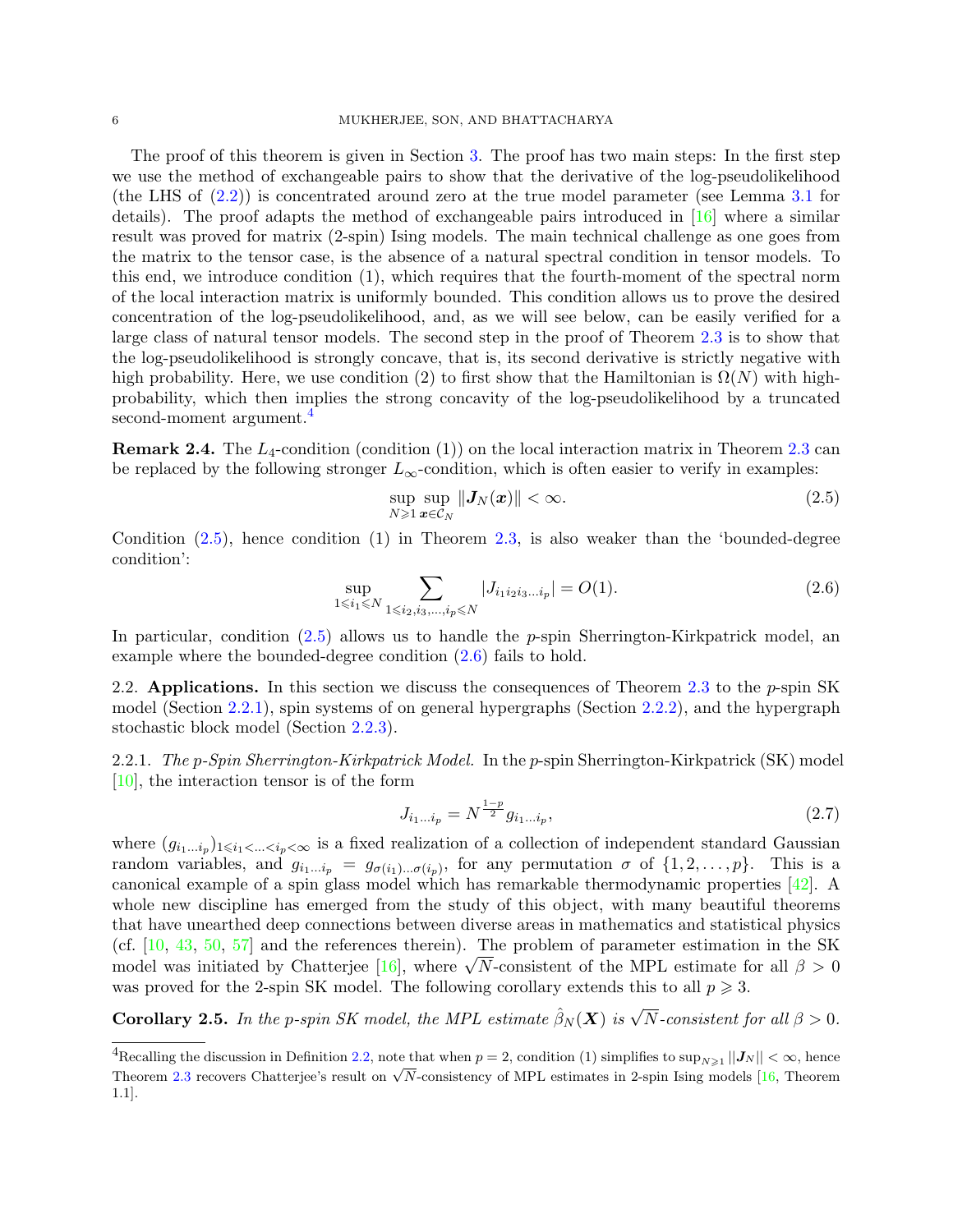The proof of this theorem is given in Section 3. The proof has two main steps: In the first step we use the method of exchangeable pairs to show that the derivative of the log-pseudolikelihood (the LHS of (2.2)) is concentrated around zero at the true model parameter (see Lemma 3.1 for details). The proof adapts the method of exchangeable pairs introduced in [16] where a similar result was proved for matrix (2-spin) Ising models. The main technical challenge as one goes from the matrix to the tensor case, is the absence of a natural spectral condition in tensor models. To this end, we introduce condition (1), which requires that the fourth-moment of the spectral norm of the local interaction matrix is uniformly bounded. This condition allows us to prove the desired concentration of the log-pseudolikelihood, and, as we will see below, can be easily verified for a large class of natural tensor models. The second step in the proof of Theorem 2.3 is to show that the log-pseudolikelihood is strongly concave, that is, its second derivative is strictly negative with high probability. Here, we use condition (2) to first show that the Hamiltonian is $\Omega(N)$ with high-probability, which then implies the strong concavity of the log-pseudolikelihood by a truncated second-moment argument.[4]

**Remark 2.4.** The $L_4$-condition (condition (1)) on the local interaction matrix in Theorem 2.3 can be replaced by the following stronger $L_\infty$-condition, which is often easier to verify in examples:

$$\sup_{N \geqslant 1} \sup_{\boldsymbol{x} \in \mathcal{C}_N} \|\boldsymbol{J}_N(\boldsymbol{x})\| < \infty. \tag{2.5}$$

Condition (2.5), hence condition (1) in Theorem 2.3, is also weaker than the 'bounded-degree condition':

$$\sup_{1 \leqslant i_1 \leqslant N} \sum_{1 \leqslant i_2, i_3, \ldots, i_p \leqslant N} |J_{i_1 i_2 i_3 \ldots i_p}| = O(1). \tag{2.6}$$

In particular, condition (2.5) allows us to handle the $p$-spin Sherrington-Kirkpatrick model, an example where the bounded-degree condition (2.6) fails to hold.

## 2.2. Applications.

In this section we discuss the consequences of Theorem 2.3 to the $p$-spin SK model (Section 2.2.1), spin systems of on general hypergraphs (Section 2.2.2), and the hypergraph stochastic block model (Section 2.2.3).

### 2.2.1. *The p-Spin Sherrington-Kirkpatrick Model.*

In the $p$-spin Sherrington-Kirkpatrick (SK) model [10], the interaction tensor is of the form

$$J_{i_1 \ldots i_p} = N^{\frac{1-p}{2}} g_{i_1 \ldots i_p}, \tag{2.7}$$

where $(g_{i_1 \ldots i_p})_{1 \leqslant i_1 < \ldots < i_p < \infty}$ is a fixed realization of a collection of independent standard Gaussian random variables, and $g_{i_1 \ldots i_p} = g_{\sigma(i_1) \ldots \sigma(i_p)}$, for any permutation $\sigma$ of $\{1, 2, \ldots, p\}$. This is a canonical example of a spin glass model which has remarkable thermodynamic properties [42]. A whole new discipline has emerged from the study of this object, with many beautiful theorems that have unearthed deep connections between diverse areas in mathematics and statistical physics (cf. [10, 43, 50, 57] and the references therein). The problem of parameter estimation in the SK model was initiated by Chatterjee [16], where $\sqrt{N}$-consistent of the MPL estimate for all $\beta > 0$ was proved for the 2-spin SK model. The following corollary extends this to all $p \geqslant 3$.

**Corollary 2.5.** *In the $p$-spin SK model, the MPL estimate $\hat{\beta}_N(\boldsymbol{X})$ is $\sqrt{N}$-consistent for all $\beta > 0$.*

---

[4] Recalling the discussion in Definition 2.2, note that when $p = 2$, condition (1) simplifies to $\sup_{N \geqslant 1} \|\boldsymbol{J}_N\| < \infty$, hence Theorem 2.3 recovers Chatterjee's result on $\sqrt{N}$-consistency of MPL estimates in 2-spin Ising models [16, Theorem 1.1].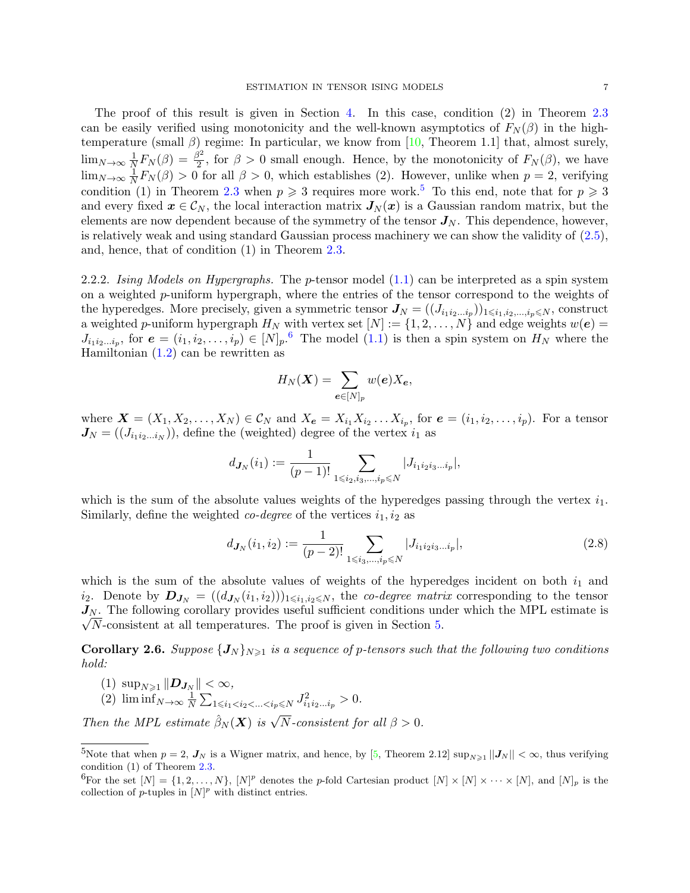The proof of this result is given in Section 4. In this case, condition (2) in Theorem 2.3 can be easily verified using monotonicity and the well-known asymptotics of $F_N(\beta)$ in the high-temperature (small $\beta$) regime: In particular, we know from [10, Theorem 1.1] that, almost surely, $\lim_{N\to\infty} \frac{1}{N} F_N(\beta) = \frac{\beta^2}{2}$, for $\beta > 0$ small enough. Hence, by the monotonicity of $F_N(\beta)$, we have $\lim_{N\to\infty} \frac{1}{N} F_N(\beta) > 0$ for all $\beta > 0$, which establishes (2). However, unlike when $p = 2$, verifying condition (1) in Theorem 2.3 when $p \geqslant 3$ requires more work.[5] To this end, note that for $p \geqslant 3$ and every fixed $\boldsymbol{x} \in \mathcal{C}_N$, the local interaction matrix $\boldsymbol{J}_N(\boldsymbol{x})$ is a Gaussian random matrix, but the elements are now dependent because of the symmetry of the tensor $\boldsymbol{J}_N$. This dependence, however, is relatively weak and using standard Gaussian process machinery we can show the validity of (2.5), and, hence, that of condition (1) in Theorem 2.3.

2.2.2. *Ising Models on Hypergraphs.* The $p$-tensor model (1.1) can be interpreted as a spin system on a weighted $p$-uniform hypergraph, where the entries of the tensor correspond to the weights of the hyperedges. More precisely, given a symmetric tensor $\boldsymbol{J}_N = ((J_{i_1 i_2 \ldots i_p}))_{1\leqslant i_1, i_2, \ldots, i_p \leqslant N}$, construct a weighted $p$-uniform hypergraph $H_N$ with vertex set $[N] := \{1, 2, \ldots, N\}$ and edge weights $w(\boldsymbol{e}) = J_{i_1 i_2 \ldots i_p}$, for $\boldsymbol{e} = (i_1, i_2, \ldots, i_p) \in [N]_p$.[6] The model (1.1) is then a spin system on $H_N$ where the Hamiltonian (1.2) can be rewritten as

$$H_N(\boldsymbol{X}) = \sum_{\boldsymbol{e}\in[N]_p} w(\boldsymbol{e}) X_{\boldsymbol{e}},$$

where $\boldsymbol{X} = (X_1, X_2, \ldots, X_N) \in \mathcal{C}_N$ and $X_{\boldsymbol{e}} = X_{i_1} X_{i_2} \ldots X_{i_p}$, for $\boldsymbol{e} = (i_1, i_2, \ldots, i_p)$. For a tensor $\boldsymbol{J}_N = ((J_{i_1 i_2 \ldots i_N}))$, define the (weighted) degree of the vertex $i_1$ as

$$d_{\boldsymbol{J}_N}(i_1) := \frac{1}{(p-1)!} \sum_{1\leqslant i_2, i_3, \ldots, i_p \leqslant N} |J_{i_1 i_2 i_3 \ldots i_p}|,$$

which is the sum of the absolute values weights of the hyperedges passing through the vertex $i_1$. Similarly, define the weighted *co-degree* of the vertices $i_1, i_2$ as

$$d_{\boldsymbol{J}_N}(i_1, i_2) := \frac{1}{(p-2)!} \sum_{1\leqslant i_3, \ldots, i_p \leqslant N} |J_{i_1 i_2 i_3 \ldots i_p}|, \tag{2.8}$$

which is the sum of the absolute values of weights of the hyperedges incident on both $i_1$ and $i_2$. Denote by $\boldsymbol{D}_{\boldsymbol{J}_N} = ((d_{\boldsymbol{J}_N}(i_1, i_2)))_{1\leqslant i_1, i_2 \leqslant N}$, the *co-degree matrix* corresponding to the tensor $\boldsymbol{J}_N$. The following corollary provides useful sufficient conditions under which the MPL estimate is $\sqrt{N}$-consistent at all temperatures. The proof is given in Section 5.

**Corollary 2.6.** *Suppose $\{\boldsymbol{J}_N\}_{N\geqslant 1}$ is a sequence of $p$-tensors such that the following two conditions hold:*

(1) $\sup_{N\geqslant 1} \|\boldsymbol{D}_{\boldsymbol{J}_N}\| < \infty$,
(2) $\liminf_{N\to\infty} \frac{1}{N} \sum_{1\leqslant i_1 < i_2 < \ldots < i_p \leqslant N} J^2_{i_1 i_2 \ldots i_p} > 0$.

*Then the MPL estimate $\hat{\beta}_N(\boldsymbol{X})$ is $\sqrt{N}$-consistent for all $\beta > 0$.*

---

[5] Note that when $p = 2$, $\boldsymbol{J}_N$ is a Wigner matrix, and hence, by [5, Theorem 2.12] $\sup_{N\geqslant 1} ||\boldsymbol{J}_N|| < \infty$, thus verifying condition (1) of Theorem 2.3.

[6] For the set $[N] = \{1, 2, \ldots, N\}$, $[N]^p$ denotes the $p$-fold Cartesian product $[N] \times [N] \times \cdots \times [N]$, and $[N]_p$ is the collection of $p$-tuples in $[N]^p$ with distinct entries.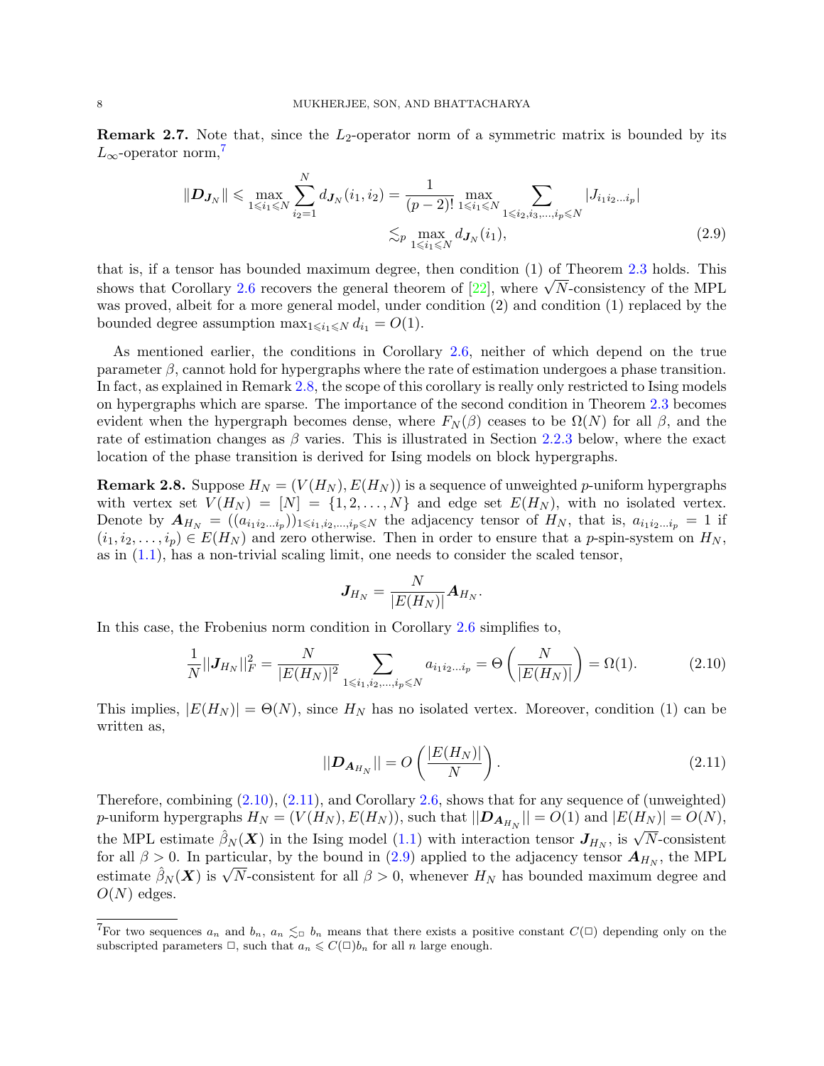**Remark 2.7.** Note that, since the $L_2$-operator norm of a symmetric matrix is bounded by its $L_\infty$-operator norm,[7]

$$
\begin{aligned}
\|\boldsymbol{D}_{\boldsymbol{J}_N}\| \leqslant \max_{1 \leqslant i_1 \leqslant N} \sum_{i_2=1}^{N} d_{\boldsymbol{J}_N}(i_1, i_2) &= \frac{1}{(p-2)!} \max_{1 \leqslant i_1 \leqslant N} \sum_{1 \leqslant i_2, i_3, \ldots, i_p \leqslant N} |J_{i_1 i_2 \ldots i_p}| \\
&\lesssim_p \max_{1 \leqslant i_1 \leqslant N} d_{\boldsymbol{J}_N}(i_1),
\end{aligned} \tag{2.9}
$$

that is, if a tensor has bounded maximum degree, then condition (1) of Theorem 2.3 holds. This shows that Corollary 2.6 recovers the general theorem of [22], where $\sqrt{N}$-consistency of the MPL was proved, albeit for a more general model, under condition (2) and condition (1) replaced by the bounded degree assumption $\max_{1 \leqslant i_1 \leqslant N} d_{i_1} = O(1)$.

As mentioned earlier, the conditions in Corollary 2.6, neither of which depend on the true parameter $\beta$, cannot hold for hypergraphs where the rate of estimation undergoes a phase transition. In fact, as explained in Remark 2.8, the scope of this corollary is really only restricted to Ising models on hypergraphs which are sparse. The importance of the second condition in Theorem 2.3 becomes evident when the hypergraph becomes dense, where $F_N(\beta)$ ceases to be $\Omega(N)$ for all $\beta$, and the rate of estimation changes as $\beta$ varies. This is illustrated in Section 2.2.3 below, where the exact location of the phase transition is derived for Ising models on block hypergraphs.

**Remark 2.8.** Suppose $H_N = (V(H_N), E(H_N))$ is a sequence of unweighted $p$-uniform hypergraphs with vertex set $V(H_N) = [N] = \{1, 2, \ldots, N\}$ and edge set $E(H_N)$, with no isolated vertex. Denote by $\boldsymbol{A}_{H_N} = ((a_{i_1 i_2 \ldots i_p}))_{1 \leqslant i_1, i_2, \ldots, i_p \leqslant N}$ the adjacency tensor of $H_N$, that is, $a_{i_1 i_2 \ldots i_p} = 1$ if $(i_1, i_2, \ldots, i_p) \in E(H_N)$ and zero otherwise. Then in order to ensure that a $p$-spin-system on $H_N$, as in (1.1), has a non-trivial scaling limit, one needs to consider the scaled tensor,

$$
\boldsymbol{J}_{H_N} = \frac{N}{|E(H_N)|} \boldsymbol{A}_{H_N}.
$$

In this case, the Frobenius norm condition in Corollary 2.6 simplifies to,

$$
\frac{1}{N} ||\boldsymbol{J}_{H_N}||_F^2 = \frac{N}{|E(H_N)|^2} \sum_{1 \leqslant i_1, i_2, \ldots, i_p \leqslant N} a_{i_1 i_2 \ldots i_p} = \Theta\left(\frac{N}{|E(H_N)|}\right) = \Omega(1). \tag{2.10}
$$

This implies, $|E(H_N)| = \Theta(N)$, since $H_N$ has no isolated vertex. Moreover, condition (1) can be written as,

$$
||\boldsymbol{D}_{\boldsymbol{A}_{H_N}}|| = O\left(\frac{|E(H_N)|}{N}\right). \tag{2.11}
$$

Therefore, combining (2.10), (2.11), and Corollary 2.6, shows that for any sequence of (unweighted) $p$-uniform hypergraphs $H_N = (V(H_N), E(H_N))$, such that $||\boldsymbol{D}_{\boldsymbol{A}_{H_N}}|| = O(1)$ and $|E(H_N)| = O(N)$, the MPL estimate $\hat{\beta}_N(\boldsymbol{X})$ in the Ising model (1.1) with interaction tensor $\boldsymbol{J}_{H_N}$, is $\sqrt{N}$-consistent for all $\beta > 0$. In particular, by the bound in (2.9) applied to the adjacency tensor $\boldsymbol{A}_{H_N}$, the MPL estimate $\hat{\beta}_N(\boldsymbol{X})$ is $\sqrt{N}$-consistent for all $\beta > 0$, whenever $H_N$ has bounded maximum degree and $O(N)$ edges.

[7] For two sequences $a_n$ and $b_n$, $a_n \lesssim_\square b_n$ means that there exists a positive constant $C(\square)$ depending only on the subscripted parameters $\square$, such that $a_n \leqslant C(\square) b_n$ for all $n$ large enough.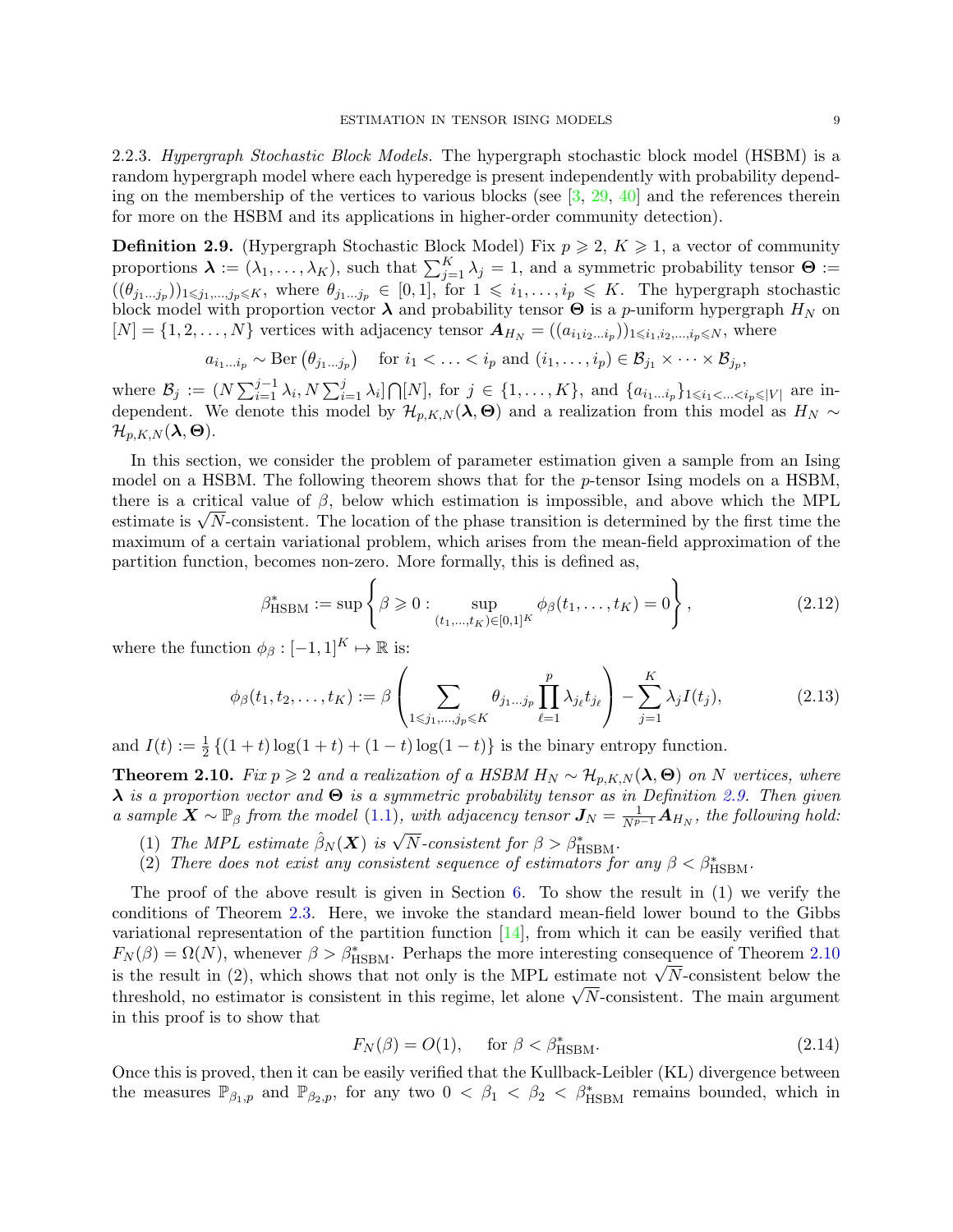2.2.3. *Hypergraph Stochastic Block Models.* The hypergraph stochastic block model (HSBM) is a random hypergraph model where each hyperedge is present independently with probability depending on the membership of the vertices to various blocks (see [3, 29, 40] and the references therein for more on the HSBM and its applications in higher-order community detection).

**Definition 2.9.** (Hypergraph Stochastic Block Model) Fix $p \geqslant 2$, $K \geqslant 1$, a vector of community proportions $\boldsymbol{\lambda} := (\lambda_1, \ldots, \lambda_K)$, such that $\sum_{j=1}^K \lambda_j = 1$, and a symmetric probability tensor $\boldsymbol{\Theta} := ((\theta_{j_1 \ldots j_p}))_{1 \leqslant j_1, \ldots, j_p \leqslant K}$, where $\theta_{j_1 \ldots j_p} \in [0,1]$, for $1 \leqslant i_1, \ldots, i_p \leqslant K$. The hypergraph stochastic block model with proportion vector $\boldsymbol{\lambda}$ and probability tensor $\boldsymbol{\Theta}$ is a $p$-uniform hypergraph $H_N$ on $[N] = \{1, 2, \ldots, N\}$ vertices with adjacency tensor $\boldsymbol{A}_{H_N} = ((a_{i_1 i_2 \ldots i_p}))_{1 \leqslant i_1, i_2, \ldots, i_p \leqslant N}$, where

$$a_{i_1 \ldots i_p} \sim \mathrm{Ber}\left(\theta_{j_1 \ldots j_p}\right) \quad \text{for } i_1 < \ldots < i_p \text{ and } (i_1, \ldots, i_p) \in \mathcal{B}_{j_1} \times \cdots \times \mathcal{B}_{j_p},$$

where $\mathcal{B}_j := (N \sum_{i=1}^{j-1} \lambda_i, N \sum_{i=1}^{j} \lambda_i] \bigcap [N]$, for $j \in \{1, \ldots, K\}$, and $\{a_{i_1 \ldots i_p}\}_{1 \leqslant i_1 < \ldots < i_p \leqslant |V|}$ are independent. We denote this model by $\mathcal{H}_{p,K,N}(\boldsymbol{\lambda}, \boldsymbol{\Theta})$ and a realization from this model as $H_N \sim \mathcal{H}_{p,K,N}(\boldsymbol{\lambda}, \boldsymbol{\Theta})$.

In this section, we consider the problem of parameter estimation given a sample from an Ising model on a HSBM. The following theorem shows that for the $p$-tensor Ising models on a HSBM, there is a critical value of $\beta$, below which estimation is impossible, and above which the MPL estimate is $\sqrt{N}$-consistent. The location of the phase transition is determined by the first time the maximum of a certain variational problem, which arises from the mean-field approximation of the partition function, becomes non-zero. More formally, this is defined as,

$$\beta^*_{\mathrm{HSBM}} := \sup \left\{ \beta \geqslant 0 : \sup_{(t_1, \ldots, t_K) \in [0,1]^K} \phi_\beta(t_1, \ldots, t_K) = 0 \right\}, \tag{2.12}$$

where the function $\phi_\beta : [-1,1]^K \mapsto \mathbb{R}$ is:

$$\phi_\beta(t_1, t_2, \ldots, t_K) := \beta \left( \sum_{1 \leqslant j_1, \ldots, j_p \leqslant K} \theta_{j_1 \ldots j_p} \prod_{\ell=1}^{p} \lambda_{j_\ell} t_{j_\ell} \right) - \sum_{j=1}^{K} \lambda_j I(t_j), \tag{2.13}$$

and $I(t) := \frac{1}{2}\left\{(1+t)\log(1+t) + (1-t)\log(1-t)\right\}$ is the binary entropy function.

**Theorem 2.10.** *Fix $p \geqslant 2$ and a realization of a HSBM $H_N \sim \mathcal{H}_{p,K,N}(\boldsymbol{\lambda}, \boldsymbol{\Theta})$ on $N$ vertices, where $\boldsymbol{\lambda}$ is a proportion vector and $\boldsymbol{\Theta}$ is a symmetric probability tensor as in Definition 2.9. Then given a sample $\boldsymbol{X} \sim \mathbb{P}_\beta$ from the model (1.1), with adjacency tensor $\boldsymbol{J}_N = \frac{1}{N^{p-1}} \boldsymbol{A}_{H_N}$, the following hold:*

1. *The MPL estimate $\hat{\beta}_N(\boldsymbol{X})$ is $\sqrt{N}$-consistent for $\beta > \beta^*_{\mathrm{HSBM}}$.*
2. *There does not exist any consistent sequence of estimators for any $\beta < \beta^*_{\mathrm{HSBM}}$.*

The proof of the above result is given in Section 6. To show the result in (1) we verify the conditions of Theorem 2.3. Here, we invoke the standard mean-field lower bound to the Gibbs variational representation of the partition function [14], from which it can be easily verified that $F_N(\beta) = \Omega(N)$, whenever $\beta > \beta^*_{\mathrm{HSBM}}$. Perhaps the more interesting consequence of Theorem 2.10 is the result in (2), which shows that not only is the MPL estimate not $\sqrt{N}$-consistent below the threshold, no estimator is consistent in this regime, let alone $\sqrt{N}$-consistent. The main argument in this proof is to show that

$$F_N(\beta) = O(1), \quad \text{ for } \beta < \beta^*_{\mathrm{HSBM}}. \tag{2.14}$$

Once this is proved, then it can be easily verified that the Kullback-Leibler (KL) divergence between the measures $\mathbb{P}_{\beta_1,p}$ and $\mathbb{P}_{\beta_2,p}$, for any two $0 < \beta_1 < \beta_2 < \beta^*_{\mathrm{HSBM}}$ remains bounded, which in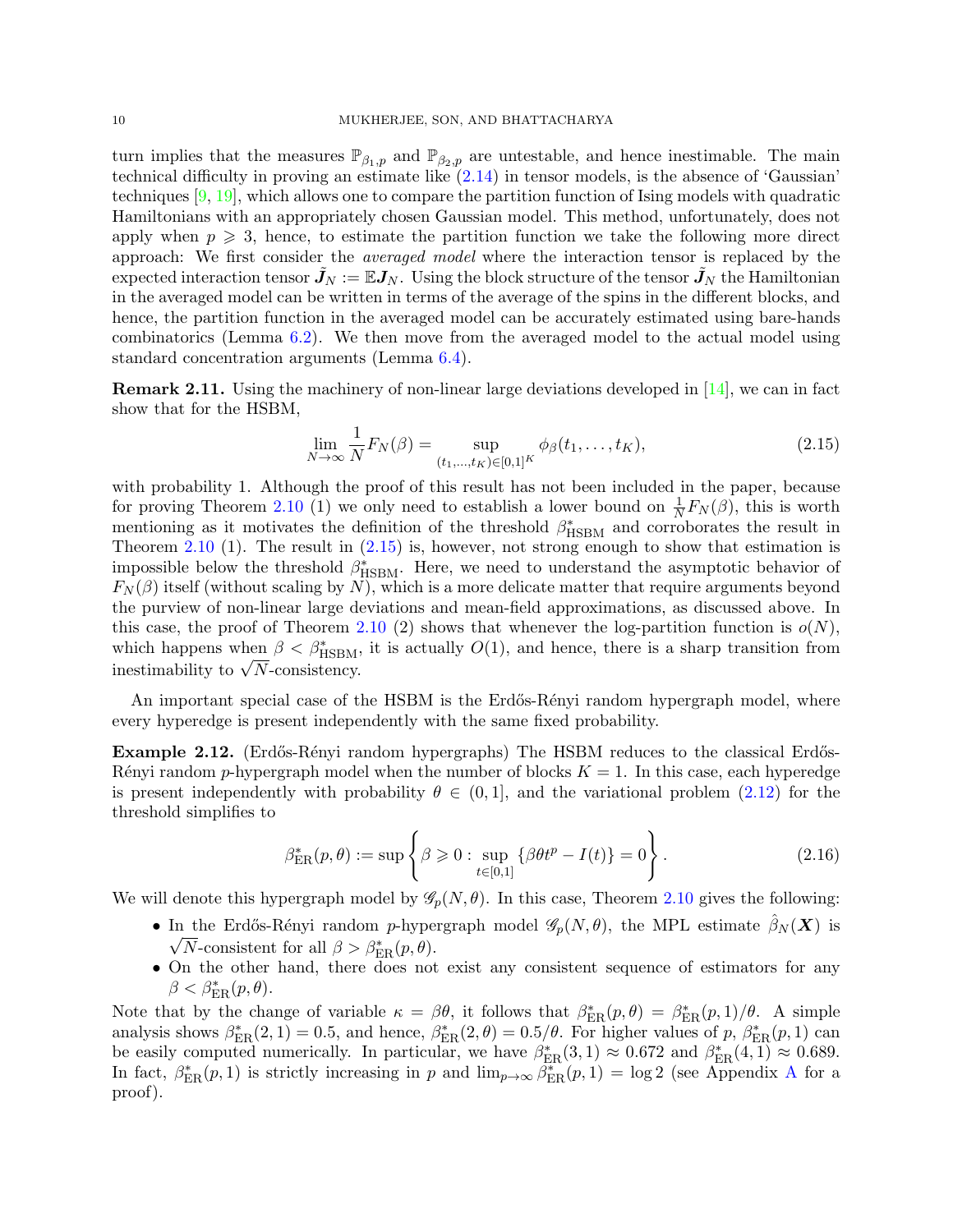turn implies that the measures $\mathbb{P}_{\beta_1,p}$ and $\mathbb{P}_{\beta_2,p}$ are untestable, and hence inestimable. The main technical difficulty in proving an estimate like (2.14) in tensor models, is the absence of 'Gaussian' techniques [9, 19], which allows one to compare the partition function of Ising models with quadratic Hamiltonians with an appropriately chosen Gaussian model. This method, unfortunately, does not apply when $p \geqslant 3$, hence, to estimate the partition function we take the following more direct approach: We first consider the *averaged model* where the interaction tensor is replaced by the expected interaction tensor $\tilde{\boldsymbol{J}}_N := \mathbb{E}\boldsymbol{J}_N$. Using the block structure of the tensor $\tilde{\boldsymbol{J}}_N$ the Hamiltonian in the averaged model can be written in terms of the average of the spins in the different blocks, and hence, the partition function in the averaged model can be accurately estimated using bare-hands combinatorics (Lemma 6.2). We then move from the averaged model to the actual model using standard concentration arguments (Lemma 6.4).

**Remark 2.11.** Using the machinery of non-linear large deviations developed in [14], we can in fact show that for the HSBM,

$$\lim_{N\to\infty} \frac{1}{N} F_N(\beta) = \sup_{(t_1,\ldots,t_K)\in[0,1]^K} \phi_\beta(t_1,\ldots,t_K), \tag{2.15}$$

with probability 1. Although the proof of this result has not been included in the paper, because for proving Theorem 2.10 (1) we only need to establish a lower bound on $\frac{1}{N}F_N(\beta)$, this is worth mentioning as it motivates the definition of the threshold $\beta^*_{\mathrm{HSBM}}$ and corroborates the result in Theorem 2.10 (1). The result in (2.15) is, however, not strong enough to show that estimation is impossible below the threshold $\beta^*_{\mathrm{HSBM}}$. Here, we need to understand the asymptotic behavior of $F_N(\beta)$ itself (without scaling by $N$), which is a more delicate matter that require arguments beyond the purview of non-linear large deviations and mean-field approximations, as discussed above. In this case, the proof of Theorem 2.10 (2) shows that whenever the log-partition function is $o(N)$, which happens when $\beta < \beta^*_{\mathrm{HSBM}}$, it is actually $O(1)$, and hence, there is a sharp transition from inestimability to $\sqrt{N}$-consistency.

An important special case of the HSBM is the Erdős-Rényi random hypergraph model, where every hyperedge is present independently with the same fixed probability.

**Example 2.12.** (Erdős-Rényi random hypergraphs) The HSBM reduces to the classical Erdős-Rényi random $p$-hypergraph model when the number of blocks $K = 1$. In this case, each hyperedge is present independently with probability $\theta \in (0, 1]$, and the variational problem (2.12) for the threshold simplifies to

$$\beta^*_{\mathrm{ER}}(p,\theta) := \sup\left\{\beta \geqslant 0 : \sup_{t\in[0,1]}\{\beta\theta t^p - I(t)\} = 0\right\}. \tag{2.16}$$

We will denote this hypergraph model by $\mathscr{G}_p(N,\theta)$. In this case, Theorem 2.10 gives the following:

- In the Erdős-Rényi random $p$-hypergraph model $\mathscr{G}_p(N,\theta)$, the MPL estimate $\hat{\beta}_N(\boldsymbol{X})$ is $\sqrt{N}$-consistent for all $\beta > \beta^*_{\mathrm{ER}}(p,\theta)$.
- On the other hand, there does not exist any consistent sequence of estimators for any $\beta < \beta^*_{\mathrm{ER}}(p,\theta)$.

Note that by the change of variable $\kappa = \beta\theta$, it follows that $\beta^*_{\mathrm{ER}}(p,\theta) = \beta^*_{\mathrm{ER}}(p,1)/\theta$. A simple analysis shows $\beta^*_{\mathrm{ER}}(2,1) = 0.5$, and hence, $\beta^*_{\mathrm{ER}}(2,\theta) = 0.5/\theta$. For higher values of $p$, $\beta^*_{\mathrm{ER}}(p,1)$ can be easily computed numerically. In particular, we have $\beta^*_{\mathrm{ER}}(3,1) \approx 0.672$ and $\beta^*_{\mathrm{ER}}(4,1) \approx 0.689$. In fact, $\beta^*_{\mathrm{ER}}(p,1)$ is strictly increasing in $p$ and $\lim_{p\to\infty}\beta^*_{\mathrm{ER}}(p,1) = \log 2$ (see Appendix A for a proof).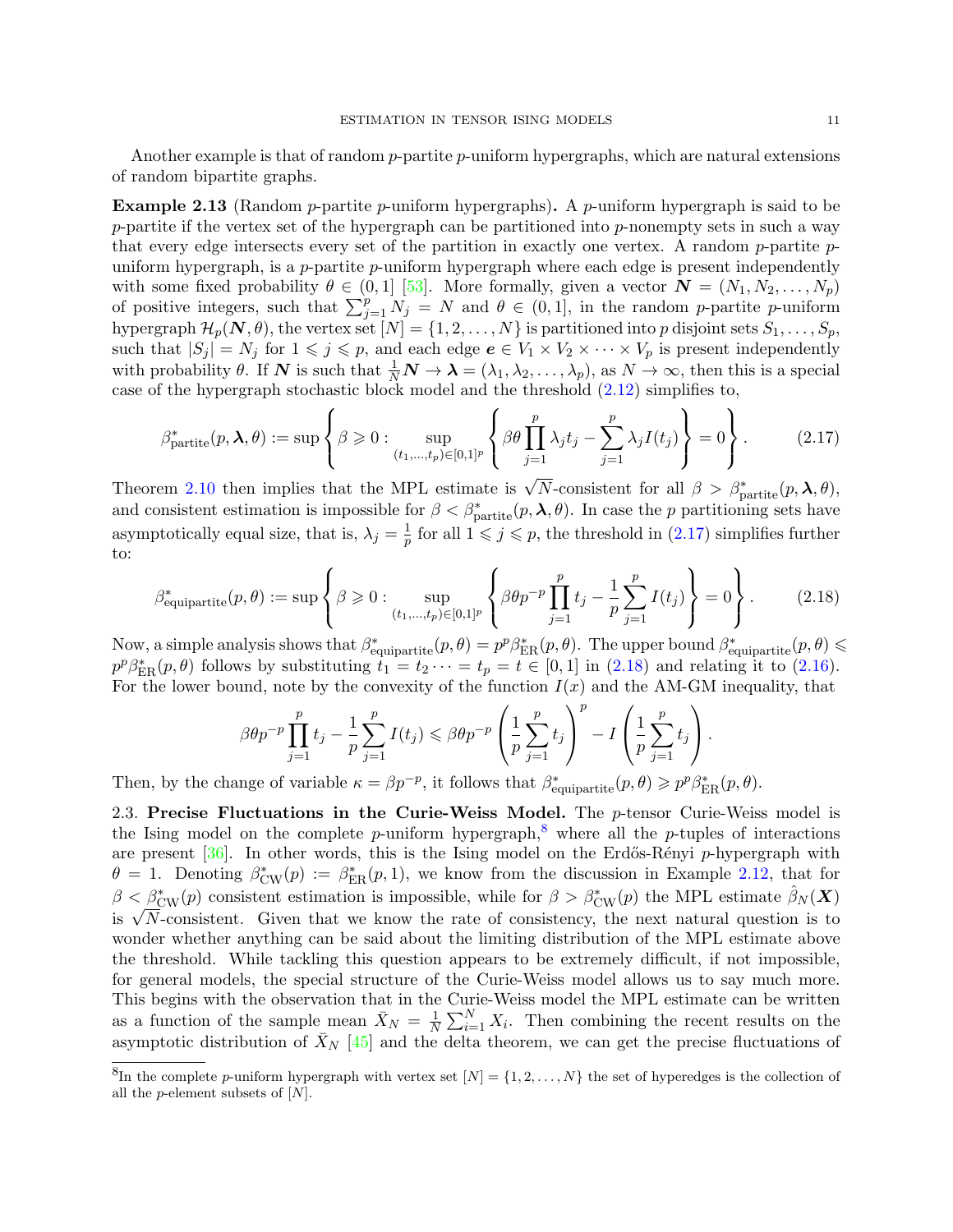Another example is that of random $p$-partite $p$-uniform hypergraphs, which are natural extensions of random bipartite graphs.

**Example 2.13** (Random $p$-partite $p$-uniform hypergraphs)**.** A $p$-uniform hypergraph is said to be $p$-partite if the vertex set of the hypergraph can be partitioned into $p$-nonempty sets in such a way that every edge intersects every set of the partition in exactly one vertex. A random $p$-partite $p$-uniform hypergraph, is a $p$-partite $p$-uniform hypergraph where each edge is present independently with some fixed probability $\theta \in (0, 1]$ [53]. More formally, given a vector $\boldsymbol{N} = (N_1, N_2, \ldots, N_p)$ of positive integers, such that $\sum_{j=1}^{p} N_j = N$ and $\theta \in (0, 1]$, in the random $p$-partite $p$-uniform hypergraph $\mathcal{H}_p(\boldsymbol{N}, \theta)$, the vertex set $[N] = \{1, 2, \ldots, N\}$ is partitioned into $p$ disjoint sets $S_1, \ldots, S_p$, such that $|S_j| = N_j$ for $1 \leqslant j \leqslant p$, and each edge $\boldsymbol{e} \in V_1 \times V_2 \times \cdots \times V_p$ is present independently with probability $\theta$. If $\boldsymbol{N}$ is such that $\frac{1}{N}\boldsymbol{N} \to \boldsymbol{\lambda} = (\lambda_1, \lambda_2, \ldots, \lambda_p)$, as $N \to \infty$, then this is a special case of the hypergraph stochastic block model and the threshold (2.12) simplifies to,

$$\beta^*_{\text{partite}}(p, \boldsymbol{\lambda}, \theta) := \sup \left\{ \beta \geqslant 0 : \sup_{(t_1, \ldots, t_p) \in [0,1]^p} \left\{ \beta\theta \prod_{j=1}^{p} \lambda_j t_j - \sum_{j=1}^{p} \lambda_j I(t_j) \right\} = 0 \right\}. \tag{2.17}$$

Theorem 2.10 then implies that the MPL estimate is $\sqrt{N}$-consistent for all $\beta > \beta^*_{\text{partite}}(p, \boldsymbol{\lambda}, \theta)$, and consistent estimation is impossible for $\beta < \beta^*_{\text{partite}}(p, \boldsymbol{\lambda}, \theta)$. In case the $p$ partitioning sets have asymptotically equal size, that is, $\lambda_j = \frac{1}{p}$ for all $1 \leqslant j \leqslant p$, the threshold in (2.17) simplifies further to:

$$\beta^*_{\text{equipartite}}(p, \theta) := \sup \left\{ \beta \geqslant 0 : \sup_{(t_1, \ldots, t_p) \in [0,1]^p} \left\{ \beta\theta p^{-p} \prod_{j=1}^{p} t_j - \frac{1}{p} \sum_{j=1}^{p} I(t_j) \right\} = 0 \right\}. \tag{2.18}$$

Now, a simple analysis shows that $\beta^*_{\text{equipartite}}(p, \theta) = p^p \beta^*_{\text{ER}}(p, \theta)$. The upper bound $\beta^*_{\text{equipartite}}(p, \theta) \leqslant p^p \beta^*_{\text{ER}}(p, \theta)$ follows by substituting $t_1 = t_2 \cdots = t_p = t \in [0, 1]$ in (2.18) and relating it to (2.16). For the lower bound, note by the convexity of the function $I(x)$ and the AM-GM inequality, that

$$\beta\theta p^{-p} \prod_{j=1}^{p} t_j - \frac{1}{p} \sum_{j=1}^{p} I(t_j) \leqslant \beta\theta p^{-p} \left( \frac{1}{p} \sum_{j=1}^{p} t_j \right)^p - I\left( \frac{1}{p} \sum_{j=1}^{p} t_j \right).$$

Then, by the change of variable $\kappa = \beta p^{-p}$, it follows that $\beta^*_{\text{equipartite}}(p, \theta) \geqslant p^p \beta^*_{\text{ER}}(p, \theta)$.

2.3. **Precise Fluctuations in the Curie-Weiss Model.** The $p$-tensor Curie-Weiss model is the Ising model on the complete $p$-uniform hypergraph,[8] where all the $p$-tuples of interactions are present [36]. In other words, this is the Ising model on the Erdős-Rényi $p$-hypergraph with $\theta = 1$. Denoting $\beta^*_{\text{CW}}(p) := \beta^*_{\text{ER}}(p, 1)$, we know from the discussion in Example 2.12, that for $\beta < \beta^*_{\text{CW}}(p)$ consistent estimation is impossible, while for $\beta > \beta^*_{\text{CW}}(p)$ the MPL estimate $\hat{\beta}_N(\boldsymbol{X})$ is $\sqrt{N}$-consistent. Given that we know the rate of consistency, the next natural question is to wonder whether anything can be said about the limiting distribution of the MPL estimate above the threshold. While tackling this question appears to be extremely difficult, if not impossible, for general models, the special structure of the Curie-Weiss model allows us to say much more. This begins with the observation that in the Curie-Weiss model the MPL estimate can be written as a function of the sample mean $\bar{X}_N = \frac{1}{N} \sum_{i=1}^{N} X_i$. Then combining the recent results on the asymptotic distribution of $\bar{X}_N$ [45] and the delta theorem, we can get the precise fluctuations of

---

[8] In the complete $p$-uniform hypergraph with vertex set $[N] = \{1, 2, \ldots, N\}$ the set of hyperedges is the collection of all the $p$-element subsets of $[N]$.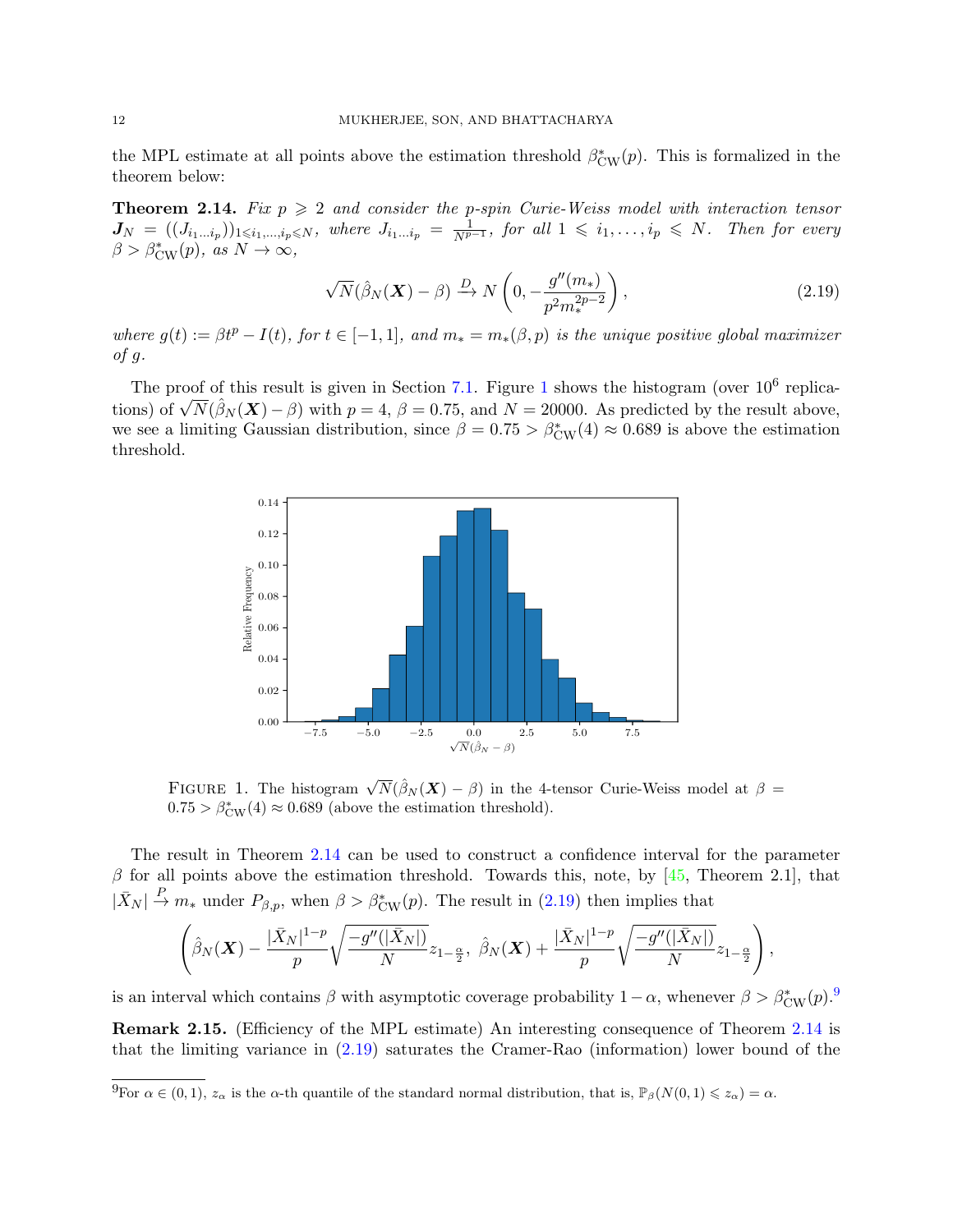the MPL estimate at all points above the estimation threshold $\beta^*_{\mathrm{CW}}(p)$. This is formalized in the theorem below:

**Theorem 2.14.** *Fix $p \geqslant 2$ and consider the $p$-spin Curie-Weiss model with interaction tensor $\boldsymbol{J}_N = ((J_{i_1 \ldots i_p}))_{1 \leqslant i_1, \ldots, i_p \leqslant N}$, where $J_{i_1 \ldots i_p} = \frac{1}{N^{p-1}}$, for all $1 \leqslant i_1, \ldots, i_p \leqslant N$. Then for every $\beta > \beta^*_{\mathrm{CW}}(p)$, as $N \to \infty$,*

$$\sqrt{N}(\hat{\beta}_N(\boldsymbol{X}) - \beta) \xrightarrow{D} N\left(0, -\frac{g''(m_*)}{p^2 m_*^{2p-2}}\right), \tag{2.19}$$

*where $g(t) := \beta t^p - I(t)$, for $t \in [-1, 1]$, and $m_* = m_*(\beta, p)$ is the unique positive global maximizer of $g$.*

The proof of this result is given in Section 7.1. Figure 1 shows the histogram (over $10^6$ replications) of $\sqrt{N}(\hat{\beta}_N(\boldsymbol{X}) - \beta)$ with $p = 4$, $\beta = 0.75$, and $N = 20000$. As predicted by the result above, we see a limiting Gaussian distribution, since $\beta = 0.75 > \beta^*_{\mathrm{CW}}(4) \approx 0.689$ is above the estimation threshold.

FIGURE 1. The histogram $\sqrt{N}(\hat{\beta}_N(\boldsymbol{X}) - \beta)$ in the 4-tensor Curie-Weiss model at $\beta = 0.75 > \beta^*_{\mathrm{CW}}(4) \approx 0.689$ (above the estimation threshold).

The result in Theorem 2.14 can be used to construct a confidence interval for the parameter $\beta$ for all points above the estimation threshold. Towards this, note, by [45, Theorem 2.1], that $|\bar{X}_N| \xrightarrow{P} m_*$ under $P_{\beta,p}$, when $\beta > \beta^*_{\mathrm{CW}}(p)$. The result in (2.19) then implies that

$$\left(\hat{\beta}_N(\boldsymbol{X}) - \frac{|\bar{X}_N|^{1-p}}{p}\sqrt{\frac{-g''(|\bar{X}_N|)}{N}} z_{1-\frac{\alpha}{2}},\ \hat{\beta}_N(\boldsymbol{X}) + \frac{|\bar{X}_N|^{1-p}}{p}\sqrt{\frac{-g''(|\bar{X}_N|)}{N}} z_{1-\frac{\alpha}{2}}\right),$$

is an interval which contains $\beta$ with asymptotic coverage probability $1 - \alpha$, whenever $\beta > \beta^*_{\mathrm{CW}}(p)$.[9]

**Remark 2.15.** (Efficiency of the MPL estimate) An interesting consequence of Theorem 2.14 is that the limiting variance in (2.19) saturates the Cramer-Rao (information) lower bound of the

[9]For $\alpha \in (0, 1)$, $z_\alpha$ is the $\alpha$-th quantile of the standard normal distribution, that is, $\mathbb{P}_\beta(N(0, 1) \leqslant z_\alpha) = \alpha$.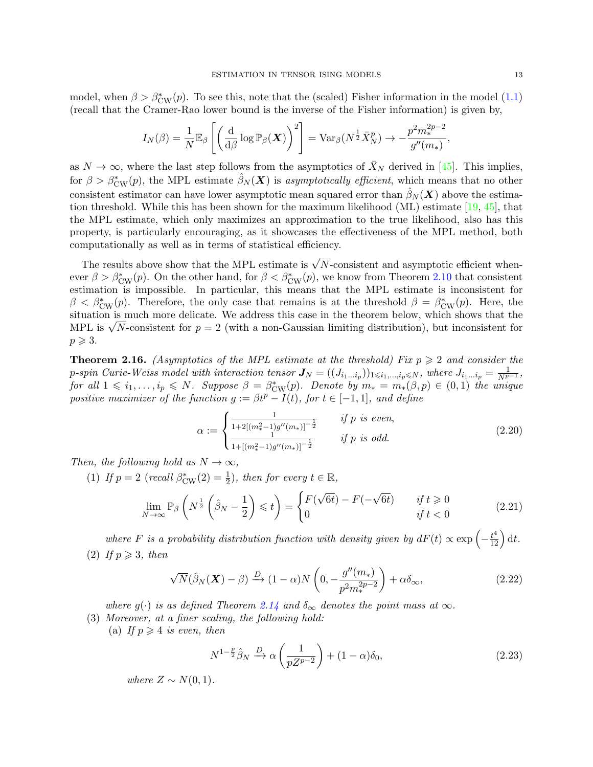model, when $\beta > \beta^*_{\rm CW}(p)$. To see this, note that the (scaled) Fisher information in the model (1.1) (recall that the Cramer-Rao lower bound is the inverse of the Fisher information) is given by,

$$I_N(\beta) = \frac{1}{N}\mathbb{E}_\beta\left[\left(\frac{\mathrm{d}}{\mathrm{d}\beta}\log \mathbb{P}_\beta(\boldsymbol{X})\right)^2\right] = \mathrm{Var}_\beta(N^{\frac{1}{2}}\bar{X}_N^p) \to -\frac{p^2 m_*^{2p-2}}{g''(m_*)},$$

as $N \to \infty$, where the last step follows from the asymptotics of $\bar{X}_N$ derived in [45]. This implies, for $\beta > \beta^*_{\rm CW}(p)$, the MPL estimate $\hat{\beta}_N(\boldsymbol{X})$ is *asymptotically efficient*, which means that no other consistent estimator can have lower asymptotic mean squared error than $\hat{\beta}_N(\boldsymbol{X})$ above the estimation threshold. While this has been shown for the maximum likelihood (ML) estimate [19, 45], that the MPL estimate, which only maximizes an approximation to the true likelihood, also has this property, is particularly encouraging, as it showcases the effectiveness of the MPL method, both computationally as well as in terms of statistical efficiency.

The results above show that the MPL estimate is $\sqrt{N}$-consistent and asymptotic efficient whenever $\beta > \beta^*_{\rm CW}(p)$. On the other hand, for $\beta < \beta^*_{\rm CW}(p)$, we know from Theorem 2.10 that consistent estimation is impossible. In particular, this means that the MPL estimate is inconsistent for $\beta < \beta^*_{\rm CW}(p)$. Therefore, the only case that remains is at the threshold $\beta = \beta^*_{\rm CW}(p)$. Here, the situation is much more delicate. We address this case in the theorem below, which shows that the MPL is $\sqrt{N}$-consistent for $p = 2$ (with a non-Gaussian limiting distribution), but inconsistent for $p \geqslant 3$.

**Theorem 2.16.** *(Asymptotics of the MPL estimate at the threshold) Fix $p \geqslant 2$ and consider the $p$-spin Curie-Weiss model with interaction tensor $\boldsymbol{J}_N = ((J_{i_1\ldots i_p}))_{1\leqslant i_1,\ldots,i_p\leqslant N}$, where $J_{i_1\ldots i_p} = \frac{1}{N^{p-1}}$, for all $1 \leqslant i_1,\ldots,i_p \leqslant N$. Suppose $\beta = \beta^*_{\rm CW}(p)$. Denote by $m_* = m_*(\beta,p) \in (0,1)$ the unique positive maximizer of the function $g := \beta t^p - I(t)$, for $t \in [-1,1]$, and define*

$$\alpha := \begin{cases} \frac{1}{1+2[(m_*^2-1)g''(m_*)]^{-\frac{1}{2}}} & \text{if } p \text{ is even,} \\ \frac{1}{1+[(m_*^2-1)g''(m_*)]^{-\frac{1}{2}}} & \text{if } p \text{ is odd.} \end{cases} \tag{2.20}$$

*Then, the following hold as $N \to \infty$,*

(1) *If $p = 2$ (recall $\beta^*_{\rm CW}(2) = \frac{1}{2}$), then for every $t \in \mathbb{R}$,*

$$\lim_{N\to\infty} \mathbb{P}_\beta\left(N^{\frac{1}{2}}\left(\hat{\beta}_N - \frac{1}{2}\right) \leqslant t\right) = \begin{cases} F(\sqrt{6t}) - F(-\sqrt{6t}) & \text{if } t \geqslant 0 \\ 0 & \text{if } t < 0 \end{cases} \tag{2.21}$$

*where $F$ is a probability distribution function with density given by $dF(t) \propto \exp\left(-\frac{t^4}{12}\right)\mathrm{d}t$.*

(2) *If $p \geqslant 3$, then*

$$\sqrt{N}(\hat{\beta}_N(\boldsymbol{X}) - \beta) \xrightarrow{D} (1-\alpha)N\left(0, -\frac{g''(m_*)}{p^2 m_*^{2p-2}}\right) + \alpha\delta_\infty, \tag{2.22}$$

*where $g(\cdot)$ is as defined Theorem 2.14 and $\delta_\infty$ denotes the point mass at $\infty$.*

(3) *Moreover, at a finer scaling, the following hold:*

(a) *If $p \geqslant 4$ is even, then*

$$N^{1-\frac{p}{2}}\hat{\beta}_N \xrightarrow{D} \alpha\left(\frac{1}{pZ^{p-2}}\right) + (1-\alpha)\delta_0, \tag{2.23}$$

*where $Z \sim N(0,1)$.*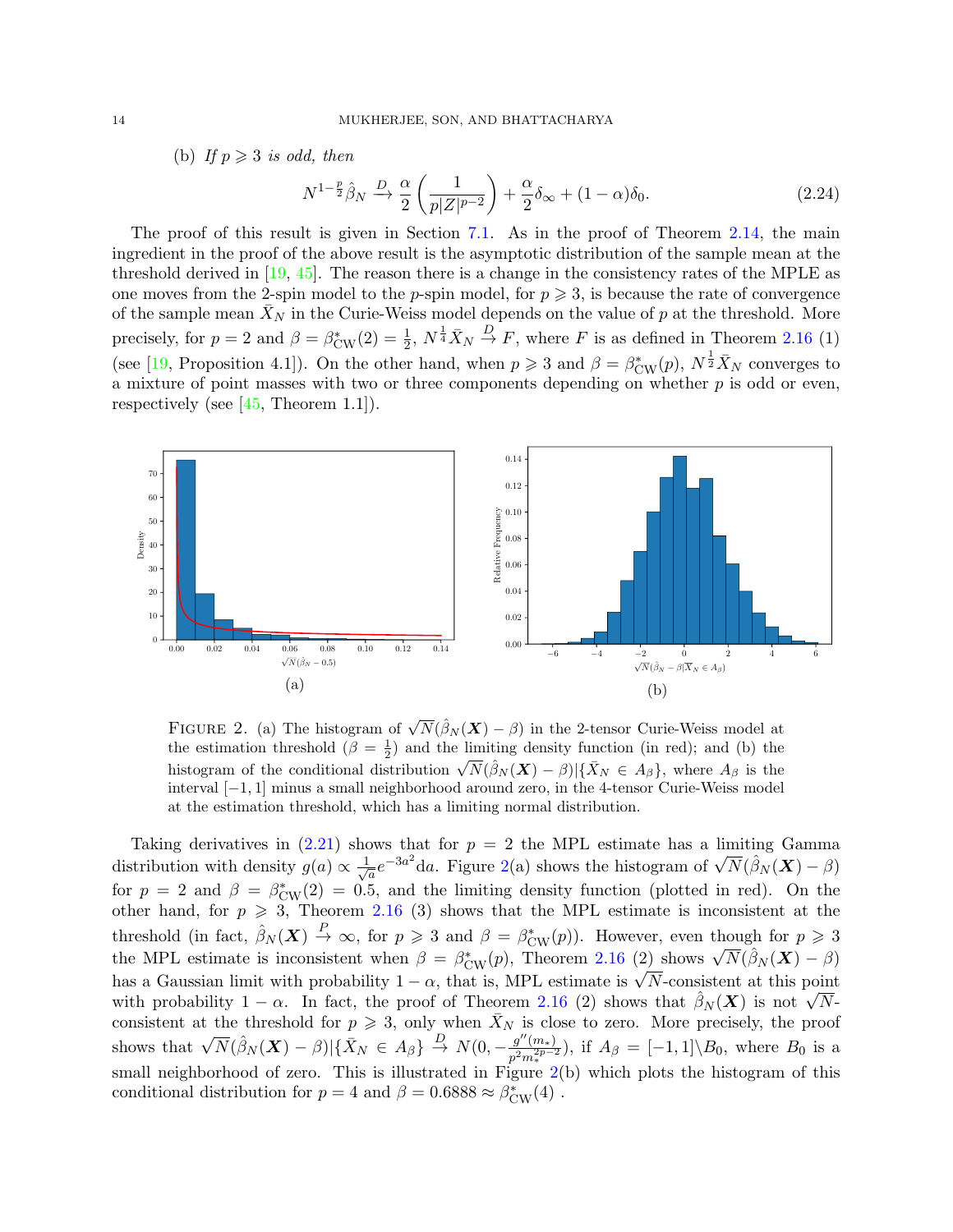(b) *If $p \geqslant 3$ is odd, then*

$$N^{1-\frac{p}{2}}\hat{\beta}_N \xrightarrow{D} \frac{\alpha}{2}\left(\frac{1}{p|Z|^{p-2}}\right) + \frac{\alpha}{2}\delta_\infty + (1-\alpha)\delta_0. \tag{2.24}$$

The proof of this result is given in Section 7.1. As in the proof of Theorem 2.14, the main ingredient in the proof of the above result is the asymptotic distribution of the sample mean at the threshold derived in [19, 45]. The reason there is a change in the consistency rates of the MPLE as one moves from the 2-spin model to the $p$-spin model, for $p \geqslant 3$, is because the rate of convergence of the sample mean $\bar{X}_N$ in the Curie-Weiss model depends on the value of $p$ at the threshold. More precisely, for $p = 2$ and $\beta = \beta^*_{\mathrm{CW}}(2) = \frac{1}{2}$, $N^{\frac{1}{4}}\bar{X}_N \xrightarrow{D} F$, where $F$ is as defined in Theorem 2.16 (1) (see [19, Proposition 4.1]). On the other hand, when $p \geqslant 3$ and $\beta = \beta^*_{\mathrm{CW}}(p)$, $N^{\frac{1}{2}}\bar{X}_N$ converges to a mixture of point masses with two or three components depending on whether $p$ is odd or even, respectively (see [45, Theorem 1.1]).

FIGURE 2. (a) The histogram of $\sqrt{N}(\hat{\beta}_N(\boldsymbol{X}) - \beta)$ in the 2-tensor Curie-Weiss model at the estimation threshold ($\beta = \frac{1}{2}$) and the limiting density function (in red); and (b) the histogram of the conditional distribution $\sqrt{N}(\hat{\beta}_N(\boldsymbol{X}) - \beta)|\{\bar{X}_N \in A_\beta\}$, where $A_\beta$ is the interval $[-1, 1]$ minus a small neighborhood around zero, in the 4-tensor Curie-Weiss model at the estimation threshold, which has a limiting normal distribution.

Taking derivatives in (2.21) shows that for $p = 2$ the MPL estimate has a limiting Gamma distribution with density $g(a) \propto \frac{1}{\sqrt{a}} e^{-3a^2} \mathrm{d}a$. Figure 2(a) shows the histogram of $\sqrt{N}(\hat{\beta}_N(\boldsymbol{X}) - \beta)$ for $p = 2$ and $\beta = \beta^*_{\mathrm{CW}}(2) = 0.5$, and the limiting density function (plotted in red). On the other hand, for $p \geqslant 3$, Theorem 2.16 (3) shows that the MPL estimate is inconsistent at the threshold (in fact, $\hat{\beta}_N(\boldsymbol{X}) \xrightarrow{P} \infty$, for $p \geqslant 3$ and $\beta = \beta^*_{\mathrm{CW}}(p)$). However, even though for $p \geqslant 3$ the MPL estimate is inconsistent when $\beta = \beta^*_{\mathrm{CW}}(p)$, Theorem 2.16 (2) shows $\sqrt{N}(\hat{\beta}_N(\boldsymbol{X}) - \beta)$ has a Gaussian limit with probability $1 - \alpha$, that is, MPL estimate is $\sqrt{N}$-consistent at this point with probability $1 - \alpha$. In fact, the proof of Theorem 2.16 (2) shows that $\hat{\beta}_N(\boldsymbol{X})$ is not $\sqrt{N}$-consistent at the threshold for $p \geqslant 3$, only when $\bar{X}_N$ is close to zero. More precisely, the proof shows that $\sqrt{N}(\hat{\beta}_N(\boldsymbol{X}) - \beta)|\{\bar{X}_N \in A_\beta\} \xrightarrow{D} N(0, -\frac{g''(m_*)}{p^2 m_*^{2p-2}})$, if $A_\beta = [-1, 1]\backslash B_0$, where $B_0$ is a small neighborhood of zero. This is illustrated in Figure 2(b) which plots the histogram of this conditional distribution for $p = 4$ and $\beta = 0.6888 \approx \beta^*_{\mathrm{CW}}(4)$ .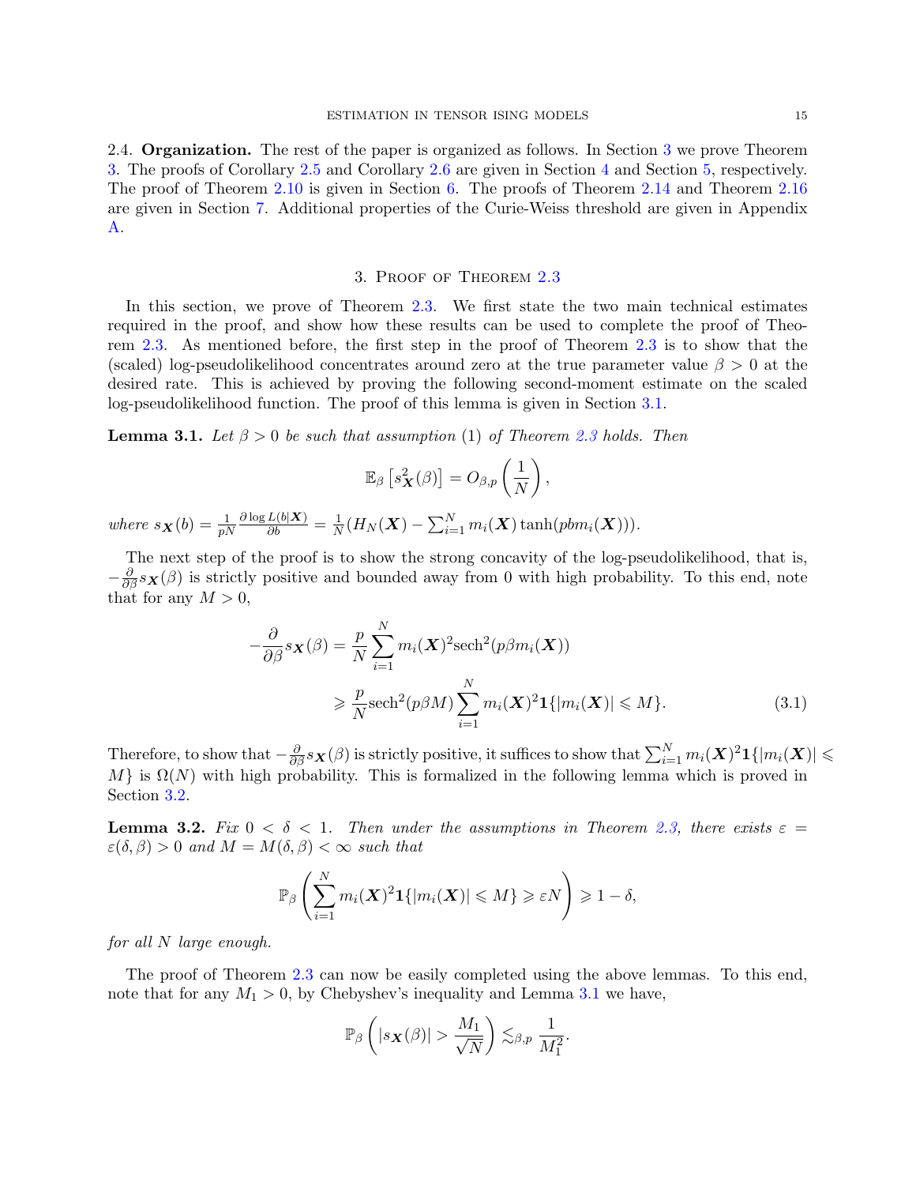2.4. **Organization.** The rest of the paper is organized as follows. In Section 3 we prove Theorem 3. The proofs of Corollary 2.5 and Corollary 2.6 are given in Section 4 and Section 5, respectively. The proof of Theorem 2.10 is given in Section 6. The proofs of Theorem 2.14 and Theorem 2.16 are given in Section 7. Additional properties of the Curie-Weiss threshold are given in Appendix A.

## 3. Proof of Theorem 2.3

In this section, we prove of Theorem 2.3. We first state the two main technical estimates required in the proof, and show how these results can be used to complete the proof of Theorem 2.3. As mentioned before, the first step in the proof of Theorem 2.3 is to show that the (scaled) log-pseudolikelihood concentrates around zero at the true parameter value $\beta > 0$ at the desired rate. This is achieved by proving the following second-moment estimate on the scaled log-pseudolikelihood function. The proof of this lemma is given in Section 3.1.

**Lemma 3.1.** *Let $\beta > 0$ be such that assumption* (1) *of Theorem 2.3 holds. Then*

$$\mathbb{E}_\beta \left[s_{\boldsymbol{X}}^2(\beta)\right] = O_{\beta,p}\left(\frac{1}{N}\right),$$

*where* $s_{\boldsymbol{X}}(b) = \frac{1}{pN}\frac{\partial \log L(b|\boldsymbol{X})}{\partial b} = \frac{1}{N}(H_N(\boldsymbol{X}) - \sum_{i=1}^N m_i(\boldsymbol{X})\tanh(pbm_i(\boldsymbol{X})))$.

The next step of the proof is to show the strong concavity of the log-pseudolikelihood, that is, $-\frac{\partial}{\partial\beta}s_{\boldsymbol{X}}(\beta)$ is strictly positive and bounded away from 0 with high probability. To this end, note that for any $M > 0$,

$$\begin{aligned}
-\frac{\partial}{\partial\beta}s_{\boldsymbol{X}}(\beta) &= \frac{p}{N}\sum_{i=1}^N m_i(\boldsymbol{X})^2\text{sech}^2(p\beta m_i(\boldsymbol{X})) \\
&\geqslant \frac{p}{N}\text{sech}^2(p\beta M)\sum_{i=1}^N m_i(\boldsymbol{X})^2\mathbf{1}\{|m_i(\boldsymbol{X})| \leqslant M\}.
\end{aligned} \tag{3.1}$$

Therefore, to show that $-\frac{\partial}{\partial\beta}s_{\boldsymbol{X}}(\beta)$ is strictly positive, it suffices to show that $\sum_{i=1}^N m_i(\boldsymbol{X})^2\mathbf{1}\{|m_i(\boldsymbol{X})| \leqslant M\}$ is $\Omega(N)$ with high probability. This is formalized in the following lemma which is proved in Section 3.2.

**Lemma 3.2.** *Fix $0 < \delta < 1$. Then under the assumptions in Theorem 2.3, there exists $\varepsilon = \varepsilon(\delta, \beta) > 0$ and $M = M(\delta, \beta) < \infty$ such that*

$$\mathbb{P}_\beta\left(\sum_{i=1}^N m_i(\boldsymbol{X})^2\mathbf{1}\{|m_i(\boldsymbol{X})| \leqslant M\} \geqslant \varepsilon N\right) \geqslant 1 - \delta,$$

*for all $N$ large enough.*

The proof of Theorem 2.3 can now be easily completed using the above lemmas. To this end, note that for any $M_1 > 0$, by Chebyshev's inequality and Lemma 3.1 we have,

$$\mathbb{P}_\beta\left(|s_{\boldsymbol{X}}(\beta)| > \frac{M_1}{\sqrt{N}}\right) \lesssim_{\beta,p} \frac{1}{M_1^2}.$$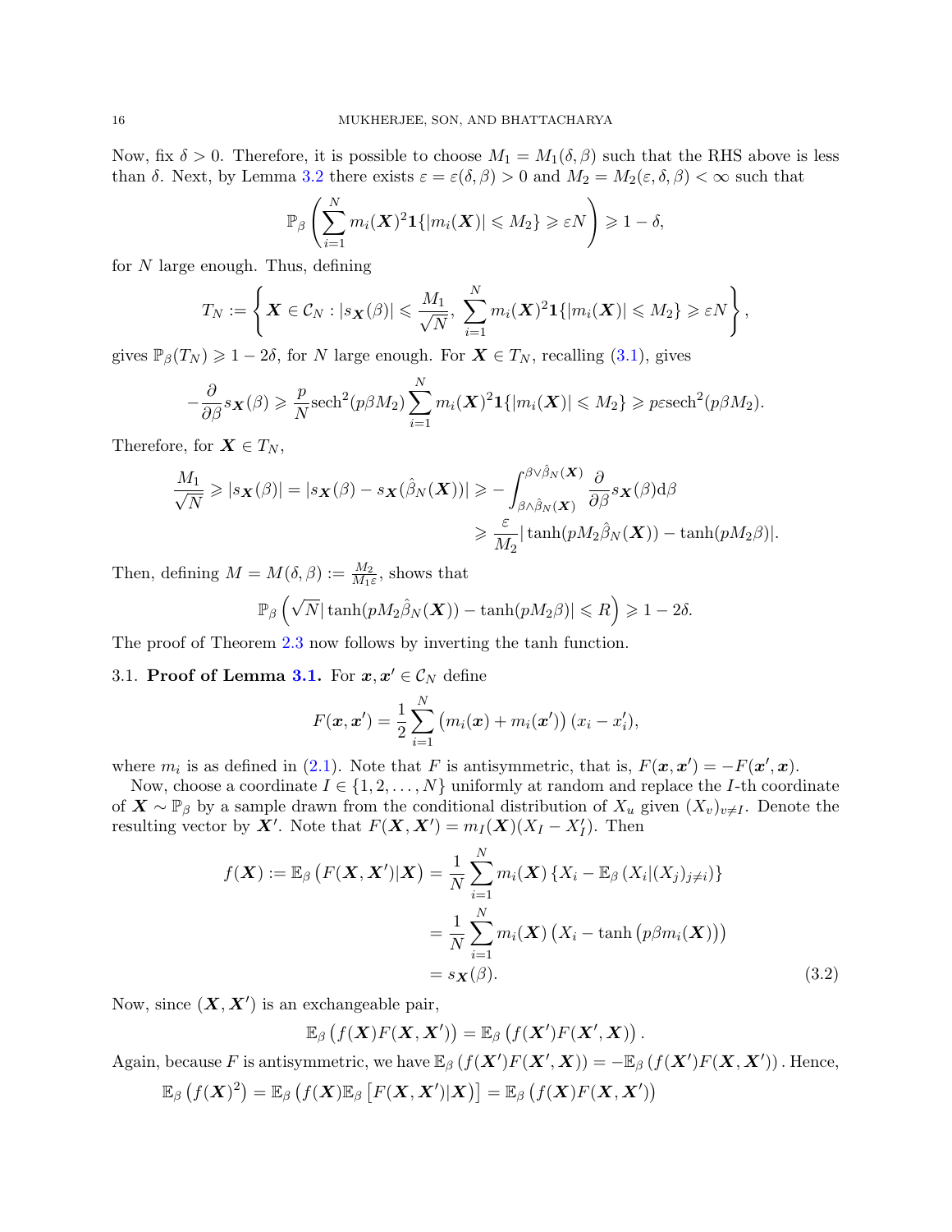Now, fix $\delta > 0$. Therefore, it is possible to choose $M_1 = M_1(\delta, \beta)$ such that the RHS above is less than $\delta$. Next, by Lemma 3.2 there exists $\varepsilon = \varepsilon(\delta, \beta) > 0$ and $M_2 = M_2(\varepsilon, \delta, \beta) < \infty$ such that

$$\mathbb{P}_\beta\left(\sum_{i=1}^N m_i(\boldsymbol{X})^2 \mathbf{1}\{|m_i(\boldsymbol{X})| \leqslant M_2\} \geqslant \varepsilon N\right) \geqslant 1 - \delta,$$

for $N$ large enough. Thus, defining

$$T_N := \left\{\boldsymbol{X} \in \mathcal{C}_N : |s_{\boldsymbol{X}}(\beta)| \leqslant \frac{M_1}{\sqrt{N}},\ \sum_{i=1}^N m_i(\boldsymbol{X})^2 \mathbf{1}\{|m_i(\boldsymbol{X})| \leqslant M_2\} \geqslant \varepsilon N\right\},$$

gives $\mathbb{P}_\beta(T_N) \geqslant 1 - 2\delta$, for $N$ large enough. For $\boldsymbol{X} \in T_N$, recalling (3.1), gives

$$-\frac{\partial}{\partial \beta} s_{\boldsymbol{X}}(\beta) \geqslant \frac{p}{N} \operatorname{sech}^2(p\beta M_2) \sum_{i=1}^N m_i(\boldsymbol{X})^2 \mathbf{1}\{|m_i(\boldsymbol{X})| \leqslant M_2\} \geqslant p\varepsilon \operatorname{sech}^2(p\beta M_2).$$

Therefore, for $\boldsymbol{X} \in T_N$,

$$\begin{aligned}
\frac{M_1}{\sqrt{N}} \geqslant |s_{\boldsymbol{X}}(\beta)| = |s_{\boldsymbol{X}}(\beta) - s_{\boldsymbol{X}}(\hat{\beta}_N(\boldsymbol{X}))| &\geqslant -\int_{\beta \wedge \hat{\beta}_N(\boldsymbol{X})}^{\beta \vee \hat{\beta}_N(\boldsymbol{X})} \frac{\partial}{\partial \beta} s_{\boldsymbol{X}}(\beta) \mathrm{d}\beta \\
&\geqslant \frac{\varepsilon}{M_2} |\tanh(pM_2 \hat{\beta}_N(\boldsymbol{X})) - \tanh(pM_2\beta)|.
\end{aligned}$$

Then, defining $M = M(\delta, \beta) := \frac{M_2}{M_1 \varepsilon}$, shows that

$$\mathbb{P}_\beta\left(\sqrt{N}|\tanh(pM_2\hat{\beta}_N(\boldsymbol{X})) - \tanh(pM_2\beta)| \leqslant R\right) \geqslant 1 - 2\delta.$$

The proof of Theorem 2.3 now follows by inverting the tanh function.

### 3.1. Proof of Lemma 3.1.

For $\boldsymbol{x}, \boldsymbol{x}' \in \mathcal{C}_N$ define

$$F(\boldsymbol{x}, \boldsymbol{x}') = \frac{1}{2} \sum_{i=1}^N \left(m_i(\boldsymbol{x}) + m_i(\boldsymbol{x}')\right)(x_i - x_i'),$$

where $m_i$ is as defined in (2.1). Note that $F$ is antisymmetric, that is, $F(\boldsymbol{x}, \boldsymbol{x}') = -F(\boldsymbol{x}', \boldsymbol{x})$.

Now, choose a coordinate $I \in \{1, 2, \ldots, N\}$ uniformly at random and replace the $I$-th coordinate of $\boldsymbol{X} \sim \mathbb{P}_\beta$ by a sample drawn from the conditional distribution of $X_u$ given $(X_v)_{v \neq I}$. Denote the resulting vector by $\boldsymbol{X}'$. Note that $F(\boldsymbol{X}, \boldsymbol{X}') = m_I(\boldsymbol{X})(X_I - X_I')$. Then

$$\begin{aligned}
f(\boldsymbol{X}) := \mathbb{E}_\beta\left(F(\boldsymbol{X}, \boldsymbol{X}')|\boldsymbol{X}\right) &= \frac{1}{N} \sum_{i=1}^N m_i(\boldsymbol{X}) \left\{X_i - \mathbb{E}_\beta\left(X_i|(X_j)_{j \neq i}\right)\right\} \\
&= \frac{1}{N} \sum_{i=1}^N m_i(\boldsymbol{X}) \left(X_i - \tanh\left(p\beta m_i(\boldsymbol{X})\right)\right) \\
&= s_{\boldsymbol{X}}(\beta).
\end{aligned} \tag{3.2}$$

Now, since $(\boldsymbol{X}, \boldsymbol{X}')$ is an exchangeable pair,

$$\mathbb{E}_\beta\left(f(\boldsymbol{X})F(\boldsymbol{X}, \boldsymbol{X}')\right) = \mathbb{E}_\beta\left(f(\boldsymbol{X}')F(\boldsymbol{X}', \boldsymbol{X})\right).$$

Again, because $F$ is antisymmetric, we have $\mathbb{E}_\beta\left(f(\boldsymbol{X}')F(\boldsymbol{X}', \boldsymbol{X})\right) = -\mathbb{E}_\beta\left(f(\boldsymbol{X}')F(\boldsymbol{X}, \boldsymbol{X}')\right)$. Hence,

$$\mathbb{E}_\beta\left(f(\boldsymbol{X})^2\right) = \mathbb{E}_\beta\left(f(\boldsymbol{X})\mathbb{E}_\beta\left[F(\boldsymbol{X}, \boldsymbol{X}')|\boldsymbol{X}\right]\right) = \mathbb{E}_\beta\left(f(\boldsymbol{X})F(\boldsymbol{X}, \boldsymbol{X}')\right)$$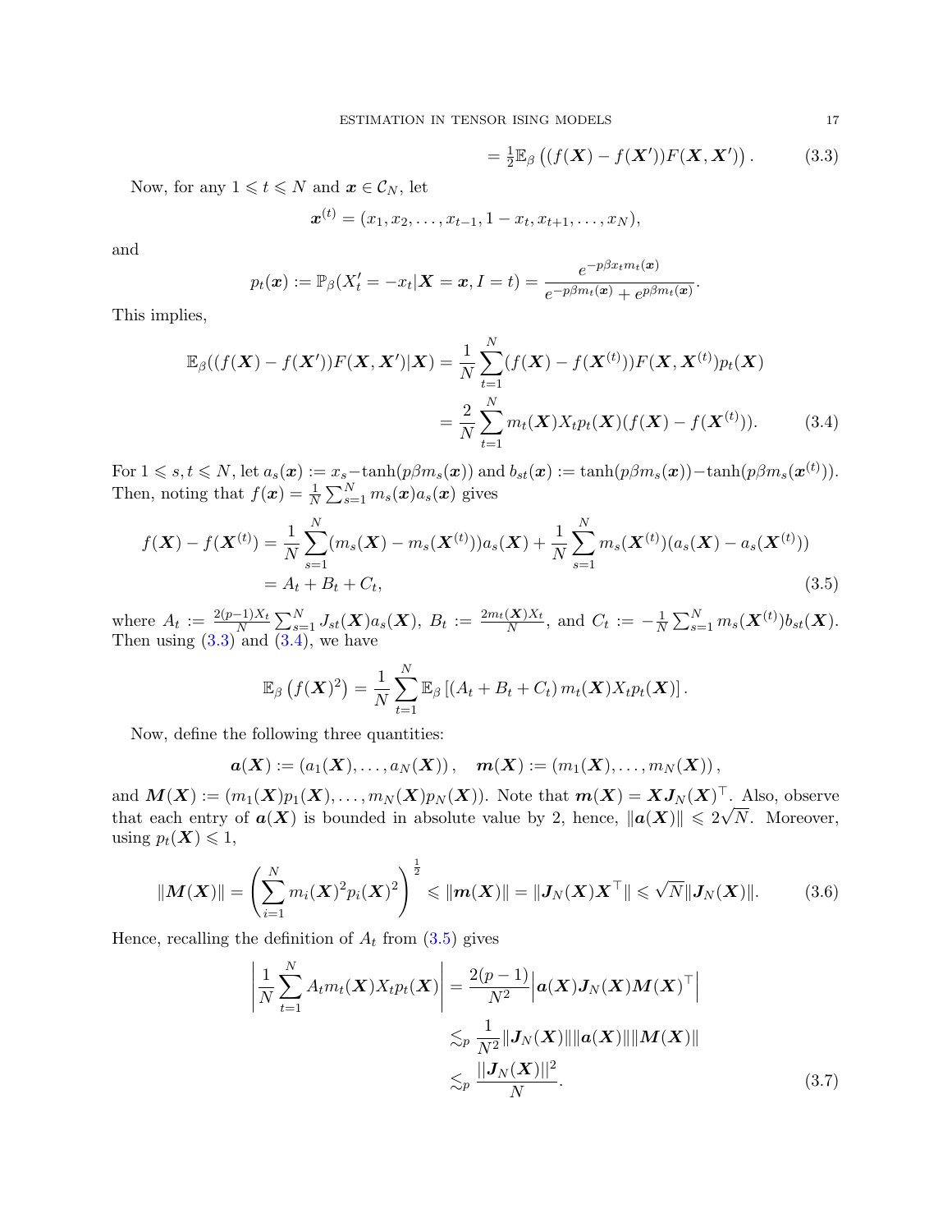$$= \tfrac{1}{2}\mathbb{E}_\beta\left((f(\boldsymbol{X}) - f(\boldsymbol{X}'))F(\boldsymbol{X}, \boldsymbol{X}')\right). \tag{3.3}$$

Now, for any $1 \leqslant t \leqslant N$ and $\boldsymbol{x} \in \mathcal{C}_N$, let

$$\boldsymbol{x}^{(t)} = (x_1, x_2, \ldots, x_{t-1}, 1 - x_t, x_{t+1}, \ldots, x_N),$$

and

$$p_t(\boldsymbol{x}) := \mathbb{P}_\beta(X'_t = -x_t | \boldsymbol{X} = \boldsymbol{x}, I = t) = \frac{e^{-p\beta x_t m_t(\boldsymbol{x})}}{e^{-p\beta m_t(\boldsymbol{x})} + e^{p\beta m_t(\boldsymbol{x})}}.$$

This implies,

$$\begin{aligned}
\mathbb{E}_\beta((f(\boldsymbol{X}) - f(\boldsymbol{X}'))F(\boldsymbol{X}, \boldsymbol{X}')|\boldsymbol{X}) &= \frac{1}{N}\sum_{t=1}^{N}(f(\boldsymbol{X}) - f(\boldsymbol{X}^{(t)}))F(\boldsymbol{X}, \boldsymbol{X}^{(t)})p_t(\boldsymbol{X}) \\
&= \frac{2}{N}\sum_{t=1}^{N} m_t(\boldsymbol{X})X_t p_t(\boldsymbol{X})(f(\boldsymbol{X}) - f(\boldsymbol{X}^{(t)})).
\end{aligned} \tag{3.4}$$

For $1 \leqslant s, t \leqslant N$, let $a_s(\boldsymbol{x}) := x_s - \tanh(p\beta m_s(\boldsymbol{x}))$ and $b_{st}(\boldsymbol{x}) := \tanh(p\beta m_s(\boldsymbol{x})) - \tanh(p\beta m_s(\boldsymbol{x}^{(t)}))$. Then, noting that $f(\boldsymbol{x}) = \frac{1}{N}\sum_{s=1}^{N} m_s(\boldsymbol{x})a_s(\boldsymbol{x})$ gives

$$\begin{aligned}
f(\boldsymbol{X}) - f(\boldsymbol{X}^{(t)}) &= \frac{1}{N}\sum_{s=1}^{N}(m_s(\boldsymbol{X}) - m_s(\boldsymbol{X}^{(t)}))a_s(\boldsymbol{X}) + \frac{1}{N}\sum_{s=1}^{N} m_s(\boldsymbol{X}^{(t)})(a_s(\boldsymbol{X}) - a_s(\boldsymbol{X}^{(t)})) \\
&= A_t + B_t + C_t,
\end{aligned} \tag{3.5}$$

where $A_t := \frac{2(p-1)X_t}{N}\sum_{s=1}^{N} J_{st}(\boldsymbol{X})a_s(\boldsymbol{X})$, $B_t := \frac{2m_t(\boldsymbol{X})X_t}{N}$, and $C_t := -\frac{1}{N}\sum_{s=1}^{N} m_s(\boldsymbol{X}^{(t)})b_{st}(\boldsymbol{X})$. Then using (3.3) and (3.4), we have

$$\mathbb{E}_\beta\left(f(\boldsymbol{X})^2\right) = \frac{1}{N}\sum_{t=1}^{N}\mathbb{E}_\beta\left[(A_t + B_t + C_t)\, m_t(\boldsymbol{X})X_t p_t(\boldsymbol{X})\right].$$

Now, define the following three quantities:

$$\boldsymbol{a}(\boldsymbol{X}) := (a_1(\boldsymbol{X}), \ldots, a_N(\boldsymbol{X})), \quad \boldsymbol{m}(\boldsymbol{X}) := (m_1(\boldsymbol{X}), \ldots, m_N(\boldsymbol{X})),$$

and $\boldsymbol{M}(\boldsymbol{X}) := (m_1(\boldsymbol{X})p_1(\boldsymbol{X}), \ldots, m_N(\boldsymbol{X})p_N(\boldsymbol{X}))$. Note that $\boldsymbol{m}(\boldsymbol{X}) = \boldsymbol{X}\boldsymbol{J}_N(\boldsymbol{X})^\top$. Also, observe that each entry of $\boldsymbol{a}(\boldsymbol{X})$ is bounded in absolute value by 2, hence, $\|\boldsymbol{a}(\boldsymbol{X})\| \leqslant 2\sqrt{N}$. Moreover, using $p_t(\boldsymbol{X}) \leqslant 1$,

$$\|\boldsymbol{M}(\boldsymbol{X})\| = \left(\sum_{i=1}^{N} m_i(\boldsymbol{X})^2 p_i(\boldsymbol{X})^2\right)^{\frac{1}{2}} \leqslant \|\boldsymbol{m}(\boldsymbol{X})\| = \|\boldsymbol{J}_N(\boldsymbol{X})\boldsymbol{X}^\top\| \leqslant \sqrt{N}\|\boldsymbol{J}_N(\boldsymbol{X})\|. \tag{3.6}$$

Hence, recalling the definition of $A_t$ from (3.5) gives

$$\begin{aligned}
\left|\frac{1}{N}\sum_{t=1}^{N} A_t m_t(\boldsymbol{X})X_t p_t(\boldsymbol{X})\right| &= \frac{2(p-1)}{N^2}\left|\boldsymbol{a}(\boldsymbol{X})\boldsymbol{J}_N(\boldsymbol{X})\boldsymbol{M}(\boldsymbol{X})^\top\right| \\
&\lesssim_p \frac{1}{N^2}\|\boldsymbol{J}_N(\boldsymbol{X})\|\|\boldsymbol{a}(\boldsymbol{X})\|\|\boldsymbol{M}(\boldsymbol{X})\| \\
&\lesssim_p \frac{||\boldsymbol{J}_N(\boldsymbol{X})||^2}{N}.
\end{aligned} \tag{3.7}$$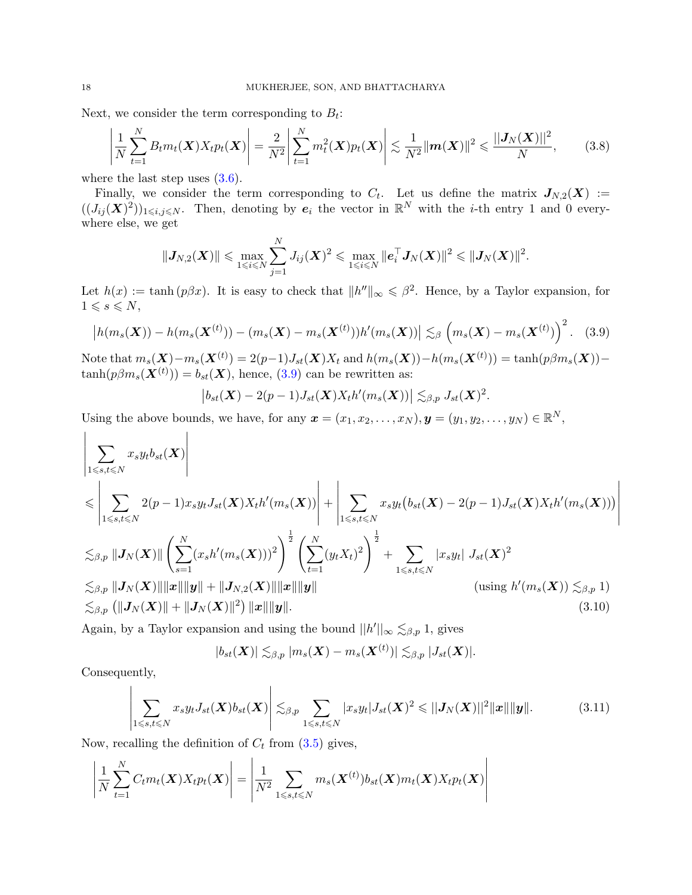Next, we consider the term corresponding to $B_t$:

$$\left|\frac{1}{N}\sum_{t=1}^N B_t m_t(\boldsymbol{X}) X_t p_t(\boldsymbol{X})\right| = \frac{2}{N^2}\left|\sum_{t=1}^N m_t^2(\boldsymbol{X}) p_t(\boldsymbol{X})\right| \lesssim \frac{1}{N^2}\|\boldsymbol{m}(\boldsymbol{X})\|^2 \leqslant \frac{\|\boldsymbol{J}_N(\boldsymbol{X})\|^2}{N}, \tag{3.8}$$

where the last step uses (3.6).

Finally, we consider the term corresponding to $C_t$. Let us define the matrix $\boldsymbol{J}_{N,2}(\boldsymbol{X}) := ((J_{ij}(\boldsymbol{X})^2))_{1\leqslant i,j\leqslant N}$. Then, denoting by $\boldsymbol{e}_i$ the vector in $\mathbb{R}^N$ with the $i$-th entry 1 and 0 everywhere else, we get

$$\|\boldsymbol{J}_{N,2}(\boldsymbol{X})\| \leqslant \max_{1\leqslant i\leqslant N}\sum_{j=1}^N J_{ij}(\boldsymbol{X})^2 \leqslant \max_{1\leqslant i\leqslant N}\|\boldsymbol{e}_i^\top \boldsymbol{J}_N(\boldsymbol{X})\|^2 \leqslant \|\boldsymbol{J}_N(\boldsymbol{X})\|^2.$$

Let $h(x) := \tanh(p\beta x)$. It is easy to check that $\|h''\|_\infty \leqslant \beta^2$. Hence, by a Taylor expansion, for $1 \leqslant s \leqslant N$,

$$\left|h(m_s(\boldsymbol{X})) - h(m_s(\boldsymbol{X}^{(t)})) - (m_s(\boldsymbol{X}) - m_s(\boldsymbol{X}^{(t)}))h'(m_s(\boldsymbol{X}))\right| \lesssim_\beta \left(m_s(\boldsymbol{X}) - m_s(\boldsymbol{X}^{(t)})\right)^2. \tag{3.9}$$

Note that $m_s(\boldsymbol{X}) - m_s(\boldsymbol{X}^{(t)}) = 2(p-1)J_{st}(\boldsymbol{X})X_t$ and $h(m_s(\boldsymbol{X})) - h(m_s(\boldsymbol{X}^{(t)})) = \tanh(p\beta m_s(\boldsymbol{X})) - \tanh(p\beta m_s(\boldsymbol{X}^{(t)})) = b_{st}(\boldsymbol{X})$, hence, (3.9) can be rewritten as:

$$\left|b_{st}(\boldsymbol{X}) - 2(p-1)J_{st}(\boldsymbol{X})X_t h'(m_s(\boldsymbol{X}))\right| \lesssim_{\beta,p} J_{st}(\boldsymbol{X})^2.$$

Using the above bounds, we have, for any $\boldsymbol{x} = (x_1, x_2, \ldots, x_N), \boldsymbol{y} = (y_1, y_2, \ldots, y_N) \in \mathbb{R}^N$,

$$\begin{aligned}
&\left|\sum_{1\leqslant s,t\leqslant N} x_s y_t b_{st}(\boldsymbol{X})\right| \\
&\leqslant \left|\sum_{1\leqslant s,t\leqslant N} 2(p-1)x_s y_t J_{st}(\boldsymbol{X})X_t h'(m_s(\boldsymbol{X}))\right| + \left|\sum_{1\leqslant s,t\leqslant N} x_s y_t\big(b_{st}(\boldsymbol{X}) - 2(p-1)J_{st}(\boldsymbol{X})X_t h'(m_s(\boldsymbol{X}))\big)\right| \\
&\lesssim_{\beta,p} \|\boldsymbol{J}_N(\boldsymbol{X})\|\left(\sum_{s=1}^N (x_s h'(m_s(\boldsymbol{X})))^2\right)^{\frac{1}{2}}\left(\sum_{t=1}^N (y_t X_t)^2\right)^{\frac{1}{2}} + \sum_{1\leqslant s,t\leqslant N}|x_s y_t|\ J_{st}(\boldsymbol{X})^2 \\
&\lesssim_{\beta,p} \|\boldsymbol{J}_N(\boldsymbol{X})\|\|\boldsymbol{x}\|\|\boldsymbol{y}\| + \|\boldsymbol{J}_{N,2}(\boldsymbol{X})\|\|\boldsymbol{x}\|\|\boldsymbol{y}\| \qquad\qquad (\text{using } h'(m_s(\boldsymbol{X})) \lesssim_{\beta,p} 1) \\
&\lesssim_{\beta,p} \left(\|\boldsymbol{J}_N(\boldsymbol{X})\| + \|\boldsymbol{J}_N(\boldsymbol{X})\|^2\right)\|\boldsymbol{x}\|\|\boldsymbol{y}\|.
\end{aligned} \tag{3.10}$$

Again, by a Taylor expansion and using the bound $\|h'\|_\infty \lesssim_{\beta,p} 1$, gives

$$|b_{st}(\boldsymbol{X})| \lesssim_{\beta,p} |m_s(\boldsymbol{X}) - m_s(\boldsymbol{X}^{(t)})| \lesssim_{\beta,p} |J_{st}(\boldsymbol{X})|.$$

Consequently,

$$\left|\sum_{1\leqslant s,t\leqslant N} x_s y_t J_{st}(\boldsymbol{X}) b_{st}(\boldsymbol{X})\right| \lesssim_{\beta,p} \sum_{1\leqslant s,t\leqslant N}|x_s y_t| J_{st}(\boldsymbol{X})^2 \leqslant \|\boldsymbol{J}_N(\boldsymbol{X})\|^2\|\boldsymbol{x}\|\|\boldsymbol{y}\|. \tag{3.11}$$

Now, recalling the definition of $C_t$ from (3.5) gives,

$$\left|\frac{1}{N}\sum_{t=1}^N C_t m_t(\boldsymbol{X}) X_t p_t(\boldsymbol{X})\right| = \left|\frac{1}{N^2}\sum_{1\leqslant s,t\leqslant N} m_s(\boldsymbol{X}^{(t)}) b_{st}(\boldsymbol{X}) m_t(\boldsymbol{X}) X_t p_t(\boldsymbol{X})\right|$$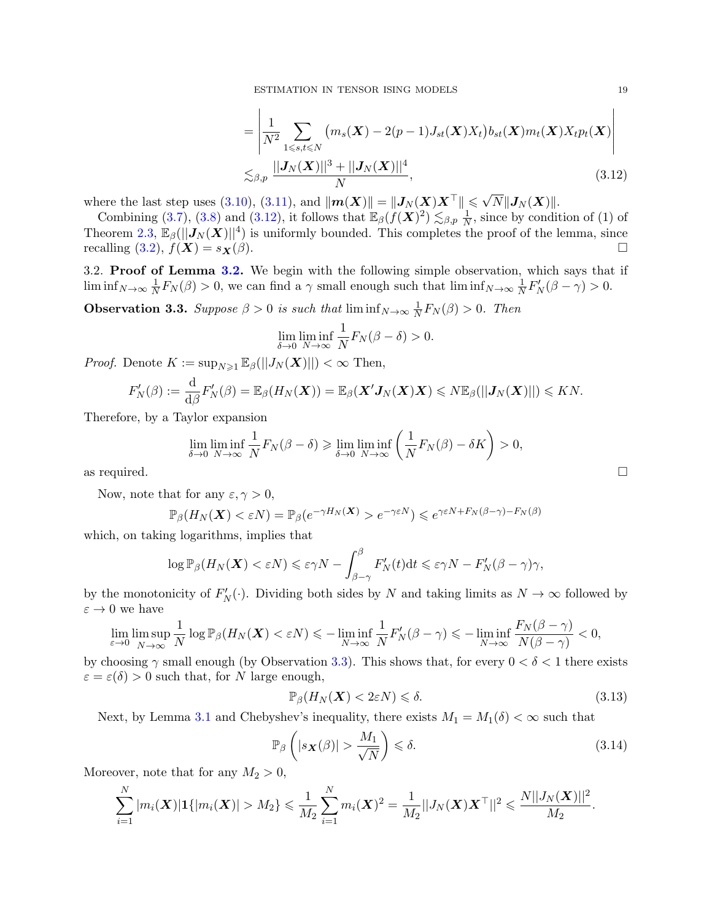$$= \left| \frac{1}{N^2} \sum_{1 \leqslant s,t \leqslant N} \big(m_s(\boldsymbol{X}) - 2(p-1)J_{st}(\boldsymbol{X})X_t\big) b_{st}(\boldsymbol{X}) m_t(\boldsymbol{X}) X_t p_t(\boldsymbol{X}) \right|$$

$$\lesssim_{\beta,p} \frac{||\boldsymbol{J}_N(\boldsymbol{X})||^3 + ||\boldsymbol{J}_N(\boldsymbol{X})||^4}{N}, \tag{3.12}$$

where the last step uses (3.10), (3.11), and $\|\boldsymbol{m}(\boldsymbol{X})\| = \|\boldsymbol{J}_N(\boldsymbol{X})\boldsymbol{X}^\top\| \leqslant \sqrt{N}\|\boldsymbol{J}_N(\boldsymbol{X})\|$.

Combining (3.7), (3.8) and (3.12), it follows that $\mathbb{E}_\beta(f(\boldsymbol{X})^2) \lesssim_{\beta,p} \frac{1}{N}$, since by condition of (1) of Theorem 2.3, $\mathbb{E}_\beta(||\boldsymbol{J}_N(\boldsymbol{X})||^4)$ is uniformly bounded. This completes the proof of the lemma, since recalling (3.2), $f(\boldsymbol{X}) = s_{\boldsymbol{X}}(\beta)$. □

3.2. **Proof of Lemma 3.2.** We begin with the following simple observation, which says that if $\liminf_{N\to\infty} \frac{1}{N} F_N(\beta) > 0$, we can find a $\gamma$ small enough such that $\liminf_{N\to\infty} \frac{1}{N} F_N'(\beta - \gamma) > 0$.

**Observation 3.3.** *Suppose $\beta > 0$ is such that $\liminf_{N\to\infty} \frac{1}{N} F_N(\beta) > 0$. Then*

$$\lim_{\delta\to 0} \liminf_{N\to\infty} \frac{1}{N} F_N(\beta - \delta) > 0.$$

*Proof.* Denote $K := \sup_{N\geqslant 1} \mathbb{E}_\beta(||J_N(\boldsymbol{X})||) < \infty$ Then,

$$F_N'(\beta) := \frac{\mathrm{d}}{\mathrm{d}\beta} F_N'(\beta) = \mathbb{E}_\beta(H_N(\boldsymbol{X})) = \mathbb{E}_\beta(\boldsymbol{X}'\boldsymbol{J}_N(\boldsymbol{X})\boldsymbol{X}) \leqslant N\mathbb{E}_\beta(||\boldsymbol{J}_N(\boldsymbol{X})||) \leqslant KN.$$

Therefore, by a Taylor expansion

$$\lim_{\delta\to 0} \liminf_{N\to\infty} \frac{1}{N} F_N(\beta - \delta) \geqslant \lim_{\delta\to 0} \liminf_{N\to\infty} \left( \frac{1}{N} F_N(\beta) - \delta K \right) > 0,$$

as required. □

Now, note that for any $\varepsilon, \gamma > 0$,

$$\mathbb{P}_\beta(H_N(\boldsymbol{X}) < \varepsilon N) = \mathbb{P}_\beta(e^{-\gamma H_N(\boldsymbol{X})} > e^{-\gamma\varepsilon N}) \leqslant e^{\gamma\varepsilon N + F_N(\beta-\gamma) - F_N(\beta)}$$

which, on taking logarithms, implies that

$$\log \mathbb{P}_\beta(H_N(\boldsymbol{X}) < \varepsilon N) \leqslant \varepsilon\gamma N - \int_{\beta-\gamma}^{\beta} F_N'(t)\mathrm{d}t \leqslant \varepsilon\gamma N - F_N'(\beta-\gamma)\gamma,$$

by the monotonicity of $F_N'(\cdot)$. Dividing both sides by $N$ and taking limits as $N \to \infty$ followed by $\varepsilon \to 0$ we have

$$\lim_{\varepsilon\to 0} \limsup_{N\to\infty} \frac{1}{N} \log \mathbb{P}_\beta(H_N(\boldsymbol{X}) < \varepsilon N) \leqslant -\liminf_{N\to\infty} \frac{1}{N} F_N'(\beta-\gamma) \leqslant -\liminf_{N\to\infty} \frac{F_N(\beta-\gamma)}{N(\beta-\gamma)} < 0,$$

by choosing $\gamma$ small enough (by Observation 3.3). This shows that, for every $0 < \delta < 1$ there exists $\varepsilon = \varepsilon(\delta) > 0$ such that, for $N$ large enough,

$$\mathbb{P}_\beta(H_N(\boldsymbol{X}) < 2\varepsilon N) \leqslant \delta. \tag{3.13}$$

Next, by Lemma 3.1 and Chebyshev's inequality, there exists $M_1 = M_1(\delta) < \infty$ such that

$$\mathbb{P}_\beta\left(|s_{\boldsymbol{X}}(\beta)| > \frac{M_1}{\sqrt{N}}\right) \leqslant \delta. \tag{3.14}$$

Moreover, note that for any $M_2 > 0$,

$$\sum_{i=1}^{N} |m_i(\boldsymbol{X})| \mathbf{1}\{|m_i(\boldsymbol{X})| > M_2\} \leqslant \frac{1}{M_2} \sum_{i=1}^{N} m_i(\boldsymbol{X})^2 = \frac{1}{M_2} ||J_N(\boldsymbol{X})\boldsymbol{X}^\top||^2 \leqslant \frac{N||J_N(\boldsymbol{X})||^2}{M_2}.$$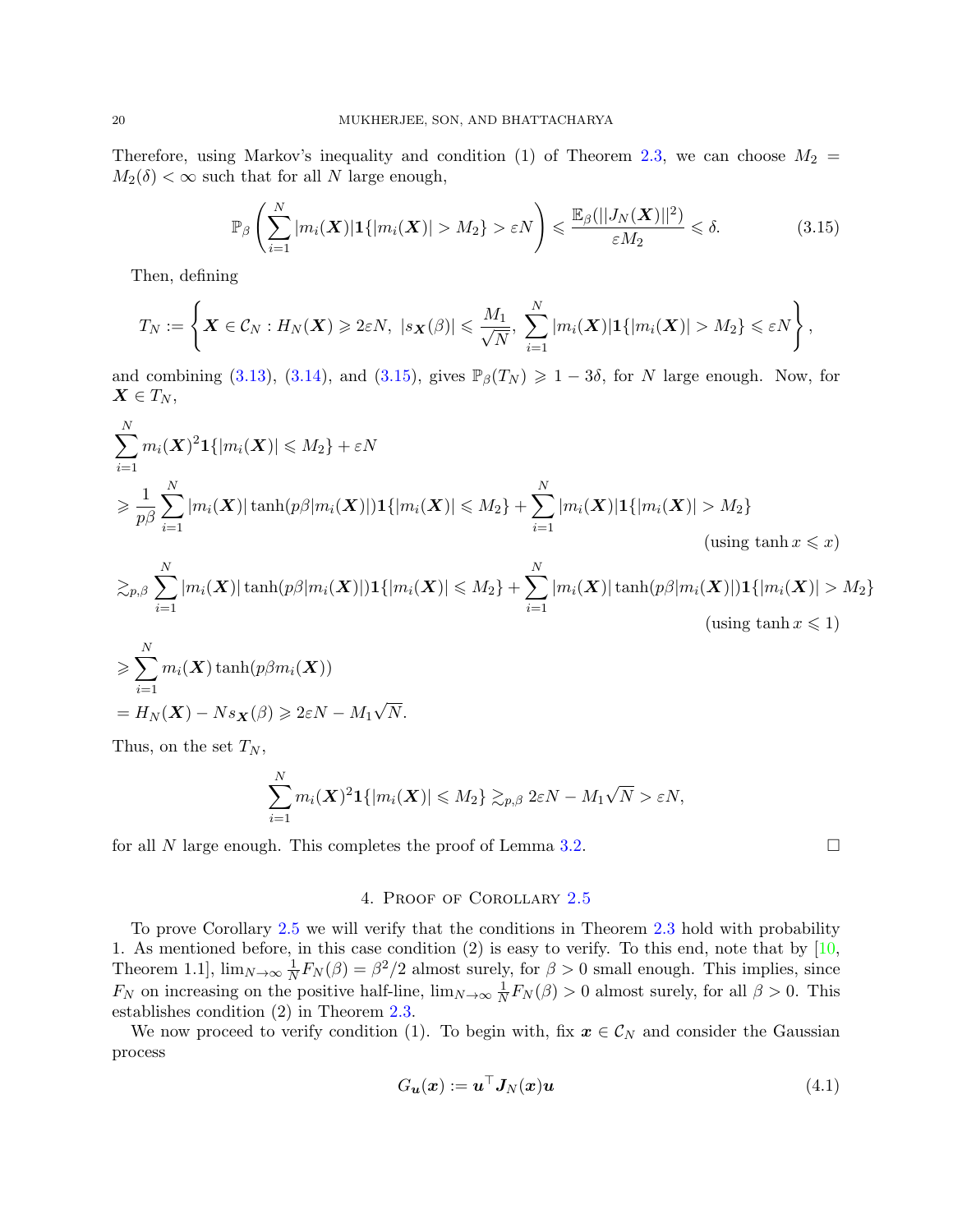Therefore, using Markov's inequality and condition (1) of Theorem 2.3, we can choose $M_2 = M_2(\delta) < \infty$ such that for all $N$ large enough,

$$\mathbb{P}_\beta \left( \sum_{i=1}^N |m_i(\boldsymbol{X})| \mathbf{1}\{|m_i(\boldsymbol{X})| > M_2\} > \varepsilon N \right) \leqslant \frac{\mathbb{E}_\beta(||J_N(\boldsymbol{X})||^2)}{\varepsilon M_2} \leqslant \delta. \tag{3.15}$$

Then, defining

$$T_N := \left\{ \boldsymbol{X} \in \mathcal{C}_N : H_N(\boldsymbol{X}) \geqslant 2\varepsilon N,\ |s_{\boldsymbol{X}}(\beta)| \leqslant \frac{M_1}{\sqrt{N}},\ \sum_{i=1}^N |m_i(\boldsymbol{X})| \mathbf{1}\{|m_i(\boldsymbol{X})| > M_2\} \leqslant \varepsilon N \right\},$$

and combining (3.13), (3.14), and (3.15), gives $\mathbb{P}_\beta(T_N) \geqslant 1 - 3\delta$, for $N$ large enough. Now, for $\boldsymbol{X} \in T_N$,

$$\begin{aligned}
&\sum_{i=1}^N m_i(\boldsymbol{X})^2 \mathbf{1}\{|m_i(\boldsymbol{X})| \leqslant M_2\} + \varepsilon N \\
&\geqslant \frac{1}{p\beta} \sum_{i=1}^N |m_i(\boldsymbol{X})| \tanh(p\beta |m_i(\boldsymbol{X})|) \mathbf{1}\{|m_i(\boldsymbol{X})| \leqslant M_2\} + \sum_{i=1}^N |m_i(\boldsymbol{X})| \mathbf{1}\{|m_i(\boldsymbol{X})| > M_2\} \\
&\hspace{25em} \text{(using } \tanh x \leqslant x\text{)} \\
&\gtrsim_{p,\beta} \sum_{i=1}^N |m_i(\boldsymbol{X})| \tanh(p\beta |m_i(\boldsymbol{X})|) \mathbf{1}\{|m_i(\boldsymbol{X})| \leqslant M_2\} + \sum_{i=1}^N |m_i(\boldsymbol{X})| \tanh(p\beta |m_i(\boldsymbol{X})|) \mathbf{1}\{|m_i(\boldsymbol{X})| > M_2\} \\
&\hspace{25em} \text{(using } \tanh x \leqslant 1\text{)} \\
&\geqslant \sum_{i=1}^N m_i(\boldsymbol{X}) \tanh(p\beta m_i(\boldsymbol{X})) \\
&= H_N(\boldsymbol{X}) - N s_{\boldsymbol{X}}(\beta) \geqslant 2\varepsilon N - M_1 \sqrt{N}.
\end{aligned}$$

Thus, on the set $T_N$,

$$\sum_{i=1}^N m_i(\boldsymbol{X})^2 \mathbf{1}\{|m_i(\boldsymbol{X})| \leqslant M_2\} \gtrsim_{p,\beta} 2\varepsilon N - M_1 \sqrt{N} > \varepsilon N,$$

for all $N$ large enough. This completes the proof of Lemma 3.2. $\square$

## 4. Proof of Corollary 2.5

To prove Corollary 2.5 we will verify that the conditions in Theorem 2.3 hold with probability 1. As mentioned before, in this case condition (2) is easy to verify. To this end, note that by [10, Theorem 1.1], $\lim_{N \to \infty} \frac{1}{N} F_N(\beta) = \beta^2/2$ almost surely, for $\beta > 0$ small enough. This implies, since $F_N$ on increasing on the positive half-line, $\lim_{N \to \infty} \frac{1}{N} F_N(\beta) > 0$ almost surely, for all $\beta > 0$. This establishes condition (2) in Theorem 2.3.

We now proceed to verify condition (1). To begin with, fix $\boldsymbol{x} \in \mathcal{C}_N$ and consider the Gaussian process

$$G_{\boldsymbol{u}}(\boldsymbol{x}) := \boldsymbol{u}^\top \boldsymbol{J}_N(\boldsymbol{x}) \boldsymbol{u} \tag{4.1}$$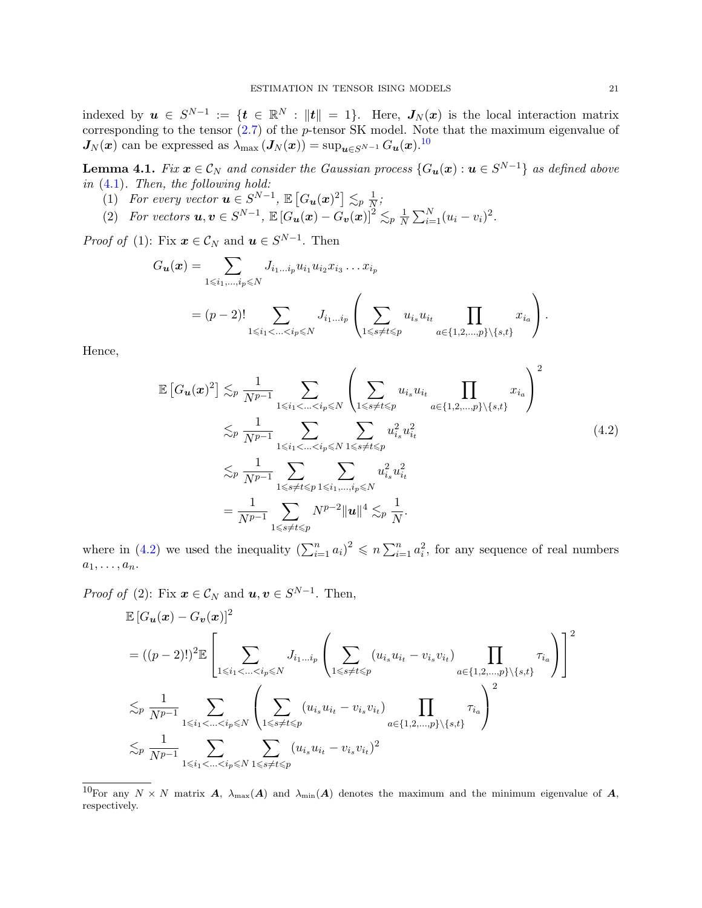indexed by $\boldsymbol{u} \in S^{N-1} := \{\boldsymbol{t} \in \mathbb{R}^N : \|\boldsymbol{t}\| = 1\}$. Here, $\boldsymbol{J}_N(\boldsymbol{x})$ is the local interaction matrix corresponding to the tensor (2.7) of the $p$-tensor SK model. Note that the maximum eigenvalue of $\boldsymbol{J}_N(\boldsymbol{x})$ can be expressed as $\lambda_{\max}(\boldsymbol{J}_N(\boldsymbol{x})) = \sup_{\boldsymbol{u} \in S^{N-1}} G_{\boldsymbol{u}}(\boldsymbol{x})$.[10]

**Lemma 4.1.** *Fix $\boldsymbol{x} \in \mathcal{C}_N$ and consider the Gaussian process $\{G_{\boldsymbol{u}}(\boldsymbol{x}) : \boldsymbol{u} \in S^{N-1}\}$ as defined above in (4.1). Then, the following hold:*

1. *For every vector $\boldsymbol{u} \in S^{N-1}$, $\mathbb{E}\left[G_{\boldsymbol{u}}(\boldsymbol{x})^2\right] \lesssim_p \frac{1}{N}$;*
2. *For vectors $\boldsymbol{u}, \boldsymbol{v} \in S^{N-1}$, $\mathbb{E}\left[G_{\boldsymbol{u}}(\boldsymbol{x}) - G_{\boldsymbol{v}}(\boldsymbol{x})\right]^2 \lesssim_p \frac{1}{N}\sum_{i=1}^N (u_i - v_i)^2$.*

*Proof of* (1): Fix $\boldsymbol{x} \in \mathcal{C}_N$ and $\boldsymbol{u} \in S^{N-1}$. Then

$$
\begin{aligned}
G_{\boldsymbol{u}}(\boldsymbol{x}) &= \sum_{1 \leqslant i_1, \ldots, i_p \leqslant N} J_{i_1 \ldots i_p} u_{i_1} u_{i_2} x_{i_3} \ldots x_{i_p} \\
&= (p-2)! \sum_{1 \leqslant i_1 < \ldots < i_p \leqslant N} J_{i_1 \ldots i_p} \left( \sum_{1 \leqslant s \neq t \leqslant p} u_{i_s} u_{i_t} \prod_{a \in \{1,2,\ldots,p\} \setminus \{s,t\}} x_{i_a} \right).
\end{aligned}
$$

Hence,

$$
\begin{aligned}
\mathbb{E}\left[G_{\boldsymbol{u}}(\boldsymbol{x})^2\right] &\lesssim_p \frac{1}{N^{p-1}} \sum_{1 \leqslant i_1 < \ldots < i_p \leqslant N} \left( \sum_{1 \leqslant s \neq t \leqslant p} u_{i_s} u_{i_t} \prod_{a \in \{1,2,\ldots,p\} \setminus \{s,t\}} x_{i_a} \right)^2 \\
&\lesssim_p \frac{1}{N^{p-1}} \sum_{1 \leqslant i_1 < \ldots < i_p \leqslant N} \sum_{1 \leqslant s \neq t \leqslant p} u_{i_s}^2 u_{i_t}^2 \qquad (4.2) \\
&\lesssim_p \frac{1}{N^{p-1}} \sum_{1 \leqslant s \neq t \leqslant p} \sum_{1 \leqslant i_1, \ldots, i_p \leqslant N} u_{i_s}^2 u_{i_t}^2 \\
&= \frac{1}{N^{p-1}} \sum_{1 \leqslant s \neq t \leqslant p} N^{p-2} \|\boldsymbol{u}\|^4 \lesssim_p \frac{1}{N}.
\end{aligned}
$$

where in (4.2) we used the inequality $\left(\sum_{i=1}^n a_i\right)^2 \leqslant n \sum_{i=1}^n a_i^2$, for any sequence of real numbers $a_1, \ldots, a_n$.

*Proof of* (2): Fix $\boldsymbol{x} \in \mathcal{C}_N$ and $\boldsymbol{u}, \boldsymbol{v} \in S^{N-1}$. Then,

$$
\begin{aligned}
&\mathbb{E}\left[G_{\boldsymbol{u}}(\boldsymbol{x}) - G_{\boldsymbol{v}}(\boldsymbol{x})\right]^2 \\
&= ((p-2)!)^2 \mathbb{E}\left[ \sum_{1 \leqslant i_1 < \ldots < i_p \leqslant N} J_{i_1 \ldots i_p} \left( \sum_{1 \leqslant s \neq t \leqslant p} (u_{i_s} u_{i_t} - v_{i_s} v_{i_t}) \prod_{a \in \{1,2,\ldots,p\} \setminus \{s,t\}} \tau_{i_a} \right) \right]^2 \\
&\lesssim_p \frac{1}{N^{p-1}} \sum_{1 \leqslant i_1 < \ldots < i_p \leqslant N} \left( \sum_{1 \leqslant s \neq t \leqslant p} (u_{i_s} u_{i_t} - v_{i_s} v_{i_t}) \prod_{a \in \{1,2,\ldots,p\} \setminus \{s,t\}} \tau_{i_a} \right)^2 \\
&\lesssim_p \frac{1}{N^{p-1}} \sum_{1 \leqslant i_1 < \ldots < i_p \leqslant N} \sum_{1 \leqslant s \neq t \leqslant p} (u_{i_s} u_{i_t} - v_{i_s} v_{i_t})^2
\end{aligned}
$$

[10] For any $N \times N$ matrix $\boldsymbol{A}$, $\lambda_{\max}(\boldsymbol{A})$ and $\lambda_{\min}(\boldsymbol{A})$ denotes the maximum and the minimum eigenvalue of $\boldsymbol{A}$, respectively.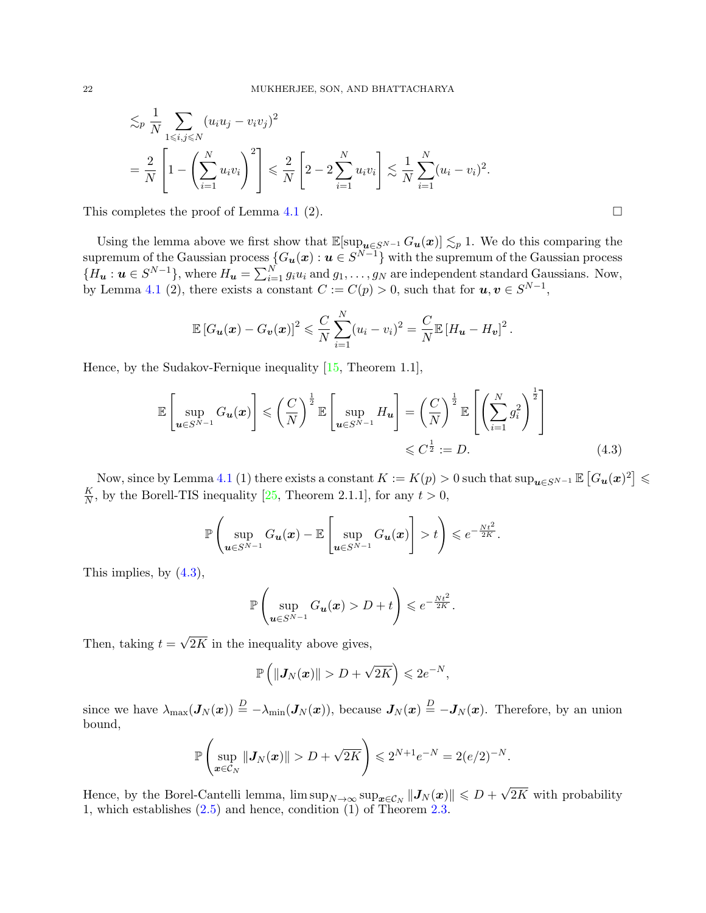$$
\begin{aligned}
&\lesssim_p \frac{1}{N} \sum_{1 \leqslant i,j \leqslant N} (u_i u_j - v_i v_j)^2 \\
&= \frac{2}{N}\left[1 - \left(\sum_{i=1}^N u_i v_i\right)^2\right] \leqslant \frac{2}{N}\left[2 - 2\sum_{i=1}^N u_i v_i\right] \lesssim \frac{1}{N}\sum_{i=1}^N (u_i - v_i)^2.
\end{aligned}
$$

This completes the proof of Lemma 4.1 (2). $\square$

Using the lemma above we first show that $\mathbb{E}[\sup_{\boldsymbol{u} \in S^{N-1}} G_{\boldsymbol{u}}(\boldsymbol{x})] \lesssim_p 1$. We do this comparing the supremum of the Gaussian process $\{G_{\boldsymbol{u}}(\boldsymbol{x}) : \boldsymbol{u} \in S^{N-1}\}$ with the supremum of the Gaussian process $\{H_{\boldsymbol{u}} : \boldsymbol{u} \in S^{N-1}\}$, where $H_{\boldsymbol{u}} = \sum_{i=1}^N g_i u_i$ and $g_1, \ldots, g_N$ are independent standard Gaussians. Now, by Lemma 4.1 (2), there exists a constant $C := C(p) > 0$, such that for $\boldsymbol{u}, \boldsymbol{v} \in S^{N-1}$,

$$
\mathbb{E}\left[G_{\boldsymbol{u}}(\boldsymbol{x}) - G_{\boldsymbol{v}}(\boldsymbol{x})\right]^2 \leqslant \frac{C}{N}\sum_{i=1}^N (u_i - v_i)^2 = \frac{C}{N}\mathbb{E}\left[H_{\boldsymbol{u}} - H_{\boldsymbol{v}}\right]^2.
$$

Hence, by the Sudakov-Fernique inequality [15, Theorem 1.1],

$$
\begin{aligned}
\mathbb{E}\left[\sup_{\boldsymbol{u} \in S^{N-1}} G_{\boldsymbol{u}}(\boldsymbol{x})\right] \leqslant \left(\frac{C}{N}\right)^{\frac{1}{2}} \mathbb{E}\left[\sup_{\boldsymbol{u} \in S^{N-1}} H_{\boldsymbol{u}}\right] &= \left(\frac{C}{N}\right)^{\frac{1}{2}} \mathbb{E}\left[\left(\sum_{i=1}^N g_i^2\right)^{\frac{1}{2}}\right] \\
&\leqslant C^{\frac{1}{2}} := D. \qquad (4.3)
\end{aligned}
$$

Now, since by Lemma 4.1 (1) there exists a constant $K := K(p) > 0$ such that $\sup_{\boldsymbol{u} \in S^{N-1}} \mathbb{E}\left[G_{\boldsymbol{u}}(\boldsymbol{x})^2\right] \leqslant \frac{K}{N}$, by the Borell-TIS inequality [25, Theorem 2.1.1], for any $t > 0$,

$$
\mathbb{P}\left(\sup_{\boldsymbol{u} \in S^{N-1}} G_{\boldsymbol{u}}(\boldsymbol{x}) - \mathbb{E}\left[\sup_{\boldsymbol{u} \in S^{N-1}} G_{\boldsymbol{u}}(\boldsymbol{x})\right] > t\right) \leqslant e^{-\frac{Nt^2}{2K}}.
$$

This implies, by (4.3),

$$
\mathbb{P}\left(\sup_{\boldsymbol{u} \in S^{N-1}} G_{\boldsymbol{u}}(\boldsymbol{x}) > D + t\right) \leqslant e^{-\frac{Nt^2}{2K}}.
$$

Then, taking $t = \sqrt{2K}$ in the inequality above gives,

$$
\mathbb{P}\left(\|\boldsymbol{J}_N(\boldsymbol{x})\| > D + \sqrt{2K}\right) \leqslant 2e^{-N},
$$

since we have $\lambda_{\max}(\boldsymbol{J}_N(\boldsymbol{x})) \stackrel{D}{=} -\lambda_{\min}(\boldsymbol{J}_N(\boldsymbol{x}))$, because $\boldsymbol{J}_N(\boldsymbol{x}) \stackrel{D}{=} -\boldsymbol{J}_N(\boldsymbol{x})$. Therefore, by an union bound,

$$
\mathbb{P}\left(\sup_{\boldsymbol{x} \in \mathcal{C}_N} \|\boldsymbol{J}_N(\boldsymbol{x})\| > D + \sqrt{2K}\right) \leqslant 2^{N+1}e^{-N} = 2(e/2)^{-N}.
$$

Hence, by the Borel-Cantelli lemma, $\limsup_{N \to \infty} \sup_{\boldsymbol{x} \in \mathcal{C}_N} \|\boldsymbol{J}_N(\boldsymbol{x})\| \leqslant D + \sqrt{2K}$ with probability 1, which establishes (2.5) and hence, condition (1) of Theorem 2.3.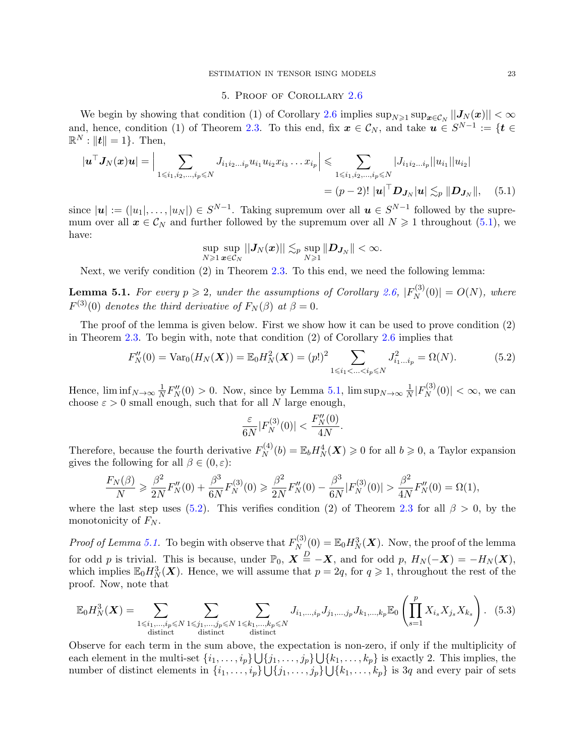## 5. Proof of Corollary 2.6

We begin by showing that condition (1) of Corollary 2.6 implies $\sup_{N\geqslant 1}\sup_{\boldsymbol{x}\in\mathcal{C}_N}||\boldsymbol{J}_N(\boldsymbol{x})||<\infty$ and, hence, condition (1) of Theorem 2.3. To this end, fix $\boldsymbol{x}\in\mathcal{C}_N$, and take $\boldsymbol{u}\in S^{N-1}:=\{\boldsymbol{t}\in\mathbb{R}^N:\|\boldsymbol{t}\|=1\}$. Then,

$$
\begin{aligned}
|\boldsymbol{u}^\top \boldsymbol{J}_N(\boldsymbol{x})\boldsymbol{u}| = \Big|\sum_{1\leqslant i_1,i_2,\ldots,i_p\leqslant N} J_{i_1 i_2\ldots i_p} u_{i_1}u_{i_2}x_{i_3}\ldots x_{i_p}\Big| &\leqslant \sum_{1\leqslant i_1,i_2,\ldots,i_p\leqslant N} |J_{i_1 i_2\ldots i_p}||u_{i_1}||u_{i_2}| \\
&= (p-2)!\ |\boldsymbol{u}|^\top \boldsymbol{D}_{\boldsymbol{J}_N}|\boldsymbol{u}| \lesssim_p \|\boldsymbol{D}_{\boldsymbol{J}_N}\|, \qquad (5.1)
\end{aligned}
$$

since $|\boldsymbol{u}|:=(|u_1|,\ldots,|u_N|)\in S^{N-1}$. Taking supremum over all $\boldsymbol{u}\in S^{N-1}$ followed by the supremum over all $\boldsymbol{x}\in\mathcal{C}_N$ and further followed by the supremum over all $N\geqslant 1$ throughout (5.1), we have:

$$
\sup_{N\geqslant 1}\sup_{\boldsymbol{x}\in\mathcal{C}_N}||\boldsymbol{J}_N(\boldsymbol{x})|| \lesssim_p \sup_{N\geqslant 1}\|\boldsymbol{D}_{\boldsymbol{J}_N}\|<\infty.
$$

Next, we verify condition (2) in Theorem 2.3. To this end, we need the following lemma:

**Lemma 5.1.** *For every $p\geqslant 2$, under the assumptions of Corollary 2.6, $|F_N^{(3)}(0)|=O(N)$, where $F^{(3)}(0)$ denotes the third derivative of $F_N(\beta)$ at $\beta=0$.*

The proof of the lemma is given below. First we show how it can be used to prove condition (2) in Theorem 2.3. To begin with, note that condition (2) of Corollary 2.6 implies that

$$
F_N''(0) = \mathrm{Var}_0(H_N(\boldsymbol{X})) = \mathbb{E}_0 H_N^2(\boldsymbol{X}) = (p!)^2 \sum_{1\leqslant i_1<\ldots<i_p\leqslant N} J_{i_1\ldots i_p}^2 = \Omega(N). \qquad (5.2)
$$

Hence, $\liminf_{N\to\infty}\frac{1}{N}F_N''(0)>0$. Now, since by Lemma 5.1, $\limsup_{N\to\infty}\frac{1}{N}|F_N^{(3)}(0)|<\infty$, we can choose $\varepsilon>0$ small enough, such that for all $N$ large enough,

$$
\frac{\varepsilon}{6N}|F_N^{(3)}(0)| < \frac{F_N''(0)}{4N}.
$$

Therefore, because the fourth derivative $F_N^{(4)}(b)=\mathbb{E}_b H_N^4(\boldsymbol{X})\geqslant 0$ for all $b\geqslant 0$, a Taylor expansion gives the following for all $\beta\in(0,\varepsilon)$:

$$
\frac{F_N(\beta)}{N} \geqslant \frac{\beta^2}{2N}F_N''(0)+\frac{\beta^3}{6N}F_N^{(3)}(0) \geqslant \frac{\beta^2}{2N}F_N''(0)-\frac{\beta^3}{6N}|F_N^{(3)}(0)| > \frac{\beta^2}{4N}F_N''(0)=\Omega(1),
$$

where the last step uses (5.2). This verifies condition (2) of Theorem 2.3 for all $\beta>0$, by the monotonicity of $F_N$.

*Proof of Lemma 5.1.* To begin with observe that $F_N^{(3)}(0)=\mathbb{E}_0 H_N^3(\boldsymbol{X})$. Now, the proof of the lemma for odd $p$ is trivial. This is because, under $\mathbb{P}_0$, $\boldsymbol{X}\overset{D}{=}-\boldsymbol{X}$, and for odd $p$, $H_N(-\boldsymbol{X})=-H_N(\boldsymbol{X})$, which implies $\mathbb{E}_0 H_N^3(\boldsymbol{X})$. Hence, we will assume that $p=2q$, for $q\geqslant 1$, throughout the rest of the proof. Now, note that

$$
\mathbb{E}_0 H_N^3(\boldsymbol{X}) = \sum_{\substack{1\leqslant i_1,\ldots,i_p\leqslant N\\ \text{distinct}}}\ \sum_{\substack{1\leqslant j_1,\ldots,j_p\leqslant N\\ \text{distinct}}}\ \sum_{\substack{1\leqslant k_1,\ldots,k_p\leqslant N\\ \text{distinct}}} J_{i_1,\ldots,i_p}J_{j_1,\ldots,j_p}J_{k_1,\ldots,k_p}\mathbb{E}_0\left(\prod_{s=1}^p X_{i_s}X_{j_s}X_{k_s}\right). \qquad (5.3)
$$

Observe for each term in the sum above, the expectation is non-zero, if only if the multiplicity of each element in the multi-set $\{i_1,\ldots,i_p\}\bigcup\{j_1,\ldots,j_p\}\bigcup\{k_1,\ldots,k_p\}$ is exactly 2. This implies, the number of distinct elements in $\{i_1,\ldots,i_p\}\bigcup\{j_1,\ldots,j_p\}\bigcup\{k_1,\ldots,k_p\}$ is $3q$ and every pair of sets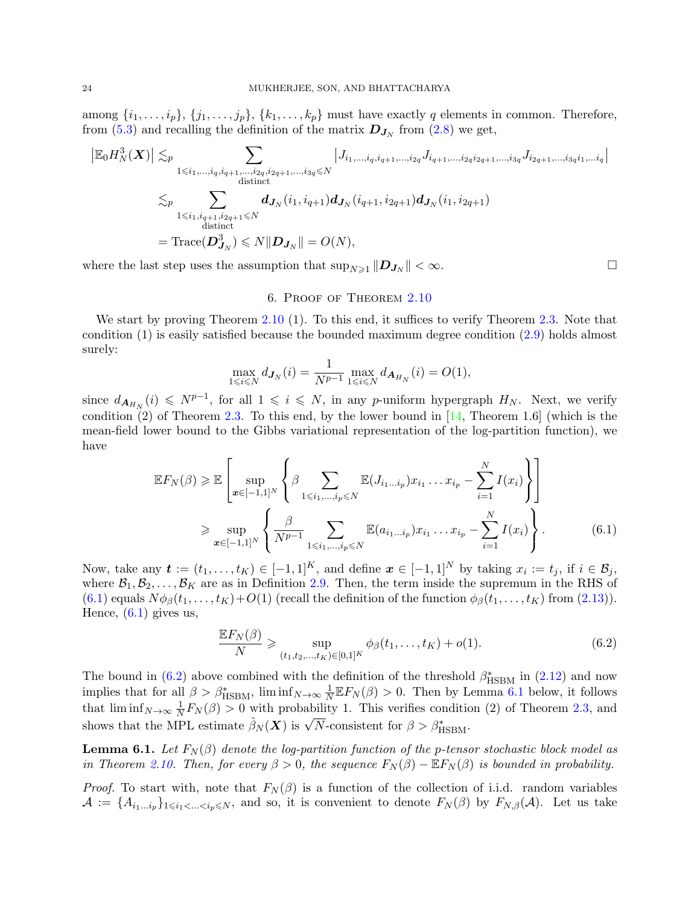among $\{i_1, \ldots, i_p\}$, $\{j_1, \ldots, j_p\}$, $\{k_1, \ldots, k_p\}$ must have exactly $q$ elements in common. Therefore, from (5.3) and recalling the definition of the matrix $\boldsymbol{D}_{\boldsymbol{J}_N}$ from (2.8) we get,

$$
\begin{aligned}
\left|\mathbb{E}_0 H_N^3(\boldsymbol{X})\right| &\lesssim_p \sum_{\substack{1 \leqslant i_1, \ldots, i_q, i_{q+1}, \ldots, i_{2q}, i_{2q+1}, \ldots, i_{3q} \leqslant N \\ \text{distinct}}} \left|J_{i_1, \ldots, i_q, i_{q+1}, \ldots, i_{2q}} J_{i_{q+1}, \ldots, i_{2q} i_{2q+1}, \ldots, i_{3q}} J_{i_{2q+1}, \ldots, i_{3q} i_1, \ldots i_q}\right| \\
&\lesssim_p \sum_{\substack{1 \leqslant i_1, i_{q+1}, i_{2q+1} \leqslant N \\ \text{distinct}}} \boldsymbol{d}_{\boldsymbol{J}_N}(i_1, i_{q+1}) \boldsymbol{d}_{\boldsymbol{J}_N}(i_{q+1}, i_{2q+1}) \boldsymbol{d}_{\boldsymbol{J}_N}(i_1, i_{2q+1}) \\
&= \mathrm{Trace}(\boldsymbol{D}_{\boldsymbol{J}_N}^3) \leqslant N \|\boldsymbol{D}_{\boldsymbol{J}_N}\| = O(N),
\end{aligned}
$$

where the last step uses the assumption that $\sup_{N \geqslant 1} \|\boldsymbol{D}_{\boldsymbol{J}_N}\| < \infty$. □

## 6. Proof of Theorem 2.10

We start by proving Theorem 2.10 (1). To this end, it suffices to verify Theorem 2.3. Note that condition (1) is easily satisfied because the bounded maximum degree condition (2.9) holds almost surely:

$$
\max_{1 \leqslant i \leqslant N} d_{\boldsymbol{J}_N}(i) = \frac{1}{N^{p-1}} \max_{1 \leqslant i \leqslant N} d_{\boldsymbol{A}_{H_N}}(i) = O(1),
$$

since $d_{\boldsymbol{A}_{H_N}}(i) \leqslant N^{p-1}$, for all $1 \leqslant i \leqslant N$, in any $p$-uniform hypergraph $H_N$. Next, we verify condition (2) of Theorem 2.3. To this end, by the lower bound in [14, Theorem 1.6] (which is the mean-field lower bound to the Gibbs variational representation of the log-partition function), we have

$$
\begin{aligned}
\mathbb{E} F_N(\beta) &\geqslant \mathbb{E}\left[\sup_{\boldsymbol{x} \in [-1,1]^N} \left\{\beta \sum_{1 \leqslant i_1, \ldots, i_p \leqslant N} \mathbb{E}(J_{i_1 \ldots i_p}) x_{i_1} \ldots x_{i_p} - \sum_{i=1}^N I(x_i)\right\}\right] \\
&\geqslant \sup_{\boldsymbol{x} \in [-1,1]^N} \left\{\frac{\beta}{N^{p-1}} \sum_{1 \leqslant i_1, \ldots, i_p \leqslant N} \mathbb{E}(a_{i_1 \ldots i_p}) x_{i_1} \ldots x_{i_p} - \sum_{i=1}^N I(x_i)\right\}. \qquad (6.1)
\end{aligned}
$$

Now, take any $\boldsymbol{t} := (t_1, \ldots, t_K) \in [-1,1]^K$, and define $\boldsymbol{x} \in [-1,1]^N$ by taking $x_i := t_j$, if $i \in \mathcal{B}_j$, where $\mathcal{B}_1, \mathcal{B}_2, \ldots, \mathcal{B}_K$ are as in Definition 2.9. Then, the term inside the supremum in the RHS of (6.1) equals $N\phi_\beta(t_1, \ldots, t_K) + O(1)$ (recall the definition of the function $\phi_\beta(t_1, \ldots, t_K)$ from (2.13)). Hence, (6.1) gives us,

$$
\frac{\mathbb{E} F_N(\beta)}{N} \geqslant \sup_{(t_1, t_2, \ldots, t_K) \in [0,1]^K} \phi_\beta(t_1, \ldots, t_K) + o(1). \qquad (6.2)
$$

The bound in (6.2) above combined with the definition of the threshold $\beta^*_{\mathrm{HSBM}}$ in (2.12) and now implies that for all $\beta > \beta^*_{\mathrm{HSBM}}$, $\liminf_{N \to \infty} \frac{1}{N} \mathbb{E} F_N(\beta) > 0$. Then by Lemma 6.1 below, it follows that $\liminf_{N \to \infty} \frac{1}{N} F_N(\beta) > 0$ with probability 1. This verifies condition (2) of Theorem 2.3, and shows that the MPL estimate $\hat{\beta}_N(\boldsymbol{X})$ is $\sqrt{N}$-consistent for $\beta > \beta^*_{\mathrm{HSBM}}$.

**Lemma 6.1.** *Let $F_N(\beta)$ denote the log-partition function of the $p$-tensor stochastic block model as in Theorem 2.10. Then, for every $\beta > 0$, the sequence $F_N(\beta) - \mathbb{E} F_N(\beta)$ is bounded in probability.*

*Proof.* To start with, note that $F_N(\beta)$ is a function of the collection of i.i.d. random variables $\mathcal{A} := \{A_{i_1 \ldots i_p}\}_{1 \leqslant i_1 < \ldots < i_p \leqslant N}$, and so, it is convenient to denote $F_N(\beta)$ by $F_{N,\beta}(\mathcal{A})$. Let us take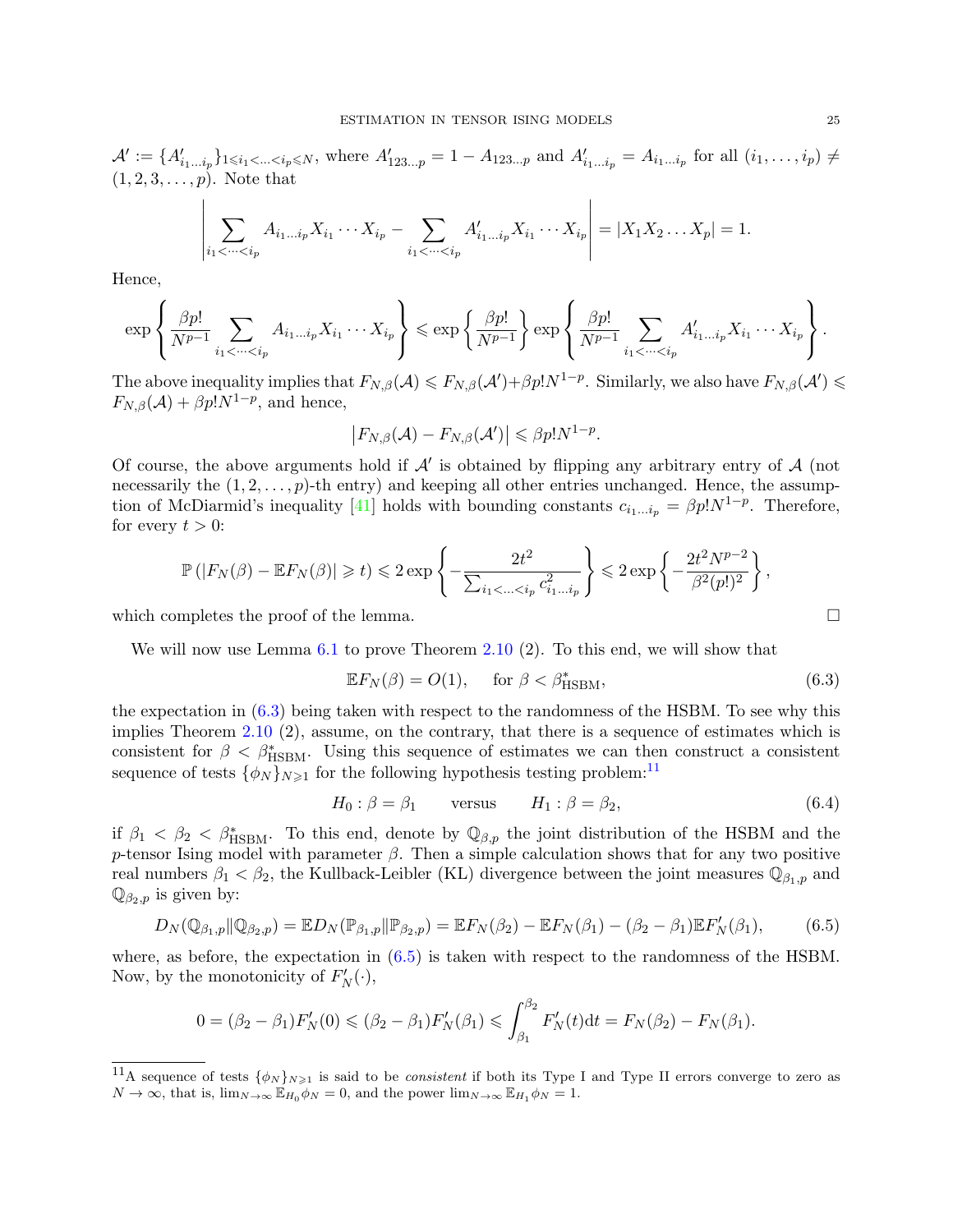$\mathcal{A}' := \{A'_{i_1\ldots i_p}\}_{1\leqslant i_1<\ldots<i_p\leqslant N}$, where $A'_{123\ldots p} = 1 - A_{123\ldots p}$ and $A'_{i_1\ldots i_p} = A_{i_1\ldots i_p}$ for all $(i_1,\ldots,i_p) \neq (1,2,3,\ldots,p)$. Note that

$$\left|\sum_{i_1<\cdots<i_p} A_{i_1\ldots i_p} X_{i_1}\cdots X_{i_p} - \sum_{i_1<\cdots<i_p} A'_{i_1\ldots i_p} X_{i_1}\cdots X_{i_p}\right| = |X_1 X_2 \ldots X_p| = 1.$$

Hence,

$$\exp\left\{\frac{\beta p!}{N^{p-1}} \sum_{i_1<\cdots<i_p} A_{i_1\ldots i_p} X_{i_1}\cdots X_{i_p}\right\} \leqslant \exp\left\{\frac{\beta p!}{N^{p-1}}\right\} \exp\left\{\frac{\beta p!}{N^{p-1}} \sum_{i_1<\cdots<i_p} A'_{i_1\ldots i_p} X_{i_1}\cdots X_{i_p}\right\}.$$

The above inequality implies that $F_{N,\beta}(\mathcal{A}) \leqslant F_{N,\beta}(\mathcal{A}') + \beta p! N^{1-p}$. Similarly, we also have $F_{N,\beta}(\mathcal{A}') \leqslant F_{N,\beta}(\mathcal{A}) + \beta p! N^{1-p}$, and hence,

$$\left|F_{N,\beta}(\mathcal{A}) - F_{N,\beta}(\mathcal{A}')\right| \leqslant \beta p! N^{1-p}.$$

Of course, the above arguments hold if $\mathcal{A}'$ is obtained by flipping any arbitrary entry of $\mathcal{A}$ (not necessarily the $(1,2,\ldots,p)$-th entry) and keeping all other entries unchanged. Hence, the assumption of McDiarmid's inequality [41] holds with bounding constants $c_{i_1\ldots i_p} = \beta p! N^{1-p}$. Therefore, for every $t > 0$:

$$\mathbb{P}\left(|F_N(\beta) - \mathbb{E}F_N(\beta)| \geqslant t\right) \leqslant 2\exp\left\{-\frac{2t^2}{\sum_{i_1<\ldots<i_p} c^2_{i_1\ldots i_p}}\right\} \leqslant 2\exp\left\{-\frac{2t^2 N^{p-2}}{\beta^2 (p!)^2}\right\},$$

which completes the proof of the lemma. $\square$

We will now use Lemma 6.1 to prove Theorem 2.10 (2). To this end, we will show that

$$\mathbb{E}F_N(\beta) = O(1), \quad \text{ for } \beta < \beta^*_{\text{HSBM}}, \tag{6.3}$$

the expectation in (6.3) being taken with respect to the randomness of the HSBM. To see why this implies Theorem 2.10 (2), assume, on the contrary, that there is a sequence of estimates which is consistent for $\beta < \beta^*_{\text{HSBM}}$. Using this sequence of estimates we can then construct a consistent sequence of tests $\{\phi_N\}_{N\geqslant 1}$ for the following hypothesis testing problem:[11]

$$H_0 : \beta = \beta_1 \qquad \text{versus} \qquad H_1 : \beta = \beta_2, \tag{6.4}$$

if $\beta_1 < \beta_2 < \beta^*_{\text{HSBM}}$. To this end, denote by $\mathbb{Q}_{\beta,p}$ the joint distribution of the HSBM and the $p$-tensor Ising model with parameter $\beta$. Then a simple calculation shows that for any two positive real numbers $\beta_1 < \beta_2$, the Kullback-Leibler (KL) divergence between the joint measures $\mathbb{Q}_{\beta_1,p}$ and $\mathbb{Q}_{\beta_2,p}$ is given by:

$$D_N(\mathbb{Q}_{\beta_1,p}\|\mathbb{Q}_{\beta_2,p}) = \mathbb{E}D_N(\mathbb{P}_{\beta_1,p}\|\mathbb{P}_{\beta_2,p}) = \mathbb{E}F_N(\beta_2) - \mathbb{E}F_N(\beta_1) - (\beta_2-\beta_1)\mathbb{E}F'_N(\beta_1), \tag{6.5}$$

where, as before, the expectation in (6.5) is taken with respect to the randomness of the HSBM. Now, by the monotonicity of $F'_N(\cdot)$,

$$0 = (\beta_2-\beta_1)F'_N(0) \leqslant (\beta_2-\beta_1)F'_N(\beta_1) \leqslant \int_{\beta_1}^{\beta_2} F'_N(t)\mathrm{d}t = F_N(\beta_2) - F_N(\beta_1).$$

[11] A sequence of tests $\{\phi_N\}_{N\geqslant 1}$ is said to be *consistent* if both its Type I and Type II errors converge to zero as $N \to \infty$, that is, $\lim_{N\to\infty} \mathbb{E}_{H_0}\phi_N = 0$, and the power $\lim_{N\to\infty} \mathbb{E}_{H_1}\phi_N = 1$.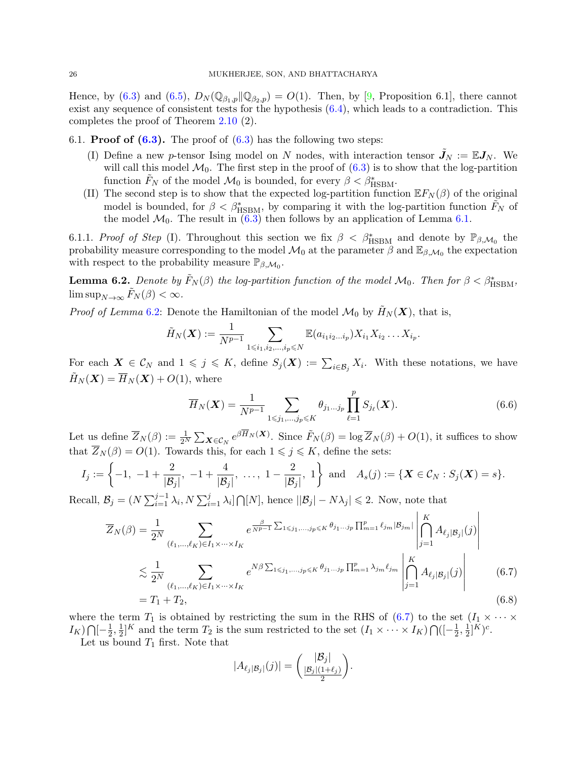Hence, by (6.3) and (6.5), $D_N(\mathbb{Q}_{\beta_1,p}\|\mathbb{Q}_{\beta_2,p}) = O(1)$. Then, by [9, Proposition 6.1], there cannot exist any sequence of consistent tests for the hypothesis (6.4), which leads to a contradiction. This completes the proof of Theorem 2.10 (2).

6.1. **Proof of (6.3).** The proof of (6.3) has the following two steps:

(I) Define a new $p$-tensor Ising model on $N$ nodes, with interaction tensor $\tilde{\boldsymbol{J}}_N := \mathbb{E}\boldsymbol{J}_N$. We will call this model $\mathcal{M}_0$. The first step in the proof of (6.3) is to show that the log-partition function $\tilde{F}_N$ of the model $\mathcal{M}_0$ is bounded, for every $\beta < \beta^*_{\mathrm{HSBM}}$.

(II) The second step is to show that the expected log-partition function $\mathbb{E}F_N(\beta)$ of the original model is bounded, for $\beta < \beta^*_{\mathrm{HSBM}}$, by comparing it with the log-partition function $\tilde{F}_N$ of the model $\mathcal{M}_0$. The result in (6.3) then follows by an application of Lemma 6.1.

6.1.1. *Proof of Step* (I). Throughout this section we fix $\beta < \beta^*_{\mathrm{HSBM}}$ and denote by $\mathbb{P}_{\beta,\mathcal{M}_0}$ the probability measure corresponding to the model $\mathcal{M}_0$ at the parameter $\beta$ and $\mathbb{E}_{\beta,\mathcal{M}_0}$ the expectation with respect to the probability measure $\mathbb{P}_{\beta,\mathcal{M}_0}$.

**Lemma 6.2.** *Denote by $\tilde{F}_N(\beta)$ the log-partition function of the model $\mathcal{M}_0$. Then for $\beta < \beta^*_{\mathrm{HSBM}}$, $\limsup_{N\to\infty} \tilde{F}_N(\beta) < \infty$.*

*Proof of Lemma 6.2*: Denote the Hamiltonian of the model $\mathcal{M}_0$ by $\tilde{H}_N(\boldsymbol{X})$, that is,

$$\tilde{H}_N(\boldsymbol{X}) := \frac{1}{N^{p-1}} \sum_{1\leqslant i_1,i_2,\ldots,i_p\leqslant N} \mathbb{E}(a_{i_1 i_2\ldots i_p}) X_{i_1}X_{i_2}\ldots X_{i_p}.$$

For each $\boldsymbol{X} \in \mathcal{C}_N$ and $1 \leqslant j \leqslant K$, define $S_j(\boldsymbol{X}) := \sum_{i\in\mathcal{B}_j} X_i$. With these notations, we have $\tilde{H}_N(\boldsymbol{X}) = \overline{H}_N(\boldsymbol{X}) + O(1)$, where

$$\overline{H}_N(\boldsymbol{X}) = \frac{1}{N^{p-1}} \sum_{1\leqslant j_1,\ldots,j_p\leqslant K} \theta_{j_1\ldots j_p} \prod_{\ell=1}^{p} S_{j_\ell}(\boldsymbol{X}). \tag{6.6}$$

Let us define $\overline{Z}_N(\beta) := \frac{1}{2^N}\sum_{\boldsymbol{X}\in\mathcal{C}_N} e^{\beta\overline{H}_N(\boldsymbol{X})}$. Since $\tilde{F}_N(\beta) = \log\overline{Z}_N(\beta) + O(1)$, it suffices to show that $\overline{Z}_N(\beta) = O(1)$. Towards this, for each $1 \leqslant j \leqslant K$, define the sets:

$$I_j := \left\{-1,\ -1+\frac{2}{|\mathcal{B}_j|},\ -1+\frac{4}{|\mathcal{B}_j|},\ \ldots,\ 1-\frac{2}{|\mathcal{B}_j|},\ 1\right\} \text{ and } \quad A_s(j) := \{\boldsymbol{X}\in\mathcal{C}_N : S_j(\boldsymbol{X}) = s\}.$$

Recall, $\mathcal{B}_j = (N\sum_{i=1}^{j-1}\lambda_i, N\sum_{i=1}^{j}\lambda_i]\bigcap[N]$, hence $||\mathcal{B}_j| - N\lambda_j| \leqslant 2$. Now, note that

$$\begin{aligned}
\overline{Z}_N(\beta) &= \frac{1}{2^N}\sum_{(\ell_1,\ldots,\ell_K)\in I_1\times\cdots\times I_K} e^{\frac{\beta}{N^{p-1}}\sum_{1\leqslant j_1,\ldots,j_p\leqslant K}\theta_{j_1\ldots j_p}\prod_{m=1}^{p}\ell_{j_m}|\mathcal{B}_{j_m}|}\left|\bigcap_{j=1}^{K} A_{\ell_j|\mathcal{B}_j|}(j)\right| \\
&\lesssim \frac{1}{2^N}\sum_{(\ell_1,\ldots,\ell_K)\in I_1\times\cdots\times I_K} e^{N\beta\sum_{1\leqslant j_1,\ldots,j_p\leqslant K}\theta_{j_1\ldots j_p}\prod_{m=1}^{p}\lambda_{j_m}\ell_{j_m}}\left|\bigcap_{j=1}^{K} A_{\ell_j|\mathcal{B}_j|}(j)\right| \qquad (6.7)\\
&= T_1 + T_2, \qquad (6.8)
\end{aligned}$$

where the term $T_1$ is obtained by restricting the sum in the RHS of (6.7) to the set $(I_1\times\cdots\times I_K)\bigcap[-\frac{1}{2},\frac{1}{2}]^K$ and the term $T_2$ is the sum restricted to the set $(I_1\times\cdots\times I_K)\bigcap([-\frac{1}{2},\frac{1}{2}]^K)^c$.

Let us bound $T_1$ first. Note that

$$|A_{\ell_j|\mathcal{B}_j|}(j)| = \binom{|\mathcal{B}_j|}{\frac{|\mathcal{B}_j|(1+\ell_j)}{2}}.$$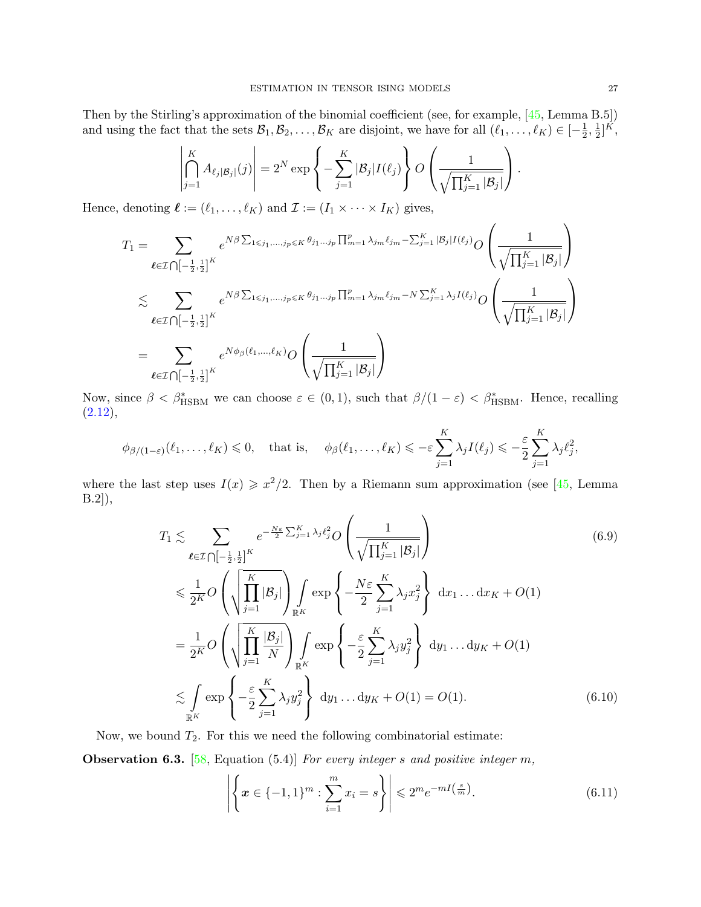Then by the Stirling's approximation of the binomial coefficient (see, for example, [45, Lemma B.5]) and using the fact that the sets $\mathcal{B}_1, \mathcal{B}_2, \ldots, \mathcal{B}_K$ are disjoint, we have for all $(\ell_1, \ldots, \ell_K) \in [-\frac{1}{2}, \frac{1}{2}]^K$,

$$\left| \bigcap_{j=1}^K A_{\ell_j |\mathcal{B}_j|}(j) \right| = 2^N \exp\left\{ -\sum_{j=1}^K |\mathcal{B}_j| I(\ell_j) \right\} O\left( \frac{1}{\sqrt{\prod_{j=1}^K |\mathcal{B}_j|}} \right).$$

Hence, denoting $\boldsymbol{\ell} := (\ell_1, \ldots, \ell_K)$ and $\mathcal{I} := (I_1 \times \cdots \times I_K)$ gives,

$$\begin{aligned}
T_1 &= \sum_{\boldsymbol{\ell} \in \mathcal{I} \bigcap [-\frac{1}{2}, \frac{1}{2}]^K} e^{N\beta \sum_{1 \leqslant j_1, \ldots, j_p \leqslant K} \theta_{j_1 \cdots j_p} \prod_{m=1}^p \lambda_{j_m} \ell_{j_m} - \sum_{j=1}^K |\mathcal{B}_j| I(\ell_j)} O\left( \frac{1}{\sqrt{\prod_{j=1}^K |\mathcal{B}_j|}} \right) \\
&\lesssim \sum_{\boldsymbol{\ell} \in \mathcal{I} \bigcap [-\frac{1}{2}, \frac{1}{2}]^K} e^{N\beta \sum_{1 \leqslant j_1, \ldots, j_p \leqslant K} \theta_{j_1 \cdots j_p} \prod_{m=1}^p \lambda_{j_m} \ell_{j_m} - N \sum_{j=1}^K \lambda_j I(\ell_j)} O\left( \frac{1}{\sqrt{\prod_{j=1}^K |\mathcal{B}_j|}} \right) \\
&= \sum_{\boldsymbol{\ell} \in \mathcal{I} \bigcap [-\frac{1}{2}, \frac{1}{2}]^K} e^{N\phi_\beta(\ell_1, \ldots, \ell_K)} O\left( \frac{1}{\sqrt{\prod_{j=1}^K |\mathcal{B}_j|}} \right)
\end{aligned}$$

Now, since $\beta < \beta^*_{\mathrm{HSBM}}$ we can choose $\varepsilon \in (0,1)$, such that $\beta/(1-\varepsilon) < \beta^*_{\mathrm{HSBM}}$. Hence, recalling (2.12),

$$\phi_{\beta/(1-\varepsilon)}(\ell_1, \ldots, \ell_K) \leqslant 0, \quad \text{that is,} \quad \phi_\beta(\ell_1, \ldots, \ell_K) \leqslant -\varepsilon \sum_{j=1}^K \lambda_j I(\ell_j) \leqslant -\frac{\varepsilon}{2} \sum_{j=1}^K \lambda_j \ell_j^2,$$

where the last step uses $I(x) \geqslant x^2/2$. Then by a Riemann sum approximation (see [45, Lemma B.2]),

$$\begin{aligned}
T_1 &\lesssim \sum_{\boldsymbol{\ell} \in \mathcal{I} \bigcap [-\frac{1}{2}, \frac{1}{2}]^K} e^{-\frac{N\varepsilon}{2} \sum_{j=1}^K \lambda_j \ell_j^2} O\left( \frac{1}{\sqrt{\prod_{j=1}^K |\mathcal{B}_j|}} \right) &(6.9)\\
&\leqslant \frac{1}{2^K} O\left( \sqrt{\prod_{j=1}^K |\mathcal{B}_j|} \right) \int_{\mathbb{R}^K} \exp\left\{ -\frac{N\varepsilon}{2} \sum_{j=1}^K \lambda_j x_j^2 \right\} \, \mathrm{d}x_1 \ldots \mathrm{d}x_K + O(1) \\
&= \frac{1}{2^K} O\left( \sqrt{\prod_{j=1}^K \frac{|\mathcal{B}_j|}{N}} \right) \int_{\mathbb{R}^K} \exp\left\{ -\frac{\varepsilon}{2} \sum_{j=1}^K \lambda_j y_j^2 \right\} \, \mathrm{d}y_1 \ldots \mathrm{d}y_K + O(1) \\
&\lesssim \int_{\mathbb{R}^K} \exp\left\{ -\frac{\varepsilon}{2} \sum_{j=1}^K \lambda_j y_j^2 \right\} \, \mathrm{d}y_1 \ldots \mathrm{d}y_K + O(1) = O(1). &(6.10)
\end{aligned}$$

Now, we bound $T_2$. For this we need the following combinatorial estimate:

**Observation 6.3.** [58, Equation (5.4)] *For every integer $s$ and positive integer $m$,*

$$\left| \left\{ \boldsymbol{x} \in \{-1, 1\}^m : \sum_{i=1}^m x_i = s \right\} \right| \leqslant 2^m e^{-mI\left(\frac{s}{m}\right)}. \tag{6.11}$$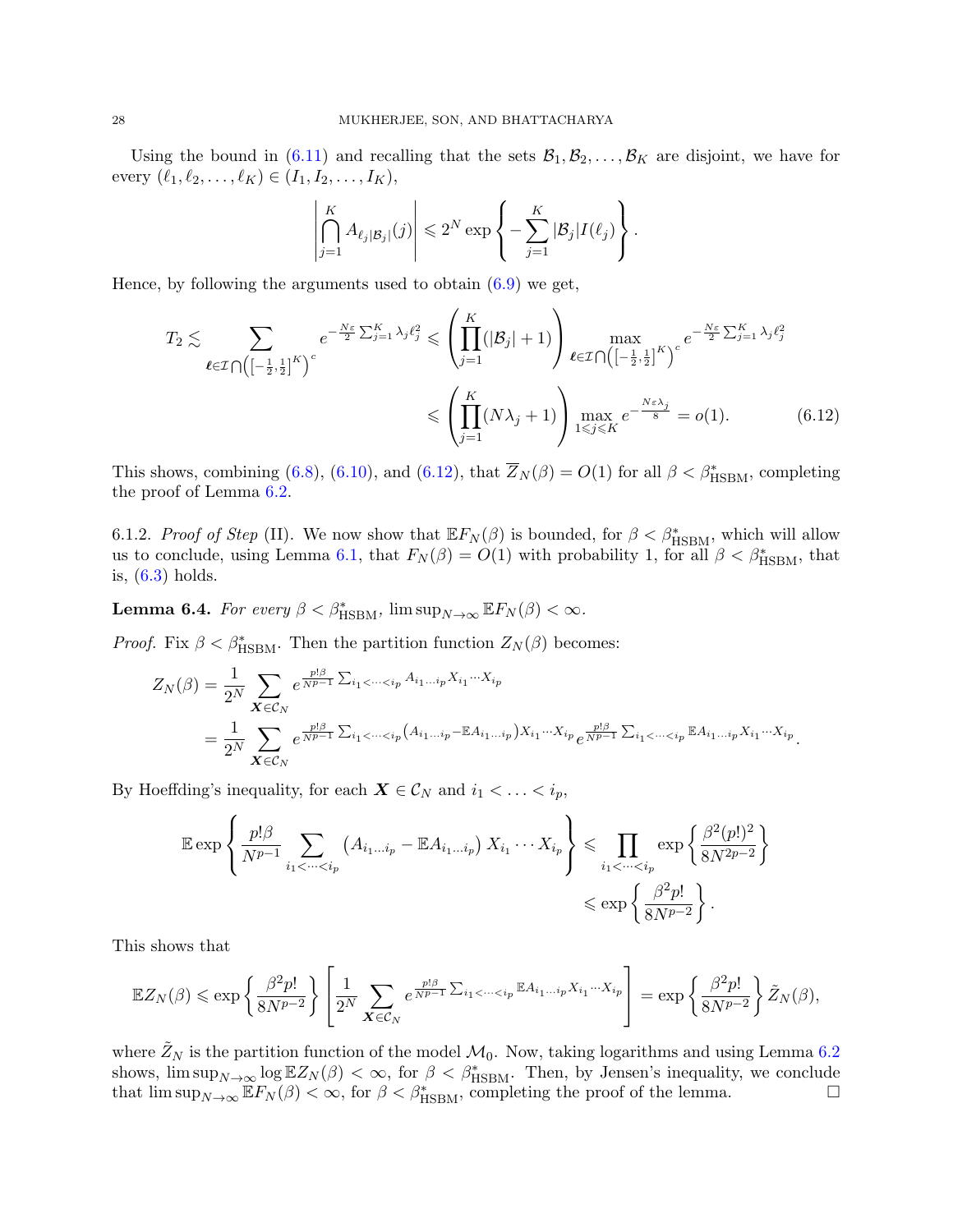Using the bound in (6.11) and recalling that the sets $\mathcal{B}_1, \mathcal{B}_2, \ldots, \mathcal{B}_K$ are disjoint, we have for every $(\ell_1, \ell_2, \ldots, \ell_K) \in (I_1, I_2, \ldots, I_K)$,

$$\left| \bigcap_{j=1}^{K} A_{\ell_j |\mathcal{B}_j|}(j) \right| \leqslant 2^N \exp\left\{ -\sum_{j=1}^{K} |\mathcal{B}_j| I(\ell_j) \right\}.$$

Hence, by following the arguments used to obtain (6.9) we get,

$$T_2 \lesssim \sum_{\boldsymbol{\ell} \in \mathcal{I} \bigcap \left(\left[-\frac{1}{2}, \frac{1}{2}\right]^K\right)^c} e^{-\frac{N\varepsilon}{2}\sum_{j=1}^{K} \lambda_j \ell_j^2} \leqslant \left( \prod_{j=1}^{K} (|\mathcal{B}_j| + 1) \right) \max_{\boldsymbol{\ell} \in \mathcal{I} \bigcap \left(\left[-\frac{1}{2}, \frac{1}{2}\right]^K\right)^c} e^{-\frac{N\varepsilon}{2}\sum_{j=1}^{K} \lambda_j \ell_j^2}$$

$$\leqslant \left( \prod_{j=1}^{K} (N\lambda_j + 1) \right) \max_{1 \leqslant j \leqslant K} e^{-\frac{N\varepsilon\lambda_j}{8}} = o(1). \tag{6.12}$$

This shows, combining (6.8), (6.10), and (6.12), that $\overline{Z}_N(\beta) = O(1)$ for all $\beta < \beta^*_{\mathrm{HSBM}}$, completing the proof of Lemma 6.2.

6.1.2. *Proof of Step* (II). We now show that $\mathbb{E}F_N(\beta)$ is bounded, for $\beta < \beta^*_{\mathrm{HSBM}}$, which will allow us to conclude, using Lemma 6.1, that $F_N(\beta) = O(1)$ with probability 1, for all $\beta < \beta^*_{\mathrm{HSBM}}$, that is, (6.3) holds.

**Lemma 6.4.** *For every* $\beta < \beta^*_{\mathrm{HSBM}}$, $\limsup_{N\to\infty} \mathbb{E}F_N(\beta) < \infty$.

*Proof.* Fix $\beta < \beta^*_{\mathrm{HSBM}}$. Then the partition function $Z_N(\beta)$ becomes:

$$\begin{aligned}
Z_N(\beta) &= \frac{1}{2^N} \sum_{\boldsymbol{X} \in \mathcal{C}_N} e^{\frac{p!\beta}{N^{p-1}} \sum_{i_1 < \cdots < i_p} A_{i_1 \ldots i_p} X_{i_1} \cdots X_{i_p}} \\
&= \frac{1}{2^N} \sum_{\boldsymbol{X} \in \mathcal{C}_N} e^{\frac{p!\beta}{N^{p-1}} \sum_{i_1 < \cdots < i_p} (A_{i_1 \ldots i_p} - \mathbb{E}A_{i_1 \ldots i_p}) X_{i_1} \cdots X_{i_p}} e^{\frac{p!\beta}{N^{p-1}} \sum_{i_1 < \cdots < i_p} \mathbb{E}A_{i_1 \ldots i_p} X_{i_1} \cdots X_{i_p}}.
\end{aligned}$$

By Hoeffding's inequality, for each $\boldsymbol{X} \in \mathcal{C}_N$ and $i_1 < \ldots < i_p$,

$$\begin{aligned}
\mathbb{E} \exp\left\{ \frac{p!\beta}{N^{p-1}} \sum_{i_1 < \cdots < i_p} \left( A_{i_1 \ldots i_p} - \mathbb{E}A_{i_1 \ldots i_p} \right) X_{i_1} \cdots X_{i_p} \right\} &\leqslant \prod_{i_1 < \cdots < i_p} \exp\left\{ \frac{\beta^2 (p!)^2}{8N^{2p-2}} \right\} \\
&\leqslant \exp\left\{ \frac{\beta^2 p!}{8N^{p-2}} \right\}.
\end{aligned}$$

This shows that

$$\mathbb{E}Z_N(\beta) \leqslant \exp\left\{ \frac{\beta^2 p!}{8N^{p-2}} \right\} \left[ \frac{1}{2^N} \sum_{\boldsymbol{X} \in \mathcal{C}_N} e^{\frac{p!\beta}{N^{p-1}} \sum_{i_1 < \cdots < i_p} \mathbb{E}A_{i_1 \ldots i_p} X_{i_1} \cdots X_{i_p}} \right] = \exp\left\{ \frac{\beta^2 p!}{8N^{p-2}} \right\} \tilde{Z}_N(\beta),$$

where $\tilde{Z}_N$ is the partition function of the model $\mathcal{M}_0$. Now, taking logarithms and using Lemma 6.2 shows, $\limsup_{N\to\infty} \log \mathbb{E}Z_N(\beta) < \infty$, for $\beta < \beta^*_{\mathrm{HSBM}}$. Then, by Jensen's inequality, we conclude that $\limsup_{N\to\infty} \mathbb{E}F_N(\beta) < \infty$, for $\beta < \beta^*_{\mathrm{HSBM}}$, completing the proof of the lemma. □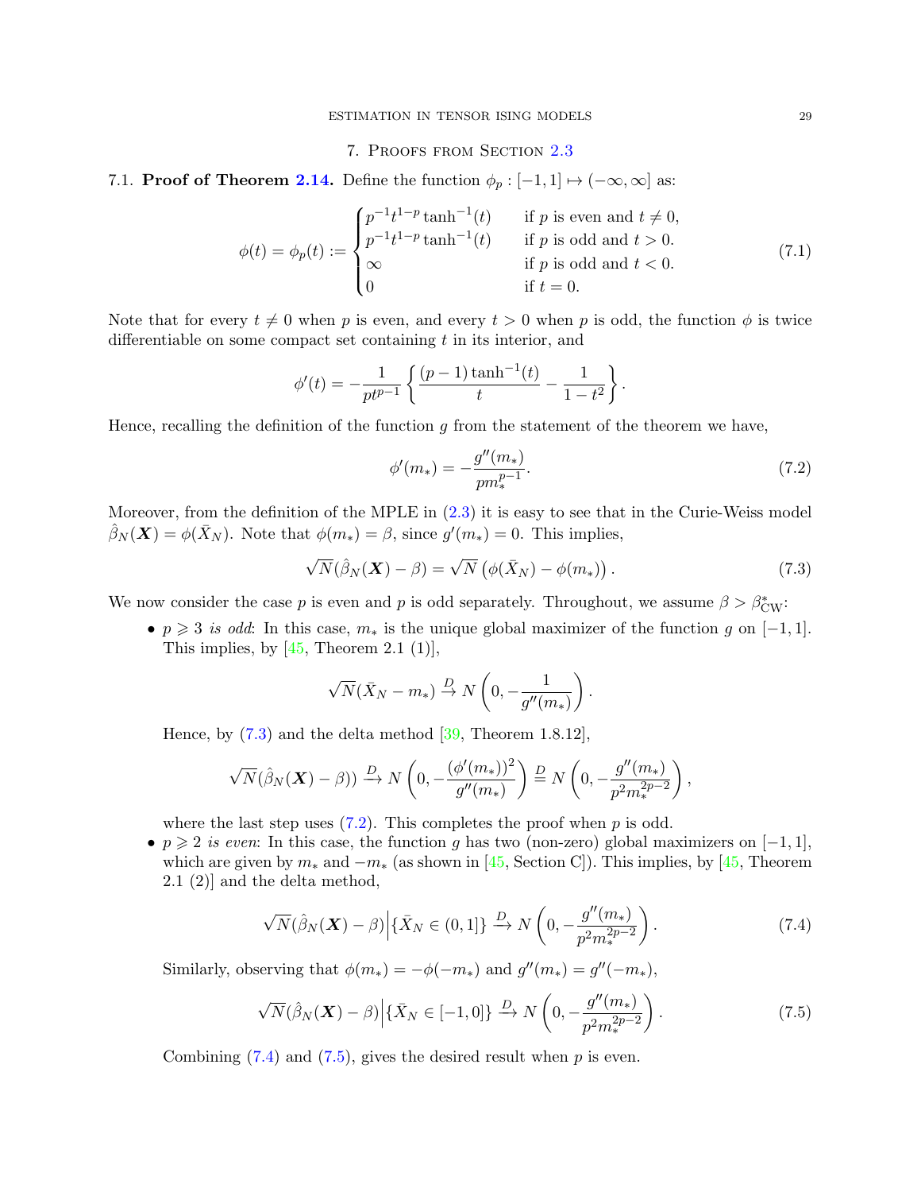## 7. Proofs from Section 2.3

### 7.1. Proof of Theorem 2.14.

Define the function $\phi_p : [-1,1] \mapsto (-\infty, \infty]$ as:

$$\phi(t) = \phi_p(t) := \begin{cases} p^{-1} t^{1-p} \tanh^{-1}(t) & \text{if } p \text{ is even and } t \neq 0, \\ p^{-1} t^{1-p} \tanh^{-1}(t) & \text{if } p \text{ is odd and } t > 0. \\ \infty & \text{if } p \text{ is odd and } t < 0. \\ 0 & \text{if } t = 0. \end{cases} \tag{7.1}$$

Note that for every $t \neq 0$ when $p$ is even, and every $t > 0$ when $p$ is odd, the function $\phi$ is twice differentiable on some compact set containing $t$ in its interior, and

$$\phi'(t) = -\frac{1}{pt^{p-1}} \left\{ \frac{(p-1)\tanh^{-1}(t)}{t} - \frac{1}{1-t^2} \right\}.$$

Hence, recalling the definition of the function $g$ from the statement of the theorem we have,

$$\phi'(m_*) = -\frac{g''(m_*)}{pm_*^{p-1}}. \tag{7.2}$$

Moreover, from the definition of the MPLE in (2.3) it is easy to see that in the Curie-Weiss model $\hat{\beta}_N(\boldsymbol{X}) = \phi(\bar{X}_N)$. Note that $\phi(m_*) = \beta$, since $g'(m_*) = 0$. This implies,

$$\sqrt{N}(\hat{\beta}_N(\boldsymbol{X}) - \beta) = \sqrt{N}\left(\phi(\bar{X}_N) - \phi(m_*)\right). \tag{7.3}$$

We now consider the case $p$ is even and $p$ is odd separately. Throughout, we assume $\beta > \beta^*_{\text{CW}}$:

- $p \geqslant 3$ *is odd*: In this case, $m_*$ is the unique global maximizer of the function $g$ on $[-1,1]$. This implies, by [45, Theorem 2.1 (1)],

  $$\sqrt{N}(\bar{X}_N - m_*) \xrightarrow{D} N\left(0, -\frac{1}{g''(m_*)}\right).$$

  Hence, by (7.3) and the delta method [39, Theorem 1.8.12],

  $$\sqrt{N}(\hat{\beta}_N(\boldsymbol{X}) - \beta)) \xrightarrow{D} N\left(0, -\frac{(\phi'(m_*))^2}{g''(m_*)}\right) \stackrel{D}{=} N\left(0, -\frac{g''(m_*)}{p^2 m_*^{2p-2}}\right),$$

  where the last step uses (7.2). This completes the proof when $p$ is odd.

- $p \geqslant 2$ *is even*: In this case, the function $g$ has two (non-zero) global maximizers on $[-1,1]$, which are given by $m_*$ and $-m_*$ (as shown in [45, Section C]). This implies, by [45, Theorem 2.1 (2)] and the delta method,

  $$\sqrt{N}(\hat{\beta}_N(\boldsymbol{X}) - \beta)\Big|\{\bar{X}_N \in (0,1]\} \xrightarrow{D} N\left(0, -\frac{g''(m_*)}{p^2 m_*^{2p-2}}\right). \tag{7.4}$$

  Similarly, observing that $\phi(m_*) = -\phi(-m_*)$ and $g''(m_*) = g''(-m_*)$,

  $$\sqrt{N}(\hat{\beta}_N(\boldsymbol{X}) - \beta)\Big|\{\bar{X}_N \in [-1,0]\} \xrightarrow{D} N\left(0, -\frac{g''(m_*)}{p^2 m_*^{2p-2}}\right). \tag{7.5}$$

  Combining (7.4) and (7.5), gives the desired result when $p$ is even.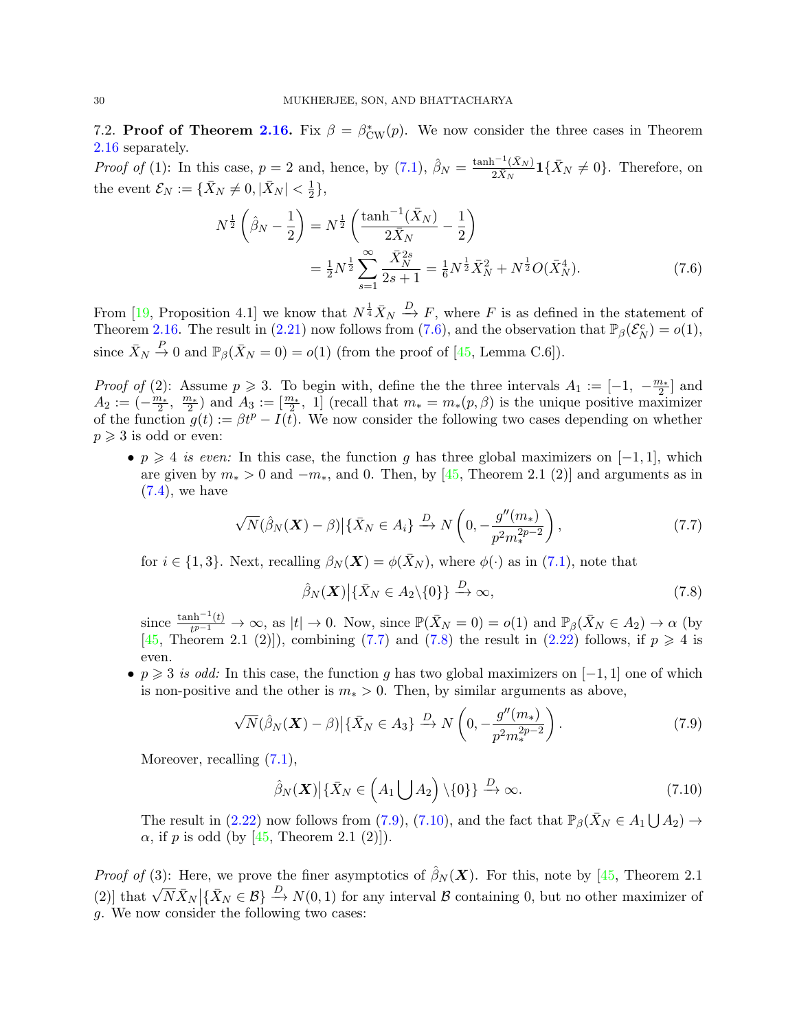7.2. **Proof of Theorem 2.16.** Fix $\beta = \beta^*_{\mathrm{CW}}(p)$. We now consider the three cases in Theorem 2.16 separately.

*Proof of* (1): In this case, $p = 2$ and, hence, by (7.1), $\hat{\beta}_N = \frac{\tanh^{-1}(\bar{X}_N)}{2\bar{X}_N}\mathbf{1}\{\bar{X}_N \neq 0\}$. Therefore, on the event $\mathcal{E}_N := \{\bar{X}_N \neq 0, |\bar{X}_N| < \frac{1}{2}\}$,

$$N^{\frac{1}{2}}\left(\hat{\beta}_N - \frac{1}{2}\right) = N^{\frac{1}{2}}\left(\frac{\tanh^{-1}(\bar{X}_N)}{2\bar{X}_N} - \frac{1}{2}\right)$$
$$= \tfrac{1}{2}N^{\frac{1}{2}}\sum_{s=1}^{\infty}\frac{\bar{X}_N^{2s}}{2s+1} = \tfrac{1}{6}N^{\frac{1}{2}}\bar{X}_N^2 + N^{\frac{1}{2}}O(\bar{X}_N^4). \tag{7.6}$$

From [19, Proposition 4.1] we know that $N^{\frac{1}{4}}\bar{X}_N \xrightarrow{D} F$, where $F$ is as defined in the statement of Theorem 2.16. The result in (2.21) now follows from (7.6), and the observation that $\mathbb{P}_\beta(\mathcal{E}_N^c) = o(1)$, since $\bar{X}_N \xrightarrow{P} 0$ and $\mathbb{P}_\beta(\bar{X}_N = 0) = o(1)$ (from the proof of [45, Lemma C.6]).

*Proof of* (2): Assume $p \geqslant 3$. To begin with, define the the three intervals $A_1 := [-1,\ -\frac{m_*}{2}]$ and $A_2 := (-\frac{m_*}{2},\ \frac{m_*}{2})$ and $A_3 := [\frac{m_*}{2},\ 1]$ (recall that $m_* = m_*(p,\beta)$ is the unique positive maximizer of the function $g(t) := \beta t^p - I(t)$. We now consider the following two cases depending on whether $p \geqslant 3$ is odd or even:

- $p \geqslant 4$ *is even:* In this case, the function $g$ has three global maximizers on $[-1,1]$, which are given by $m_* > 0$ and $-m_*$, and 0. Then, by [45, Theorem 2.1 (2)] and arguments as in (7.4), we have
$$\sqrt{N}(\hat{\beta}_N(\boldsymbol{X}) - \beta)\big|\{\bar{X}_N \in A_i\} \xrightarrow{D} N\left(0, -\frac{g''(m_*)}{p^2 m_*^{2p-2}}\right), \tag{7.7}$$
for $i \in \{1,3\}$. Next, recalling $\beta_N(\boldsymbol{X}) = \phi(\bar{X}_N)$, where $\phi(\cdot)$ as in (7.1), note that
$$\hat{\beta}_N(\boldsymbol{X})\big|\{\bar{X}_N \in A_2\backslash\{0\}\} \xrightarrow{D} \infty, \tag{7.8}$$
since $\frac{\tanh^{-1}(t)}{t^{p-1}} \to \infty$, as $|t| \to 0$. Now, since $\mathbb{P}(\bar{X}_N = 0) = o(1)$ and $\mathbb{P}_\beta(\bar{X}_N \in A_2) \to \alpha$ (by [45, Theorem 2.1 (2)]), combining (7.7) and (7.8) the result in (2.22) follows, if $p \geqslant 4$ is even.
- $p \geqslant 3$ *is odd:* In this case, the function $g$ has two global maximizers on $[-1,1]$ one of which is non-positive and the other is $m_* > 0$. Then, by similar arguments as above,
$$\sqrt{N}(\hat{\beta}_N(\boldsymbol{X}) - \beta)\big|\{\bar{X}_N \in A_3\} \xrightarrow{D} N\left(0, -\frac{g''(m_*)}{p^2 m_*^{2p-2}}\right). \tag{7.9}$$
Moreover, recalling (7.1),
$$\hat{\beta}_N(\boldsymbol{X})\big|\{\bar{X}_N \in \left(A_1 \bigcup A_2\right)\backslash\{0\}\} \xrightarrow{D} \infty. \tag{7.10}$$
The result in (2.22) now follows from (7.9), (7.10), and the fact that $\mathbb{P}_\beta(\bar{X}_N \in A_1 \bigcup A_2) \to \alpha$, if $p$ is odd (by [45, Theorem 2.1 (2)]).

*Proof of* (3): Here, we prove the finer asymptotics of $\hat{\beta}_N(\boldsymbol{X})$. For this, note by [45, Theorem 2.1 (2)] that $\sqrt{N}\bar{X}_N\big|\{\bar{X}_N \in \mathcal{B}\} \xrightarrow{D} N(0,1)$ for any interval $\mathcal{B}$ containing 0, but no other maximizer of $g$. We now consider the following two cases: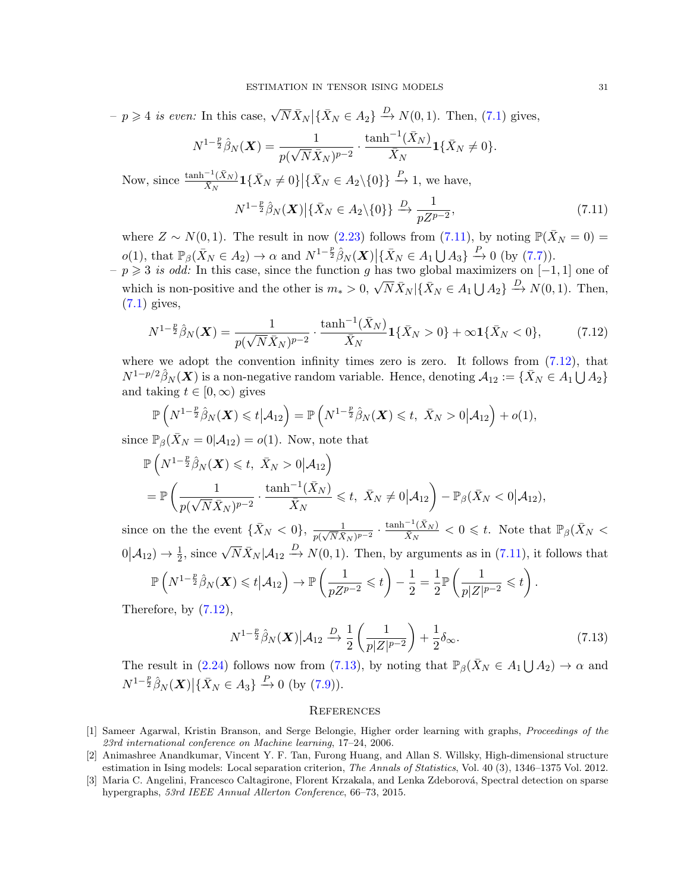– $p \geqslant 4$ *is even:* In this case, $\sqrt{N}\bar{X}_N \big| \{\bar{X}_N \in A_2\} \xrightarrow{D} N(0,1)$. Then, (7.1) gives,

$$N^{1-\frac{p}{2}}\hat{\beta}_N(\boldsymbol{X}) = \frac{1}{p(\sqrt{N}\bar{X}_N)^{p-2}} \cdot \frac{\tanh^{-1}(\bar{X}_N)}{\bar{X}_N} \mathbf{1}\{\bar{X}_N \neq 0\}.$$

Now, since $\frac{\tanh^{-1}(\bar{X}_N)}{\bar{X}_N}\mathbf{1}\{\bar{X}_N \neq 0\}\big|\{\bar{X}_N \in A_2 \backslash \{0\}\} \xrightarrow{P} 1$, we have,

$$N^{1-\frac{p}{2}}\hat{\beta}_N(\boldsymbol{X})\big|\{\bar{X}_N \in A_2\backslash\{0\}\} \xrightarrow{D} \frac{1}{pZ^{p-2}}, \tag{7.11}$$

where $Z \sim N(0,1)$. The result in now (2.23) follows from (7.11), by noting $\mathbb{P}(\bar{X}_N = 0) = o(1)$, that $\mathbb{P}_\beta(\bar{X}_N \in A_2) \to \alpha$ and $N^{1-\frac{p}{2}}\hat{\beta}_N(\boldsymbol{X})\big|\{\bar{X}_N \in A_1 \bigcup A_3\} \xrightarrow{P} 0$ (by (7.7)).

– $p \geqslant 3$ *is odd:* In this case, since the function $g$ has two global maximizers on $[-1,1]$ one of which is non-positive and the other is $m_* > 0$, $\sqrt{N}\bar{X}_N|\{\bar{X}_N \in A_1 \bigcup A_2\} \xrightarrow{D} N(0,1)$. Then, (7.1) gives,

$$N^{1-\frac{p}{2}}\hat{\beta}_N(\boldsymbol{X}) = \frac{1}{p(\sqrt{N}\bar{X}_N)^{p-2}} \cdot \frac{\tanh^{-1}(\bar{X}_N)}{\bar{X}_N}\mathbf{1}\{\bar{X}_N > 0\} + \infty\mathbf{1}\{\bar{X}_N < 0\}, \tag{7.12}$$

where we adopt the convention infinity times zero is zero. It follows from (7.12), that $N^{1-p/2}\hat{\beta}_N(\boldsymbol{X})$ is a non-negative random variable. Hence, denoting $\mathcal{A}_{12} := \{\bar{X}_N \in A_1 \bigcup A_2\}$ and taking $t \in [0,\infty)$ gives

$$\mathbb{P}\left(N^{1-\frac{p}{2}}\hat{\beta}_N(\boldsymbol{X}) \leqslant t \big| \mathcal{A}_{12}\right) = \mathbb{P}\left(N^{1-\frac{p}{2}}\hat{\beta}_N(\boldsymbol{X}) \leqslant t,\ \bar{X}_N > 0 \big| \mathcal{A}_{12}\right) + o(1),$$

since $\mathbb{P}_\beta(\bar{X}_N = 0|\mathcal{A}_{12}) = o(1)$. Now, note that

$$\begin{aligned}
&\mathbb{P}\left(N^{1-\frac{p}{2}}\hat{\beta}_N(\boldsymbol{X}) \leqslant t,\ \bar{X}_N > 0 \big| \mathcal{A}_{12}\right) \\
&= \mathbb{P}\left(\frac{1}{p(\sqrt{N}\bar{X}_N)^{p-2}} \cdot \frac{\tanh^{-1}(\bar{X}_N)}{\bar{X}_N} \leqslant t,\ \bar{X}_N \neq 0 \big| \mathcal{A}_{12}\right) - \mathbb{P}_\beta(\bar{X}_N < 0 \big| \mathcal{A}_{12}),
\end{aligned}$$

since on the the event $\{\bar{X}_N < 0\}$, $\frac{1}{p(\sqrt{N}\bar{X}_N)^{p-2}} \cdot \frac{\tanh^{-1}(\bar{X}_N)}{\bar{X}_N} < 0 \leqslant t$. Note that $\mathbb{P}_\beta(\bar{X}_N < 0\big|\mathcal{A}_{12}) \to \frac{1}{2}$, since $\sqrt{N}\bar{X}_N|\mathcal{A}_{12} \xrightarrow{D} N(0,1)$. Then, by arguments as in (7.11), it follows that

$$\mathbb{P}\left(N^{1-\frac{p}{2}}\hat{\beta}_N(\boldsymbol{X}) \leqslant t \big| \mathcal{A}_{12}\right) \to \mathbb{P}\left(\frac{1}{pZ^{p-2}} \leqslant t\right) - \frac{1}{2} = \frac{1}{2}\mathbb{P}\left(\frac{1}{p|Z|^{p-2}} \leqslant t\right).$$

Therefore, by (7.12),

$$N^{1-\frac{p}{2}}\hat{\beta}_N(\boldsymbol{X})\big|\mathcal{A}_{12} \xrightarrow{D} \frac{1}{2}\left(\frac{1}{p|Z|^{p-2}}\right) + \frac{1}{2}\delta_\infty. \tag{7.13}$$

The result in (2.24) follows now from (7.13), by noting that $\mathbb{P}_\beta(\bar{X}_N \in A_1 \bigcup A_2) \to \alpha$ and $N^{1-\frac{p}{2}}\hat{\beta}_N(\boldsymbol{X})\big|\{\bar{X}_N \in A_3\} \xrightarrow{P} 0$ (by (7.9)).

## References

[1] Sameer Agarwal, Kristin Branson, and Serge Belongie, Higher order learning with graphs, *Proceedings of the 23rd international conference on Machine learning*, 17–24, 2006.

[2] Animashree Anandkumar, Vincent Y. F. Tan, Furong Huang, and Allan S. Willsky, High-dimensional structure estimation in Ising models: Local separation criterion, *The Annals of Statistics*, Vol. 40 (3), 1346–1375 Vol. 2012.

[3] Maria C. Angelini, Francesco Caltagirone, Florent Krzakala, and Lenka Zdeborová, Spectral detection on sparse hypergraphs, *53rd IEEE Annual Allerton Conference*, 66–73, 2015.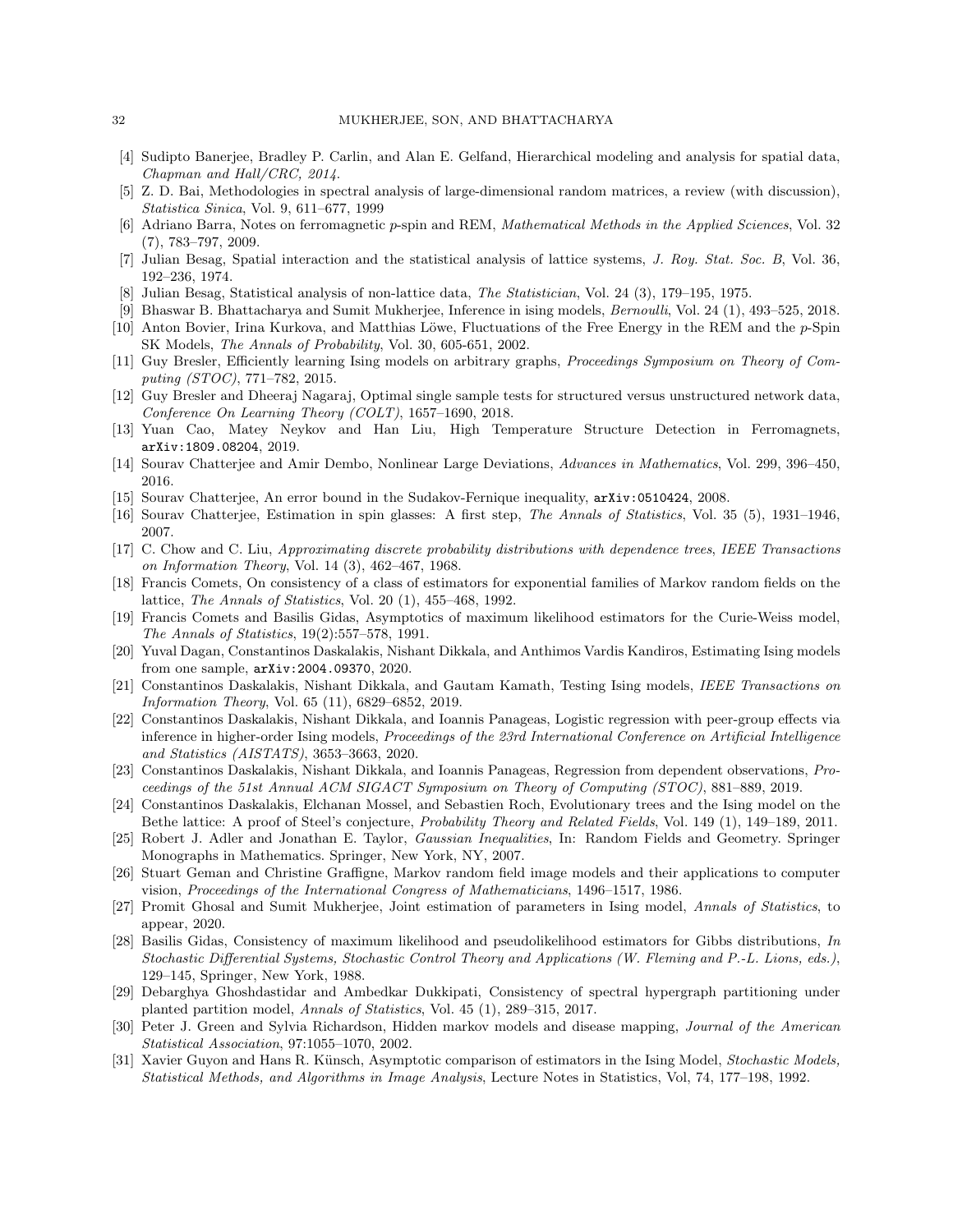[4] Sudipto Banerjee, Bradley P. Carlin, and Alan E. Gelfand, Hierarchical modeling and analysis for spatial data, *Chapman and Hall/CRC, 2014*.

[5] Z. D. Bai, Methodologies in spectral analysis of large-dimensional random matrices, a review (with discussion), *Statistica Sinica*, Vol. 9, 611–677, 1999

[6] Adriano Barra, Notes on ferromagnetic $p$-spin and REM, *Mathematical Methods in the Applied Sciences*, Vol. 32 (7), 783–797, 2009.

[7] Julian Besag, Spatial interaction and the statistical analysis of lattice systems, *J. Roy. Stat. Soc. B*, Vol. 36, 192–236, 1974.

[8] Julian Besag, Statistical analysis of non-lattice data, *The Statistician*, Vol. 24 (3), 179–195, 1975.

[9] Bhaswar B. Bhattacharya and Sumit Mukherjee, Inference in ising models, *Bernoulli*, Vol. 24 (1), 493–525, 2018.

[10] Anton Bovier, Irina Kurkova, and Matthias Löwe, Fluctuations of the Free Energy in the REM and the $p$-Spin SK Models, *The Annals of Probability*, Vol. 30, 605-651, 2002.

[11] Guy Bresler, Efficiently learning Ising models on arbitrary graphs, *Proceedings Symposium on Theory of Computing (STOC)*, 771–782, 2015.

[12] Guy Bresler and Dheeraj Nagaraj, Optimal single sample tests for structured versus unstructured network data, *Conference On Learning Theory (COLT)*, 1657–1690, 2018.

[13] Yuan Cao, Matey Neykov and Han Liu, High Temperature Structure Detection in Ferromagnets, `arXiv:1809.08204`, 2019.

[14] Sourav Chatterjee and Amir Dembo, Nonlinear Large Deviations, *Advances in Mathematics*, Vol. 299, 396–450, 2016.

[15] Sourav Chatterjee, An error bound in the Sudakov-Fernique inequality, `arXiv:0510424`, 2008.

[16] Sourav Chatterjee, Estimation in spin glasses: A first step, *The Annals of Statistics*, Vol. 35 (5), 1931–1946, 2007.

[17] C. Chow and C. Liu, *Approximating discrete probability distributions with dependence trees, IEEE Transactions on Information Theory*, Vol. 14 (3), 462–467, 1968.

[18] Francis Comets, On consistency of a class of estimators for exponential families of Markov random fields on the lattice, *The Annals of Statistics*, Vol. 20 (1), 455–468, 1992.

[19] Francis Comets and Basilis Gidas, Asymptotics of maximum likelihood estimators for the Curie-Weiss model, *The Annals of Statistics*, 19(2):557–578, 1991.

[20] Yuval Dagan, Constantinos Daskalakis, Nishant Dikkala, and Anthimos Vardis Kandiros, Estimating Ising models from one sample, `arXiv:2004.09370`, 2020.

[21] Constantinos Daskalakis, Nishant Dikkala, and Gautam Kamath, Testing Ising models, *IEEE Transactions on Information Theory*, Vol. 65 (11), 6829–6852, 2019.

[22] Constantinos Daskalakis, Nishant Dikkala, and Ioannis Panageas, Logistic regression with peer-group effects via inference in higher-order Ising models, *Proceedings of the 23rd International Conference on Artificial Intelligence and Statistics (AISTATS)*, 3653–3663, 2020.

[23] Constantinos Daskalakis, Nishant Dikkala, and Ioannis Panageas, Regression from dependent observations, *Proceedings of the 51st Annual ACM SIGACT Symposium on Theory of Computing (STOC)*, 881–889, 2019.

[24] Constantinos Daskalakis, Elchanan Mossel, and Sebastien Roch, Evolutionary trees and the Ising model on the Bethe lattice: A proof of Steel's conjecture, *Probability Theory and Related Fields*, Vol. 149 (1), 149–189, 2011.

[25] Robert J. Adler and Jonathan E. Taylor, *Gaussian Inequalities*, In: Random Fields and Geometry. Springer Monographs in Mathematics. Springer, New York, NY, 2007.

[26] Stuart Geman and Christine Graffigne, Markov random field image models and their applications to computer vision, *Proceedings of the International Congress of Mathematicians*, 1496–1517, 1986.

[27] Promit Ghosal and Sumit Mukherjee, Joint estimation of parameters in Ising model, *Annals of Statistics*, to appear, 2020.

[28] Basilis Gidas, Consistency of maximum likelihood and pseudolikelihood estimators for Gibbs distributions, *In Stochastic Differential Systems, Stochastic Control Theory and Applications (W. Fleming and P.-L. Lions, eds.)*, 129–145, Springer, New York, 1988.

[29] Debarghya Ghoshdastidar and Ambedkar Dukkipati, Consistency of spectral hypergraph partitioning under planted partition model, *Annals of Statistics*, Vol. 45 (1), 289–315, 2017.

[30] Peter J. Green and Sylvia Richardson, Hidden markov models and disease mapping, *Journal of the American Statistical Association*, 97:1055–1070, 2002.

[31] Xavier Guyon and Hans R. Künsch, Asymptotic comparison of estimators in the Ising Model, *Stochastic Models, Statistical Methods, and Algorithms in Image Analysis*, Lecture Notes in Statistics, Vol, 74, 177–198, 1992.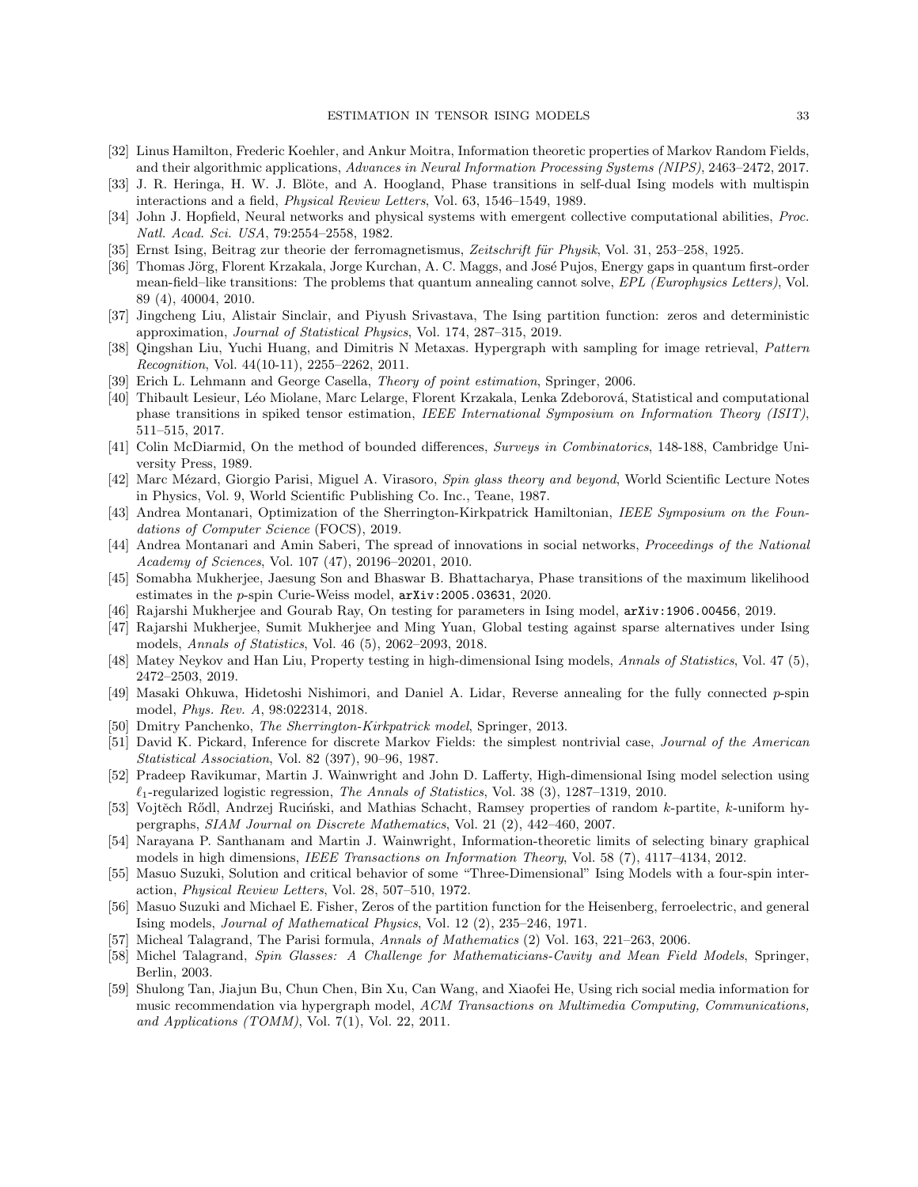[32] Linus Hamilton, Frederic Koehler, and Ankur Moitra, Information theoretic properties of Markov Random Fields, and their algorithmic applications, *Advances in Neural Information Processing Systems (NIPS)*, 2463–2472, 2017.

[33] J. R. Heringa, H. W. J. Blöte, and A. Hoogland, Phase transitions in self-dual Ising models with multispin interactions and a field, *Physical Review Letters*, Vol. 63, 1546–1549, 1989.

[34] John J. Hopfield, Neural networks and physical systems with emergent collective computational abilities, *Proc. Natl. Acad. Sci. USA*, 79:2554–2558, 1982.

[35] Ernst Ising, Beitrag zur theorie der ferromagnetismus, *Zeitschrift für Physik*, Vol. 31, 253–258, 1925.

[36] Thomas Jörg, Florent Krzakala, Jorge Kurchan, A. C. Maggs, and José Pujos, Energy gaps in quantum first-order mean-field–like transitions: The problems that quantum annealing cannot solve, *EPL (Europhysics Letters)*, Vol. 89 (4), 40004, 2010.

[37] Jingcheng Liu, Alistair Sinclair, and Piyush Srivastava, The Ising partition function: zeros and deterministic approximation, *Journal of Statistical Physics*, Vol. 174, 287–315, 2019.

[38] Qingshan Liu, Yuchi Huang, and Dimitris N Metaxas. Hypergraph with sampling for image retrieval, *Pattern Recognition*, Vol. 44(10-11), 2255–2262, 2011.

[39] Erich L. Lehmann and George Casella, *Theory of point estimation*, Springer, 2006.

[40] Thibault Lesieur, Léo Miolane, Marc Lelarge, Florent Krzakala, Lenka Zdeborová, Statistical and computational phase transitions in spiked tensor estimation, *IEEE International Symposium on Information Theory (ISIT)*, 511–515, 2017.

[41] Colin McDiarmid, On the method of bounded differences, *Surveys in Combinatorics*, 148-188, Cambridge University Press, 1989.

[42] Marc Mézard, Giorgio Parisi, Miguel A. Virasoro, *Spin glass theory and beyond*, World Scientific Lecture Notes in Physics, Vol. 9, World Scientific Publishing Co. Inc., Teane, 1987.

[43] Andrea Montanari, Optimization of the Sherrington-Kirkpatrick Hamiltonian, *IEEE Symposium on the Foundations of Computer Science* (FOCS), 2019.

[44] Andrea Montanari and Amin Saberi, The spread of innovations in social networks, *Proceedings of the National Academy of Sciences*, Vol. 107 (47), 20196–20201, 2010.

[45] Somabha Mukherjee, Jaesung Son and Bhaswar B. Bhattacharya, Phase transitions of the maximum likelihood estimates in the $p$-spin Curie-Weiss model, `arXiv:2005.03631`, 2020.

[46] Rajarshi Mukherjee and Gourab Ray, On testing for parameters in Ising model, `arXiv:1906.00456`, 2019.

[47] Rajarshi Mukherjee, Sumit Mukherjee and Ming Yuan, Global testing against sparse alternatives under Ising models, *Annals of Statistics*, Vol. 46 (5), 2062–2093, 2018.

[48] Matey Neykov and Han Liu, Property testing in high-dimensional Ising models, *Annals of Statistics*, Vol. 47 (5), 2472–2503, 2019.

[49] Masaki Ohkuwa, Hidetoshi Nishimori, and Daniel A. Lidar, Reverse annealing for the fully connected $p$-spin model, *Phys. Rev. A*, 98:022314, 2018.

[50] Dmitry Panchenko, *The Sherrington-Kirkpatrick model*, Springer, 2013.

[51] David K. Pickard, Inference for discrete Markov Fields: the simplest nontrivial case, *Journal of the American Statistical Association*, Vol. 82 (397), 90–96, 1987.

[52] Pradeep Ravikumar, Martin J. Wainwright and John D. Lafferty, High-dimensional Ising model selection using $\ell_1$-regularized logistic regression, *The Annals of Statistics*, Vol. 38 (3), 1287–1319, 2010.

[53] Vojtěch Rődl, Andrzej Ruciński, and Mathias Schacht, Ramsey properties of random $k$-partite, $k$-uniform hypergraphs, *SIAM Journal on Discrete Mathematics*, Vol. 21 (2), 442–460, 2007.

[54] Narayana P. Santhanam and Martin J. Wainwright, Information-theoretic limits of selecting binary graphical models in high dimensions, *IEEE Transactions on Information Theory*, Vol. 58 (7), 4117–4134, 2012.

[55] Masuo Suzuki, Solution and critical behavior of some "Three-Dimensional" Ising Models with a four-spin interaction, *Physical Review Letters*, Vol. 28, 507–510, 1972.

[56] Masuo Suzuki and Michael E. Fisher, Zeros of the partition function for the Heisenberg, ferroelectric, and general Ising models, *Journal of Mathematical Physics*, Vol. 12 (2), 235–246, 1971.

[57] Micheal Talagrand, The Parisi formula, *Annals of Mathematics* (2) Vol. 163, 221–263, 2006.

[58] Michel Talagrand, *Spin Glasses: A Challenge for Mathematicians-Cavity and Mean Field Models*, Springer, Berlin, 2003.

[59] Shulong Tan, Jiajun Bu, Chun Chen, Bin Xu, Can Wang, and Xiaofei He, Using rich social media information for music recommendation via hypergraph model, *ACM Transactions on Multimedia Computing, Communications, and Applications (TOMM)*, Vol. 7(1), Vol. 22, 2011.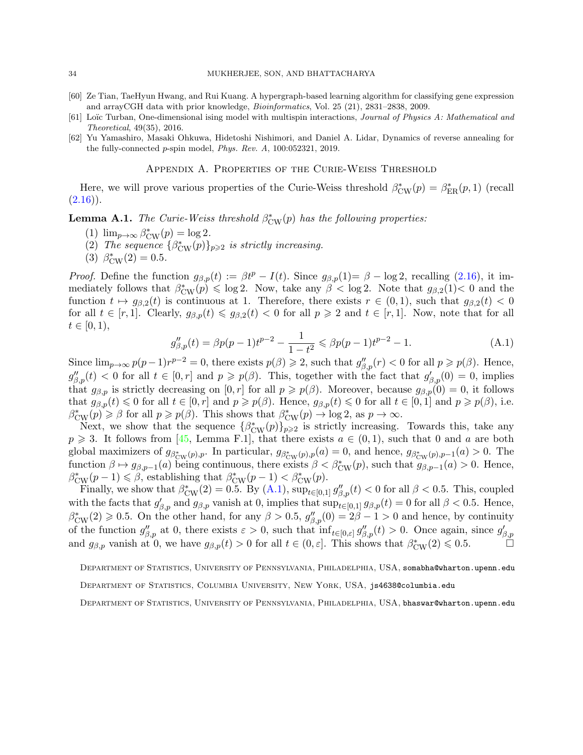[60] Ze Tian, TaeHyun Hwang, and Rui Kuang. A hypergraph-based learning algorithm for classifying gene expression and arrayCGH data with prior knowledge, *Bioinformatics*, Vol. 25 (21), 2831–2838, 2009.

[61] Loïc Turban, One-dimensional ising model with multispin interactions, *Journal of Physics A: Mathematical and Theoretical*, 49(35), 2016.

[62] Yu Yamashiro, Masaki Ohkuwa, Hidetoshi Nishimori, and Daniel A. Lidar, Dynamics of reverse annealing for the fully-connected $p$-spin model, *Phys. Rev. A*, 100:052321, 2019.

## Appendix A. Properties of the Curie-Weiss Threshold

Here, we will prove various properties of the Curie-Weiss threshold $\beta^*_{\mathrm{CW}}(p) = \beta^*_{\mathrm{ER}}(p, 1)$ (recall (2.16)).

**Lemma A.1.** *The Curie-Weiss threshold $\beta^*_{\mathrm{CW}}(p)$ has the following properties:*

1. $\lim_{p\to\infty} \beta^*_{\mathrm{CW}}(p) = \log 2$.
2. *The sequence $\{\beta^*_{\mathrm{CW}}(p)\}_{p\geqslant 2}$ is strictly increasing.*
3. $\beta^*_{\mathrm{CW}}(2) = 0.5$.

*Proof.* Define the function $g_{\beta,p}(t) := \beta t^p - I(t)$. Since $g_{\beta,p}(1) = \beta - \log 2$, recalling (2.16), it immediately follows that $\beta^*_{\mathrm{CW}}(p) \leqslant \log 2$. Now, take any $\beta < \log 2$. Note that $g_{\beta,2}(1) < 0$ and the function $t \mapsto g_{\beta,2}(t)$ is continuous at 1. Therefore, there exists $r \in (0, 1)$, such that $g_{\beta,2}(t) < 0$ for all $t \in [r, 1]$. Clearly, $g_{\beta,p}(t) \leqslant g_{\beta,2}(t) < 0$ for all $p \geqslant 2$ and $t \in [r, 1]$. Now, note that for all $t \in [0, 1)$,

$$g''_{\beta,p}(t) = \beta p(p-1)t^{p-2} - \frac{1}{1-t^2} \leqslant \beta p(p-1)t^{p-2} - 1. \tag{A.1}$$

Since $\lim_{p\to\infty} p(p-1)r^{p-2} = 0$, there exists $p(\beta) \geqslant 2$, such that $g''_{\beta,p}(r) < 0$ for all $p \geqslant p(\beta)$. Hence, $g''_{\beta,p}(t) < 0$ for all $t \in [0, r]$ and $p \geqslant p(\beta)$. This, together with the fact that $g'_{\beta,p}(0) = 0$, implies that $g_{\beta,p}$ is strictly decreasing on $[0, r]$ for all $p \geqslant p(\beta)$. Moreover, because $g_{\beta,p}(0) = 0$, it follows that $g_{\beta,p}(t) \leqslant 0$ for all $t \in [0, r]$ and $p \geqslant p(\beta)$. Hence, $g_{\beta,p}(t) \leqslant 0$ for all $t \in [0, 1]$ and $p \geqslant p(\beta)$, i.e. $\beta^*_{\mathrm{CW}}(p) \geqslant \beta$ for all $p \geqslant p(\beta)$. This shows that $\beta^*_{\mathrm{CW}}(p) \to \log 2$, as $p \to \infty$.

Next, we show that the sequence $\{\beta^*_{\mathrm{CW}}(p)\}_{p\geqslant 2}$ is strictly increasing. Towards this, take any $p \geqslant 3$. It follows from [45, Lemma F.1], that there exists $a \in (0, 1)$, such that 0 and $a$ are both global maximizers of $g_{\beta^*_{\mathrm{CW}}(p),p}$. In particular, $g_{\beta^*_{\mathrm{CW}}(p),p}(a) = 0$, and hence, $g_{\beta^*_{\mathrm{CW}}(p),p-1}(a) > 0$. The function $\beta \mapsto g_{\beta,p-1}(a)$ being continuous, there exists $\beta < \beta^*_{\mathrm{CW}}(p)$, such that $g_{\beta,p-1}(a) > 0$. Hence, $\beta^*_{\mathrm{CW}}(p-1) \leqslant \beta$, establishing that $\beta^*_{\mathrm{CW}}(p-1) < \beta^*_{\mathrm{CW}}(p)$.

Finally, we show that $\beta^*_{\mathrm{CW}}(2) = 0.5$. By (A.1), $\sup_{t\in[0,1]} g''_{\beta,p}(t) < 0$ for all $\beta < 0.5$. This, coupled with the facts that $g'_{\beta,p}$ and $g_{\beta,p}$ vanish at 0, implies that $\sup_{t\in[0,1]} g_{\beta,p}(t) = 0$ for all $\beta < 0.5$. Hence, $\beta^*_{\mathrm{CW}}(2) \geqslant 0.5$. On the other hand, for any $\beta > 0.5$, $g''_{\beta,p}(0) = 2\beta - 1 > 0$ and hence, by continuity of the function $g''_{\beta,p}$ at 0, there exists $\varepsilon > 0$, such that $\inf_{t\in[0,\varepsilon]} g''_{\beta,p}(t) > 0$. Once again, since $g'_{\beta,p}$ and $g_{\beta,p}$ vanish at 0, we have $g_{\beta,p}(t) > 0$ for all $t \in (0, \varepsilon]$. This shows that $\beta^*_{\mathrm{CW}}(2) \leqslant 0.5$. □

Department of Statistics, University of Pennsylvania, Philadelphia, USA, somabha@wharton.upenn.edu

Department of Statistics, Columbia University, New York, USA, js4638@columbia.edu

Department of Statistics, University of Pennsylvania, Philadelphia, USA, bhaswar@wharton.upenn.edu